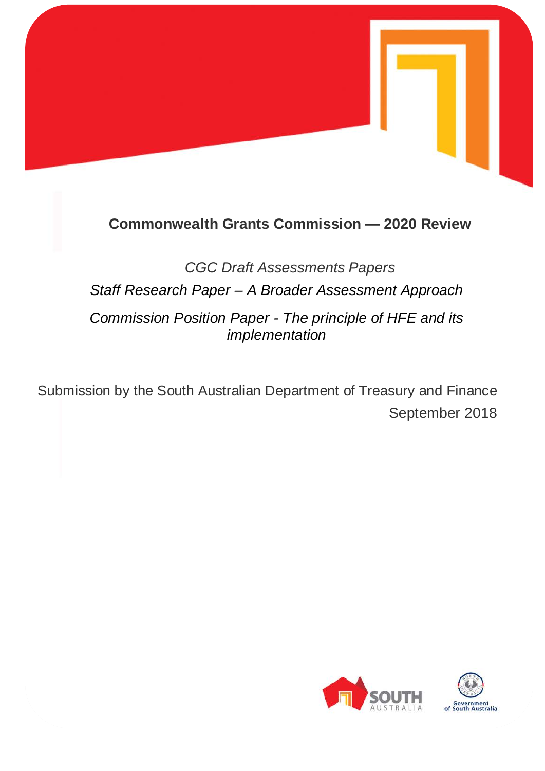# Commonwealth Grants Commission — 2020 Review

*CGC Draft Assessments Papers*

*Staff Research Paper – A Broader Assessment Approach*

*Commission Position Paper - The principle of HFE and its implementation*

Submission by the South Australian Department of Treasury and Finance

September 2018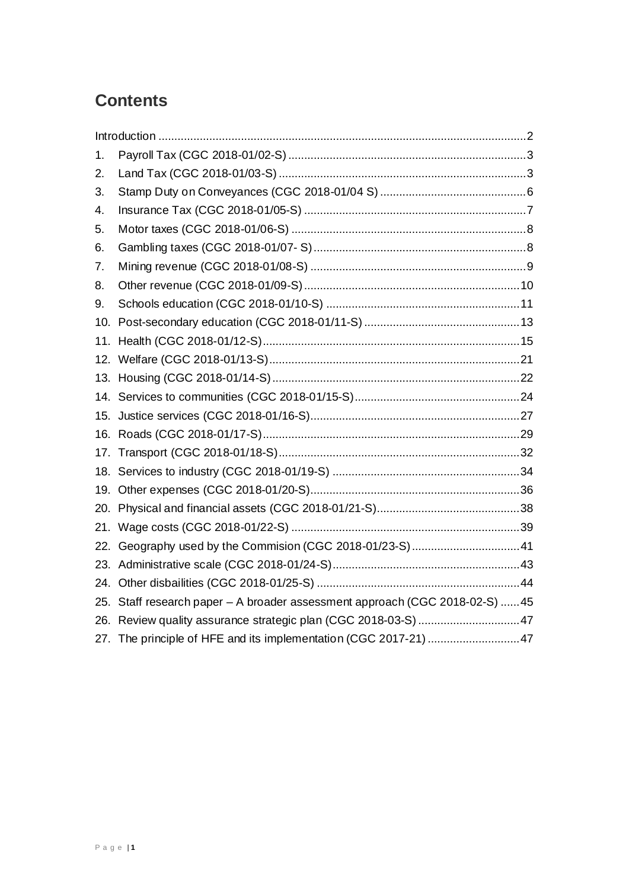# Contents

Introduction ....................................................................................................................2

1. Payroll Tax (CGC 2018-01/02-S) ..........................................................................3
2. Land Tax (CGC 2018-01/03-S) .............................................................................3
3. Stamp Duty on Conveyances (CGC 2018-01/04 S) .............................................6
4. Insurance Tax (CGC 2018-01/05-S) .....................................................................7
5. Motor taxes (CGC 2018-01/06-S) .........................................................................8
6. Gambling taxes (CGC 2018-01/07- S)..................................................................8
7. Mining revenue (CGC 2018-01/08-S) ...................................................................9
8. Other revenue (CGC 2018-01/09-S)...................................................................10
9. Schools education (CGC 2018-01/10-S) ............................................................11
10. Post-secondary education (CGC 2018-01/11-S) ................................................13
11. Health (CGC 2018-01/12-S)................................................................................15
12. Welfare (CGC 2018-01/13-S)..............................................................................21
13. Housing (CGC 2018-01/14-S).............................................................................22
14. Services to communities (CGC 2018-01/15-S)...................................................24
15. Justice services (CGC 2018-01/16-S).................................................................27
16. Roads (CGC 2018-01/17-S)................................................................................29
17. Transport (CGC 2018-01/18-S)...........................................................................32
18. Services to industry (CGC 2018-01/19-S) ..........................................................34
19. Other expenses (CGC 2018-01/20-S).................................................................36
20. Physical and financial assets (CGC 2018-01/21-S)............................................38
21. Wage costs (CGC 2018-01/22-S) .......................................................................39
22. Geography used by the Commision (CGC 2018-01/23-S) .................................41
23. Administrative scale (CGC 2018-01/24-S)...........................................................43
24. Other disbailities (CGC 2018-01/25-S) ...............................................................44
25. Staff research paper – A broader assessment approach (CGC 2018-02-S) ......45
26. Review quality assurance strategic plan (CGC 2018-03-S) ................................47
27. The principle of HFE and its implementation (CGC 2017-21) ............................47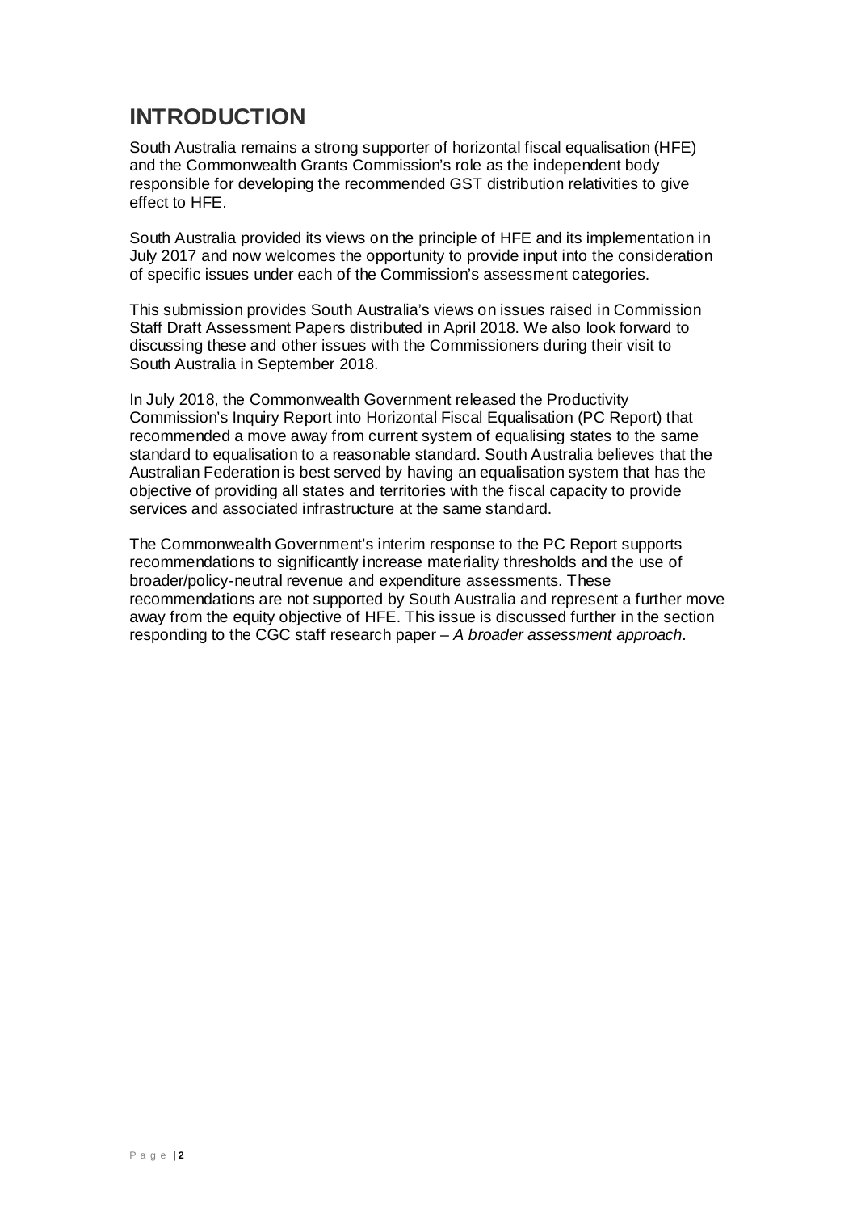# INTRODUCTION

South Australia remains a strong supporter of horizontal fiscal equalisation (HFE) and the Commonwealth Grants Commission's role as the independent body responsible for developing the recommended GST distribution relativities to give effect to HFE.

South Australia provided its views on the principle of HFE and its implementation in July 2017 and now welcomes the opportunity to provide input into the consideration of specific issues under each of the Commission's assessment categories.

This submission provides South Australia's views on issues raised in Commission Staff Draft Assessment Papers distributed in April 2018. We also look forward to discussing these and other issues with the Commissioners during their visit to South Australia in September 2018.

In July 2018, the Commonwealth Government released the Productivity Commission's Inquiry Report into Horizontal Fiscal Equalisation (PC Report) that recommended a move away from current system of equalising states to the same standard to equalisation to a reasonable standard. South Australia believes that the Australian Federation is best served by having an equalisation system that has the objective of providing all states and territories with the fiscal capacity to provide services and associated infrastructure at the same standard.

The Commonwealth Government's interim response to the PC Report supports recommendations to significantly increase materiality thresholds and the use of broader/policy-neutral revenue and expenditure assessments. These recommendations are not supported by South Australia and represent a further move away from the equity objective of HFE. This issue is discussed further in the section responding to the CGC staff research paper – *A broader assessment approach*.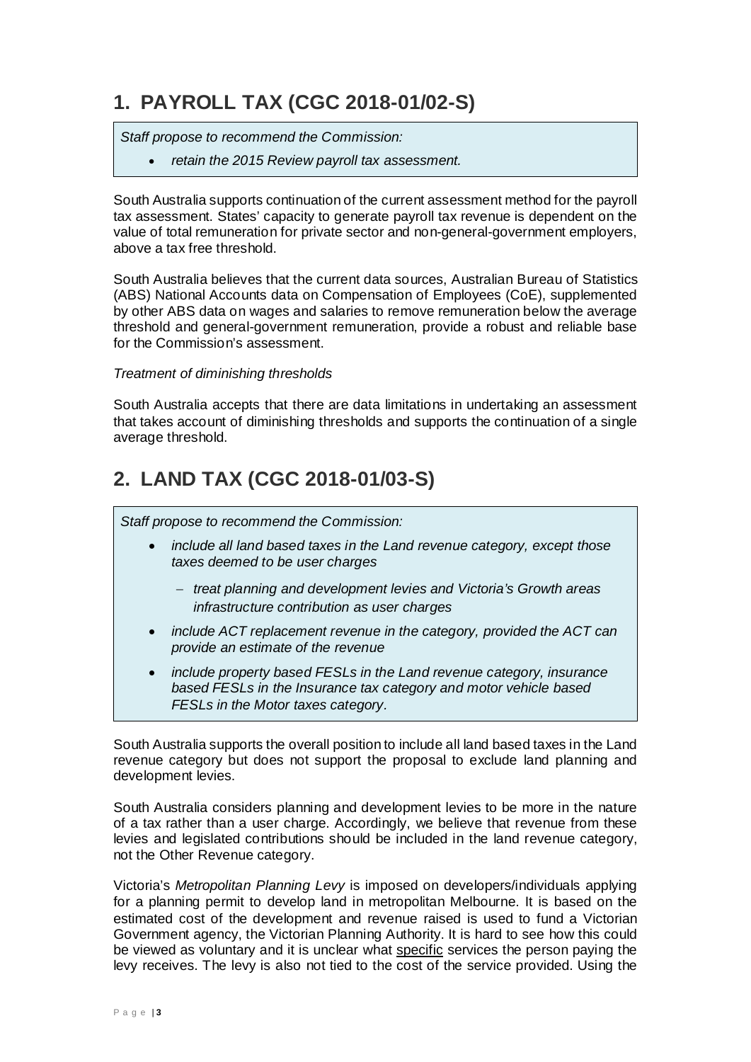## 1. PAYROLL TAX (CGC 2018-01/02-S)

> *Staff propose to recommend the Commission:*
>
> - *retain the 2015 Review payroll tax assessment.*

South Australia supports continuation of the current assessment method for the payroll tax assessment. States' capacity to generate payroll tax revenue is dependent on the value of total remuneration for private sector and non-general-government employers, above a tax free threshold.

South Australia believes that the current data sources, Australian Bureau of Statistics (ABS) National Accounts data on Compensation of Employees (CoE), supplemented by other ABS data on wages and salaries to remove remuneration below the average threshold and general-government remuneration, provide a robust and reliable base for the Commission's assessment.

*Treatment of diminishing thresholds*

South Australia accepts that there are data limitations in undertaking an assessment that takes account of diminishing thresholds and supports the continuation of a single average threshold.

## 2. LAND TAX (CGC 2018-01/03-S)

> *Staff propose to recommend the Commission:*
>
> - *include all land based taxes in the Land revenue category, except those taxes deemed to be user charges*
>   - *treat planning and development levies and Victoria's Growth areas infrastructure contribution as user charges*
> - *include ACT replacement revenue in the category, provided the ACT can provide an estimate of the revenue*
> - *include property based FESLs in the Land revenue category, insurance based FESLs in the Insurance tax category and motor vehicle based FESLs in the Motor taxes category.*

South Australia supports the overall position to include all land based taxes in the Land revenue category but does not support the proposal to exclude land planning and development levies.

South Australia considers planning and development levies to be more in the nature of a tax rather than a user charge. Accordingly, we believe that revenue from these levies and legislated contributions should be included in the land revenue category, not the Other Revenue category.

Victoria's *Metropolitan Planning Levy* is imposed on developers/individuals applying for a planning permit to develop land in metropolitan Melbourne. It is based on the estimated cost of the development and revenue raised is used to fund a Victorian Government agency, the Victorian Planning Authority. It is hard to see how this could be viewed as voluntary and it is unclear what specific services the person paying the levy receives. The levy is also not tied to the cost of the service provided. Using the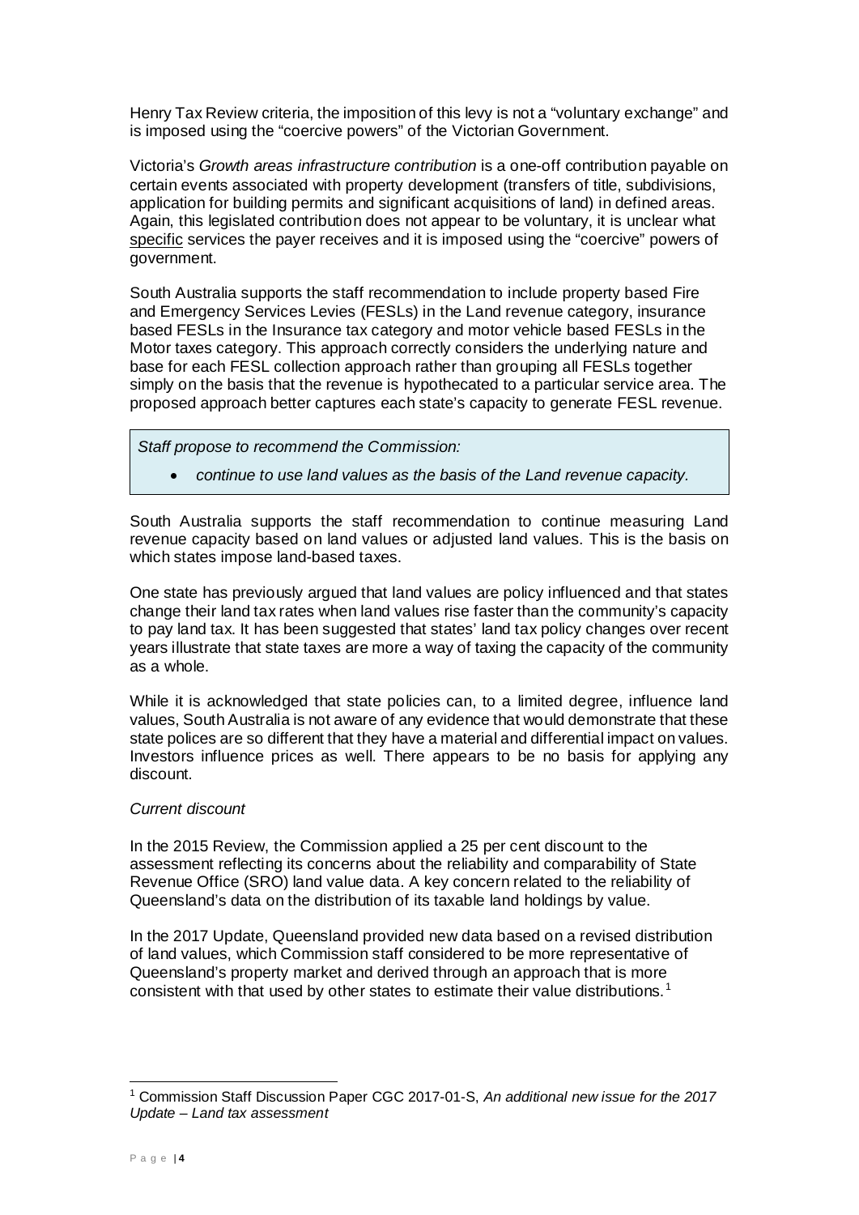Henry Tax Review criteria, the imposition of this levy is not a "voluntary exchange" and is imposed using the "coercive powers" of the Victorian Government.

Victoria's *Growth areas infrastructure contribution* is a one-off contribution payable on certain events associated with property development (transfers of title, subdivisions, application for building permits and significant acquisitions of land) in defined areas. Again, this legislated contribution does not appear to be voluntary, it is unclear what specific services the payer receives and it is imposed using the "coercive" powers of government.

South Australia supports the staff recommendation to include property based Fire and Emergency Services Levies (FESLs) in the Land revenue category, insurance based FESLs in the Insurance tax category and motor vehicle based FESLs in the Motor taxes category. This approach correctly considers the underlying nature and base for each FESL collection approach rather than grouping all FESLs together simply on the basis that the revenue is hypothecated to a particular service area. The proposed approach better captures each state's capacity to generate FESL revenue.

> *Staff propose to recommend the Commission:*
>
> - *continue to use land values as the basis of the Land revenue capacity.*

South Australia supports the staff recommendation to continue measuring Land revenue capacity based on land values or adjusted land values. This is the basis on which states impose land-based taxes.

One state has previously argued that land values are policy influenced and that states change their land tax rates when land values rise faster than the community's capacity to pay land tax. It has been suggested that states' land tax policy changes over recent years illustrate that state taxes are more a way of taxing the capacity of the community as a whole.

While it is acknowledged that state policies can, to a limited degree, influence land values, South Australia is not aware of any evidence that would demonstrate that these state polices are so different that they have a material and differential impact on values. Investors influence prices as well. There appears to be no basis for applying any discount.

*Current discount*

In the 2015 Review, the Commission applied a 25 per cent discount to the assessment reflecting its concerns about the reliability and comparability of State Revenue Office (SRO) land value data. A key concern related to the reliability of Queensland's data on the distribution of its taxable land holdings by value.

In the 2017 Update, Queensland provided new data based on a revised distribution of land values, which Commission staff considered to be more representative of Queensland's property market and derived through an approach that is more consistent with that used by other states to estimate their value distributions.[1]

[1] Commission Staff Discussion Paper CGC 2017-01-S, *An additional new issue for the 2017 Update – Land tax assessment*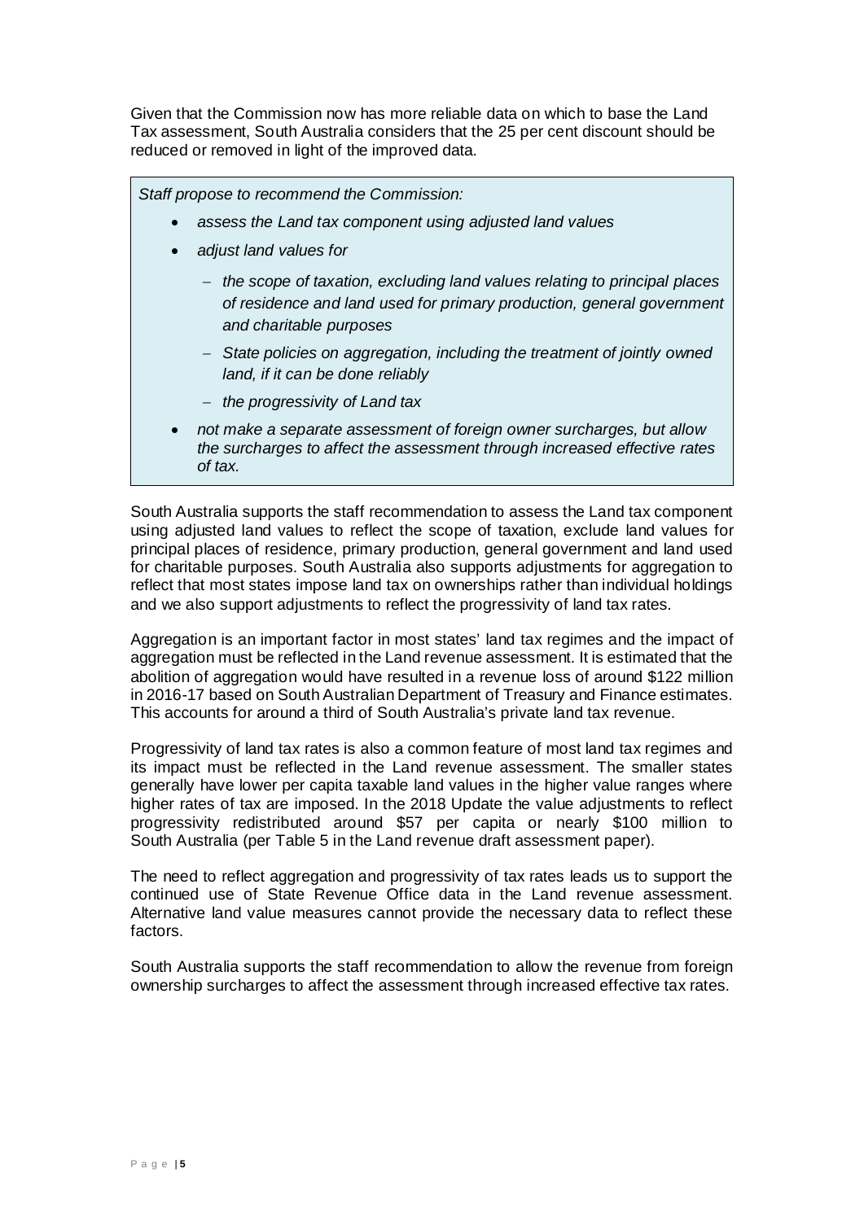Given that the Commission now has more reliable data on which to base the Land Tax assessment, South Australia considers that the 25 per cent discount should be reduced or removed in light of the improved data.

> *Staff propose to recommend the Commission:*
>
> - *assess the Land tax component using adjusted land values*
> - *adjust land values for*
>   - *the scope of taxation, excluding land values relating to principal places of residence and land used for primary production, general government and charitable purposes*
>   - *State policies on aggregation, including the treatment of jointly owned land, if it can be done reliably*
>   - *the progressivity of Land tax*
> - *not make a separate assessment of foreign owner surcharges, but allow the surcharges to affect the assessment through increased effective rates of tax.*

South Australia supports the staff recommendation to assess the Land tax component using adjusted land values to reflect the scope of taxation, exclude land values for principal places of residence, primary production, general government and land used for charitable purposes. South Australia also supports adjustments for aggregation to reflect that most states impose land tax on ownerships rather than individual holdings and we also support adjustments to reflect the progressivity of land tax rates.

Aggregation is an important factor in most states' land tax regimes and the impact of aggregation must be reflected in the Land revenue assessment. It is estimated that the abolition of aggregation would have resulted in a revenue loss of around $122 million in 2016-17 based on South Australian Department of Treasury and Finance estimates. This accounts for around a third of South Australia's private land tax revenue.

Progressivity of land tax rates is also a common feature of most land tax regimes and its impact must be reflected in the Land revenue assessment. The smaller states generally have lower per capita taxable land values in the higher value ranges where higher rates of tax are imposed. In the 2018 Update the value adjustments to reflect progressivity redistributed around $57 per capita or nearly $100 million to South Australia (per Table 5 in the Land revenue draft assessment paper).

The need to reflect aggregation and progressivity of tax rates leads us to support the continued use of State Revenue Office data in the Land revenue assessment. Alternative land value measures cannot provide the necessary data to reflect these factors.

South Australia supports the staff recommendation to allow the revenue from foreign ownership surcharges to affect the assessment through increased effective tax rates.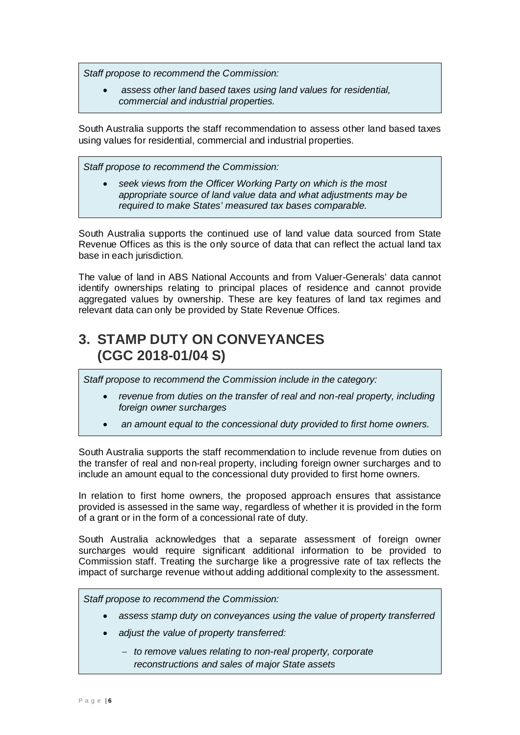*Staff propose to recommend the Commission:*

- *assess other land based taxes using land values for residential, commercial and industrial properties.*

South Australia supports the staff recommendation to assess other land based taxes using values for residential, commercial and industrial properties.

*Staff propose to recommend the Commission:*

- *seek views from the Officer Working Party on which is the most appropriate source of land value data and what adjustments may be required to make States' measured tax bases comparable.*

South Australia supports the continued use of land value data sourced from State Revenue Offices as this is the only source of data that can reflect the actual land tax base in each jurisdiction.

The value of land in ABS National Accounts and from Valuer-Generals' data cannot identify ownerships relating to principal places of residence and cannot provide aggregated values by ownership. These are key features of land tax regimes and relevant data can only be provided by State Revenue Offices.

# 3. STAMP DUTY ON CONVEYANCES (CGC 2018-01/04 S)

*Staff propose to recommend the Commission include in the category:*

- *revenue from duties on the transfer of real and non-real property, including foreign owner surcharges*
- *an amount equal to the concessional duty provided to first home owners.*

South Australia supports the staff recommendation to include revenue from duties on the transfer of real and non-real property, including foreign owner surcharges and to include an amount equal to the concessional duty provided to first home owners.

In relation to first home owners, the proposed approach ensures that assistance provided is assessed in the same way, regardless of whether it is provided in the form of a grant or in the form of a concessional rate of duty.

South Australia acknowledges that a separate assessment of foreign owner surcharges would require significant additional information to be provided to Commission staff. Treating the surcharge like a progressive rate of tax reflects the impact of surcharge revenue without adding additional complexity to the assessment.

*Staff propose to recommend the Commission:*

- *assess stamp duty on conveyances using the value of property transferred*
- *adjust the value of property transferred:*
  - *to remove values relating to non-real property, corporate reconstructions and sales of major State assets*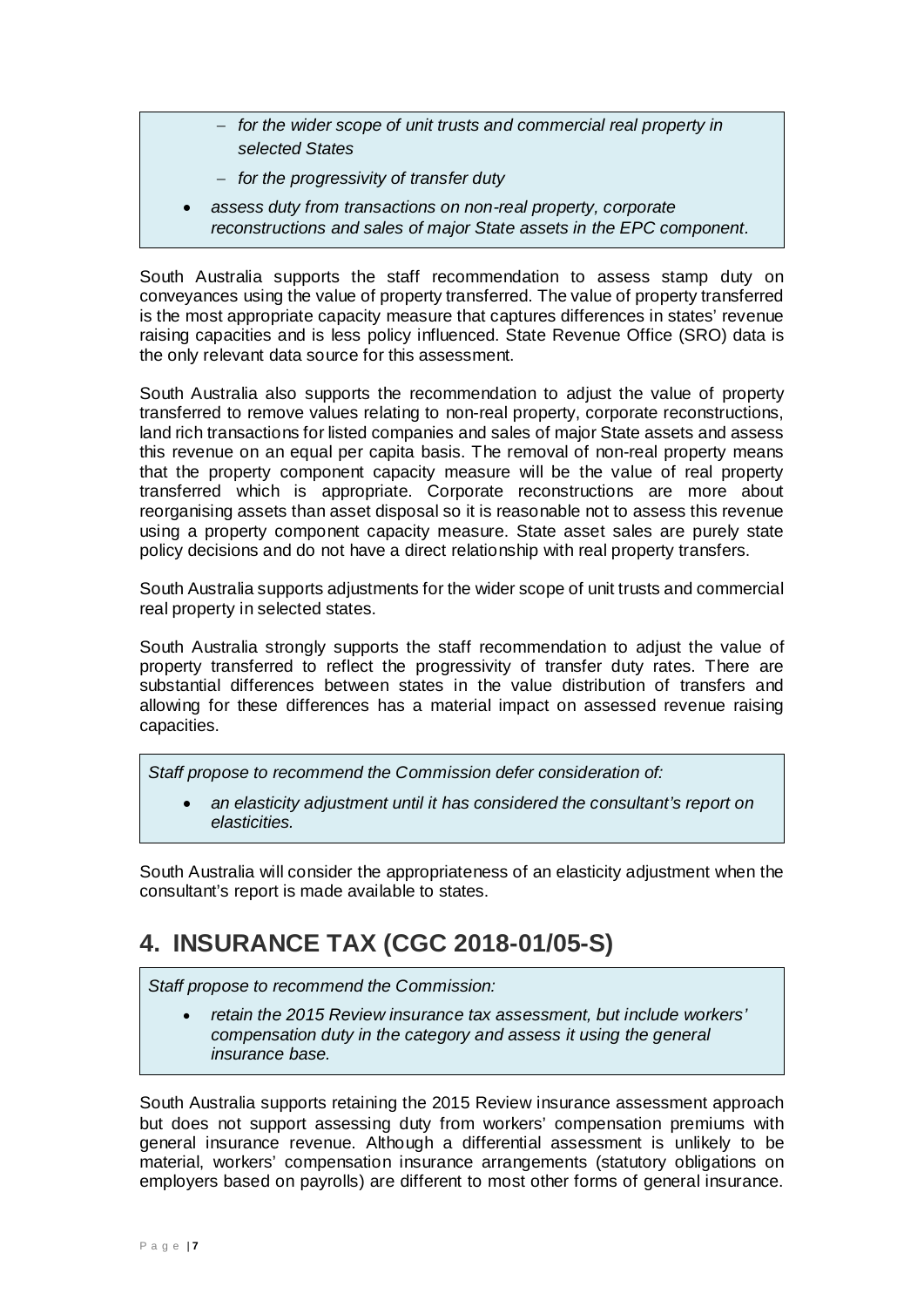- *for the wider scope of unit trusts and commercial real property in selected States*
- *for the progressivity of transfer duty*

- *assess duty from transactions on non-real property, corporate reconstructions and sales of major State assets in the EPC component.*

South Australia supports the staff recommendation to assess stamp duty on conveyances using the value of property transferred. The value of property transferred is the most appropriate capacity measure that captures differences in states' revenue raising capacities and is less policy influenced. State Revenue Office (SRO) data is the only relevant data source for this assessment.

South Australia also supports the recommendation to adjust the value of property transferred to remove values relating to non-real property, corporate reconstructions, land rich transactions for listed companies and sales of major State assets and assess this revenue on an equal per capita basis. The removal of non-real property means that the property component capacity measure will be the value of real property transferred which is appropriate. Corporate reconstructions are more about reorganising assets than asset disposal so it is reasonable not to assess this revenue using a property component capacity measure. State asset sales are purely state policy decisions and do not have a direct relationship with real property transfers.

South Australia supports adjustments for the wider scope of unit trusts and commercial real property in selected states.

South Australia strongly supports the staff recommendation to adjust the value of property transferred to reflect the progressivity of transfer duty rates. There are substantial differences between states in the value distribution of transfers and allowing for these differences has a material impact on assessed revenue raising capacities.

*Staff propose to recommend the Commission defer consideration of:*

- *an elasticity adjustment until it has considered the consultant's report on elasticities.*

South Australia will consider the appropriateness of an elasticity adjustment when the consultant's report is made available to states.

## 4. INSURANCE TAX (CGC 2018-01/05-S)

*Staff propose to recommend the Commission:*

- *retain the 2015 Review insurance tax assessment, but include workers' compensation duty in the category and assess it using the general insurance base.*

South Australia supports retaining the 2015 Review insurance assessment approach but does not support assessing duty from workers' compensation premiums with general insurance revenue. Although a differential assessment is unlikely to be material, workers' compensation insurance arrangements (statutory obligations on employers based on payrolls) are different to most other forms of general insurance.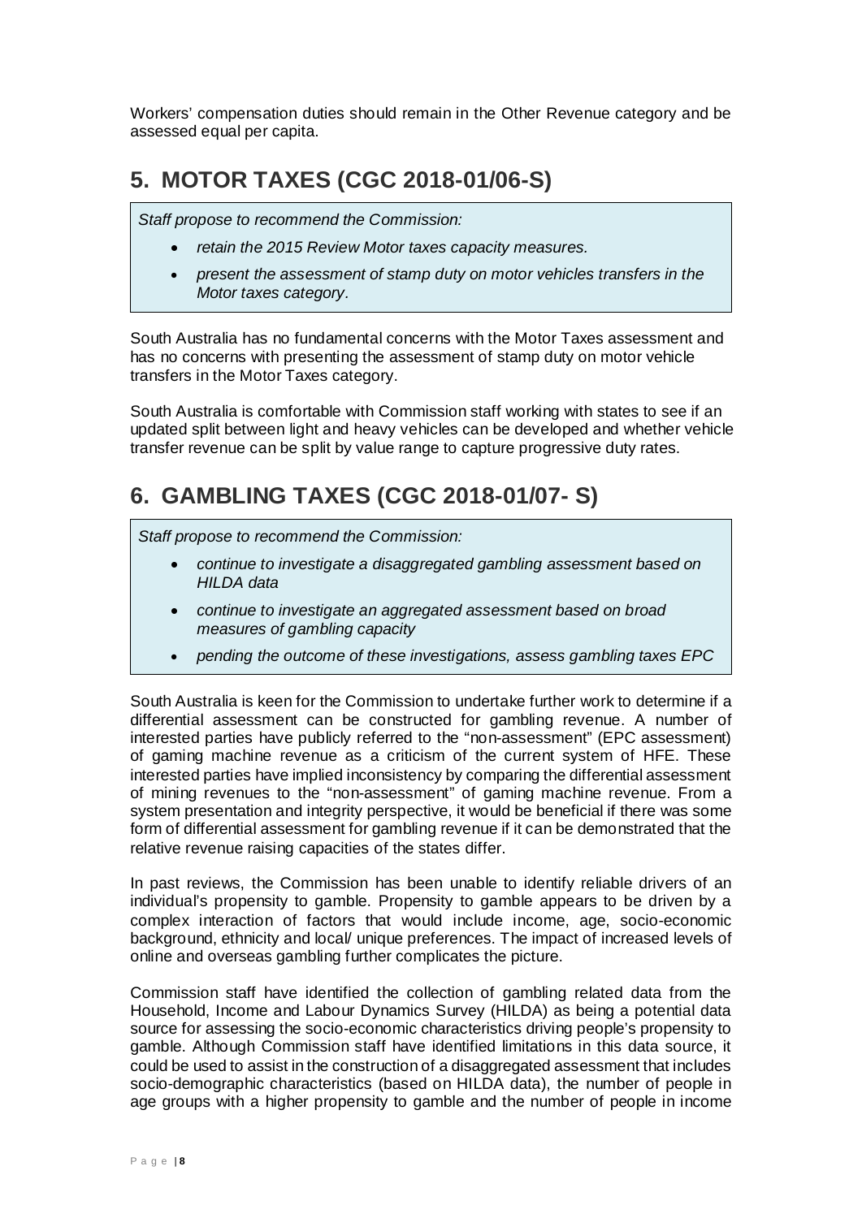Workers' compensation duties should remain in the Other Revenue category and be assessed equal per capita.

## 5. MOTOR TAXES (CGC 2018-01/06-S)

*Staff propose to recommend the Commission:*

- *retain the 2015 Review Motor taxes capacity measures.*
- *present the assessment of stamp duty on motor vehicles transfers in the Motor taxes category.*

South Australia has no fundamental concerns with the Motor Taxes assessment and has no concerns with presenting the assessment of stamp duty on motor vehicle transfers in the Motor Taxes category.

South Australia is comfortable with Commission staff working with states to see if an updated split between light and heavy vehicles can be developed and whether vehicle transfer revenue can be split by value range to capture progressive duty rates.

## 6. GAMBLING TAXES (CGC 2018-01/07- S)

*Staff propose to recommend the Commission:*

- *continue to investigate a disaggregated gambling assessment based on HILDA data*
- *continue to investigate an aggregated assessment based on broad measures of gambling capacity*
- *pending the outcome of these investigations, assess gambling taxes EPC*

South Australia is keen for the Commission to undertake further work to determine if a differential assessment can be constructed for gambling revenue. A number of interested parties have publicly referred to the "non-assessment" (EPC assessment) of gaming machine revenue as a criticism of the current system of HFE. These interested parties have implied inconsistency by comparing the differential assessment of mining revenues to the "non-assessment" of gaming machine revenue. From a system presentation and integrity perspective, it would be beneficial if there was some form of differential assessment for gambling revenue if it can be demonstrated that the relative revenue raising capacities of the states differ.

In past reviews, the Commission has been unable to identify reliable drivers of an individual's propensity to gamble. Propensity to gamble appears to be driven by a complex interaction of factors that would include income, age, socio-economic background, ethnicity and local/ unique preferences. The impact of increased levels of online and overseas gambling further complicates the picture.

Commission staff have identified the collection of gambling related data from the Household, Income and Labour Dynamics Survey (HILDA) as being a potential data source for assessing the socio-economic characteristics driving people's propensity to gamble. Although Commission staff have identified limitations in this data source, it could be used to assist in the construction of a disaggregated assessment that includes socio-demographic characteristics (based on HILDA data), the number of people in age groups with a higher propensity to gamble and the number of people in income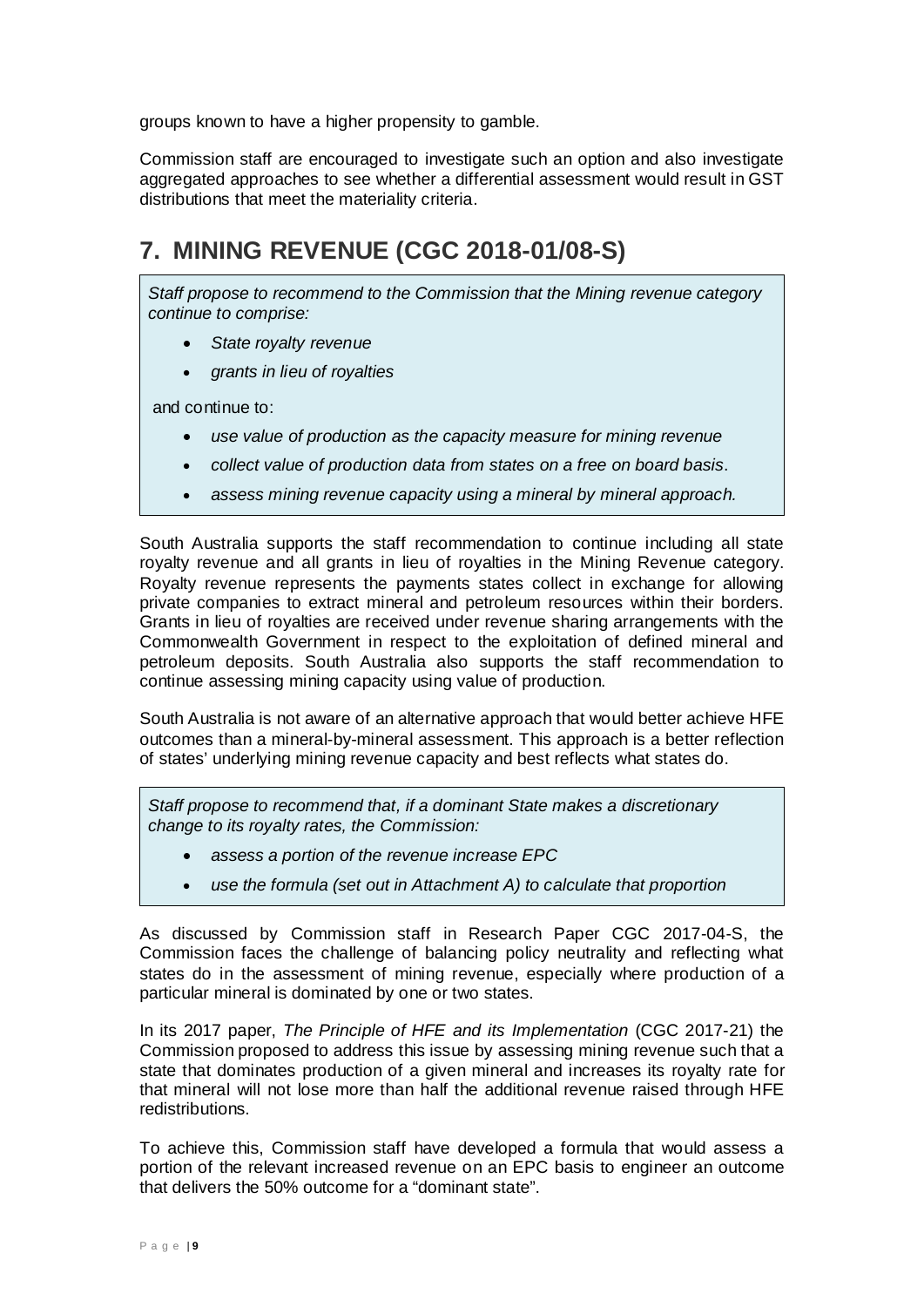groups known to have a higher propensity to gamble.

Commission staff are encouraged to investigate such an option and also investigate aggregated approaches to see whether a differential assessment would result in GST distributions that meet the materiality criteria.

## 7. MINING REVENUE (CGC 2018-01/08-S)

> *Staff propose to recommend to the Commission that the Mining revenue category continue to comprise:*
>
> - *State royalty revenue*
> - *grants in lieu of royalties*
>
> and continue to:
>
> - *use value of production as the capacity measure for mining revenue*
> - *collect value of production data from states on a free on board basis*.
> - *assess mining revenue capacity using a mineral by mineral approach.*

South Australia supports the staff recommendation to continue including all state royalty revenue and all grants in lieu of royalties in the Mining Revenue category. Royalty revenue represents the payments states collect in exchange for allowing private companies to extract mineral and petroleum resources within their borders. Grants in lieu of royalties are received under revenue sharing arrangements with the Commonwealth Government in respect to the exploitation of defined mineral and petroleum deposits. South Australia also supports the staff recommendation to continue assessing mining capacity using value of production.

South Australia is not aware of an alternative approach that would better achieve HFE outcomes than a mineral-by-mineral assessment. This approach is a better reflection of states' underlying mining revenue capacity and best reflects what states do.

> *Staff propose to recommend that, if a dominant State makes a discretionary change to its royalty rates, the Commission:*
>
> - *assess a portion of the revenue increase EPC*
> - *use the formula (set out in Attachment A) to calculate that proportion*

As discussed by Commission staff in Research Paper CGC 2017-04-S, the Commission faces the challenge of balancing policy neutrality and reflecting what states do in the assessment of mining revenue, especially where production of a particular mineral is dominated by one or two states.

In its 2017 paper, *The Principle of HFE and its Implementation* (CGC 2017-21) the Commission proposed to address this issue by assessing mining revenue such that a state that dominates production of a given mineral and increases its royalty rate for that mineral will not lose more than half the additional revenue raised through HFE redistributions.

To achieve this, Commission staff have developed a formula that would assess a portion of the relevant increased revenue on an EPC basis to engineer an outcome that delivers the 50% outcome for a "dominant state".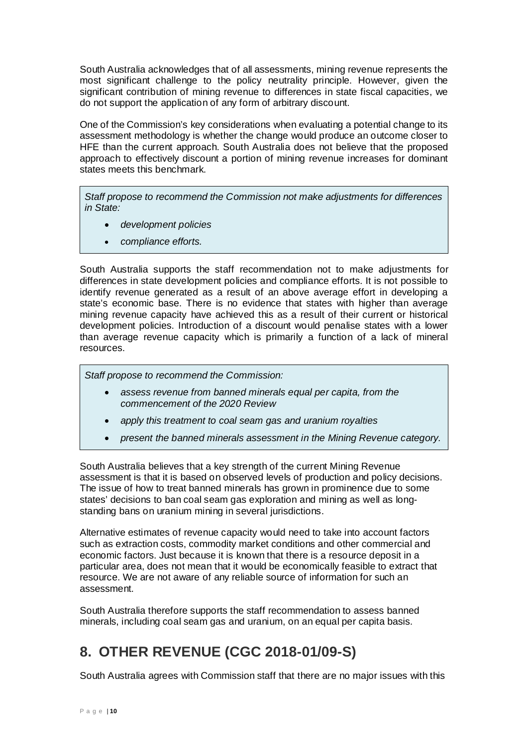South Australia acknowledges that of all assessments, mining revenue represents the most significant challenge to the policy neutrality principle. However, given the significant contribution of mining revenue to differences in state fiscal capacities, we do not support the application of any form of arbitrary discount.

One of the Commission's key considerations when evaluating a potential change to its assessment methodology is whether the change would produce an outcome closer to HFE than the current approach. South Australia does not believe that the proposed approach to effectively discount a portion of mining revenue increases for dominant states meets this benchmark.

> *Staff propose to recommend the Commission not make adjustments for differences in State:*
>
> - *development policies*
> - *compliance efforts.*

South Australia supports the staff recommendation not to make adjustments for differences in state development policies and compliance efforts. It is not possible to identify revenue generated as a result of an above average effort in developing a state's economic base. There is no evidence that states with higher than average mining revenue capacity have achieved this as a result of their current or historical development policies. Introduction of a discount would penalise states with a lower than average revenue capacity which is primarily a function of a lack of mineral resources.

> *Staff propose to recommend the Commission:*
>
> - *assess revenue from banned minerals equal per capita, from the commencement of the 2020 Review*
> - *apply this treatment to coal seam gas and uranium royalties*
> - *present the banned minerals assessment in the Mining Revenue category.*

South Australia believes that a key strength of the current Mining Revenue assessment is that it is based on observed levels of production and policy decisions. The issue of how to treat banned minerals has grown in prominence due to some states' decisions to ban coal seam gas exploration and mining as well as long-standing bans on uranium mining in several jurisdictions.

Alternative estimates of revenue capacity would need to take into account factors such as extraction costs, commodity market conditions and other commercial and economic factors. Just because it is known that there is a resource deposit in a particular area, does not mean that it would be economically feasible to extract that resource. We are not aware of any reliable source of information for such an assessment.

South Australia therefore supports the staff recommendation to assess banned minerals, including coal seam gas and uranium, on an equal per capita basis.

## 8. OTHER REVENUE (CGC 2018-01/09-S)

South Australia agrees with Commission staff that there are no major issues with this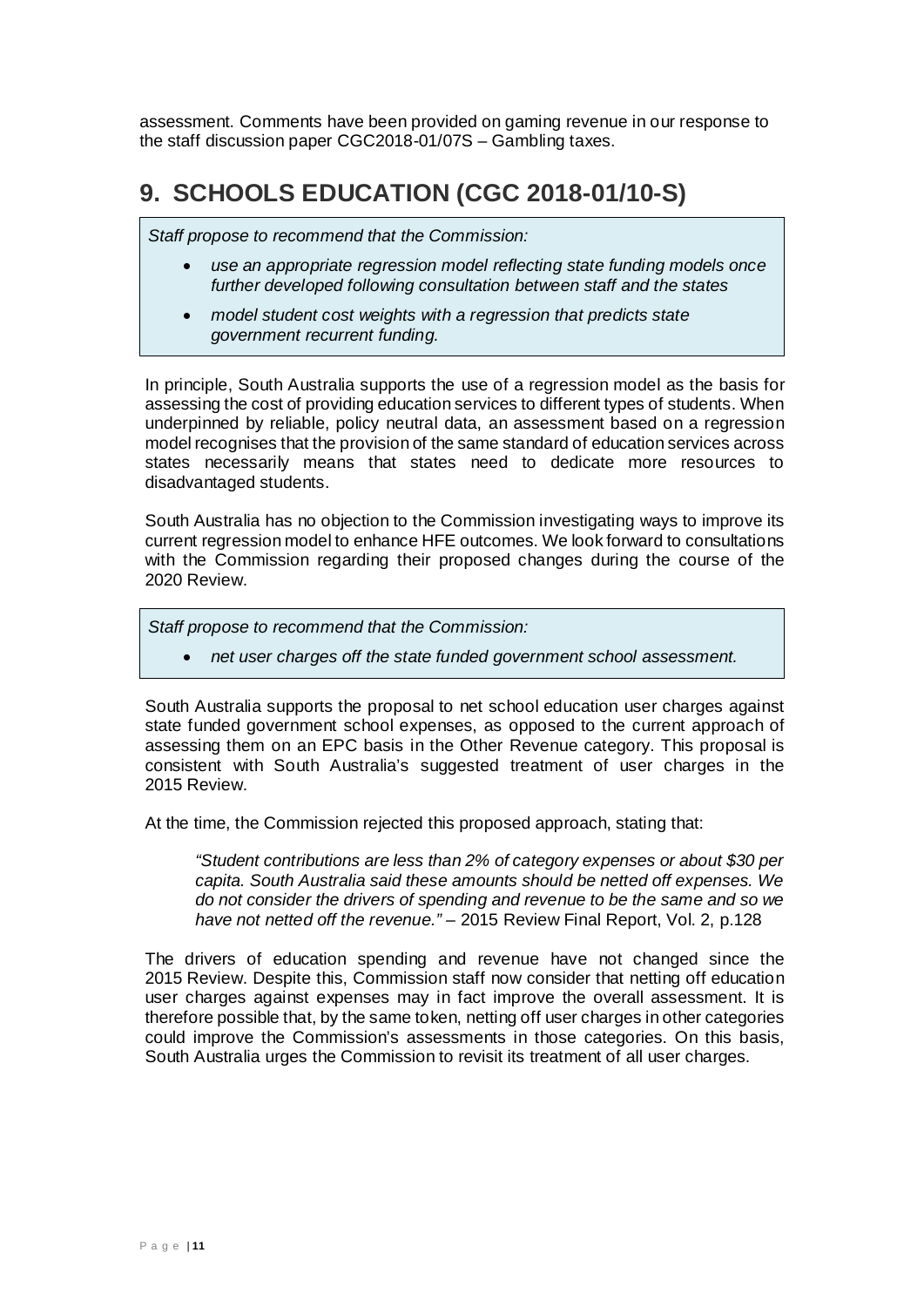assessment. Comments have been provided on gaming revenue in our response to the staff discussion paper CGC2018-01/07S – Gambling taxes.

# 9. SCHOOLS EDUCATION (CGC 2018-01/10-S)

> *Staff propose to recommend that the Commission:*
>
> - *use an appropriate regression model reflecting state funding models once further developed following consultation between staff and the states*
> - *model student cost weights with a regression that predicts state government recurrent funding.*

In principle, South Australia supports the use of a regression model as the basis for assessing the cost of providing education services to different types of students. When underpinned by reliable, policy neutral data, an assessment based on a regression model recognises that the provision of the same standard of education services across states necessarily means that states need to dedicate more resources to disadvantaged students.

South Australia has no objection to the Commission investigating ways to improve its current regression model to enhance HFE outcomes. We look forward to consultations with the Commission regarding their proposed changes during the course of the 2020 Review.

> *Staff propose to recommend that the Commission:*
>
> - *net user charges off the state funded government school assessment.*

South Australia supports the proposal to net school education user charges against state funded government school expenses, as opposed to the current approach of assessing them on an EPC basis in the Other Revenue category. This proposal is consistent with South Australia's suggested treatment of user charges in the 2015 Review.

At the time, the Commission rejected this proposed approach, stating that:

> *"Student contributions are less than 2% of category expenses or about $30 per capita. South Australia said these amounts should be netted off expenses. We do not consider the drivers of spending and revenue to be the same and so we have not netted off the revenue."* – 2015 Review Final Report, Vol. 2, p.128

The drivers of education spending and revenue have not changed since the 2015 Review. Despite this, Commission staff now consider that netting off education user charges against expenses may in fact improve the overall assessment. It is therefore possible that, by the same token, netting off user charges in other categories could improve the Commission's assessments in those categories. On this basis, South Australia urges the Commission to revisit its treatment of all user charges.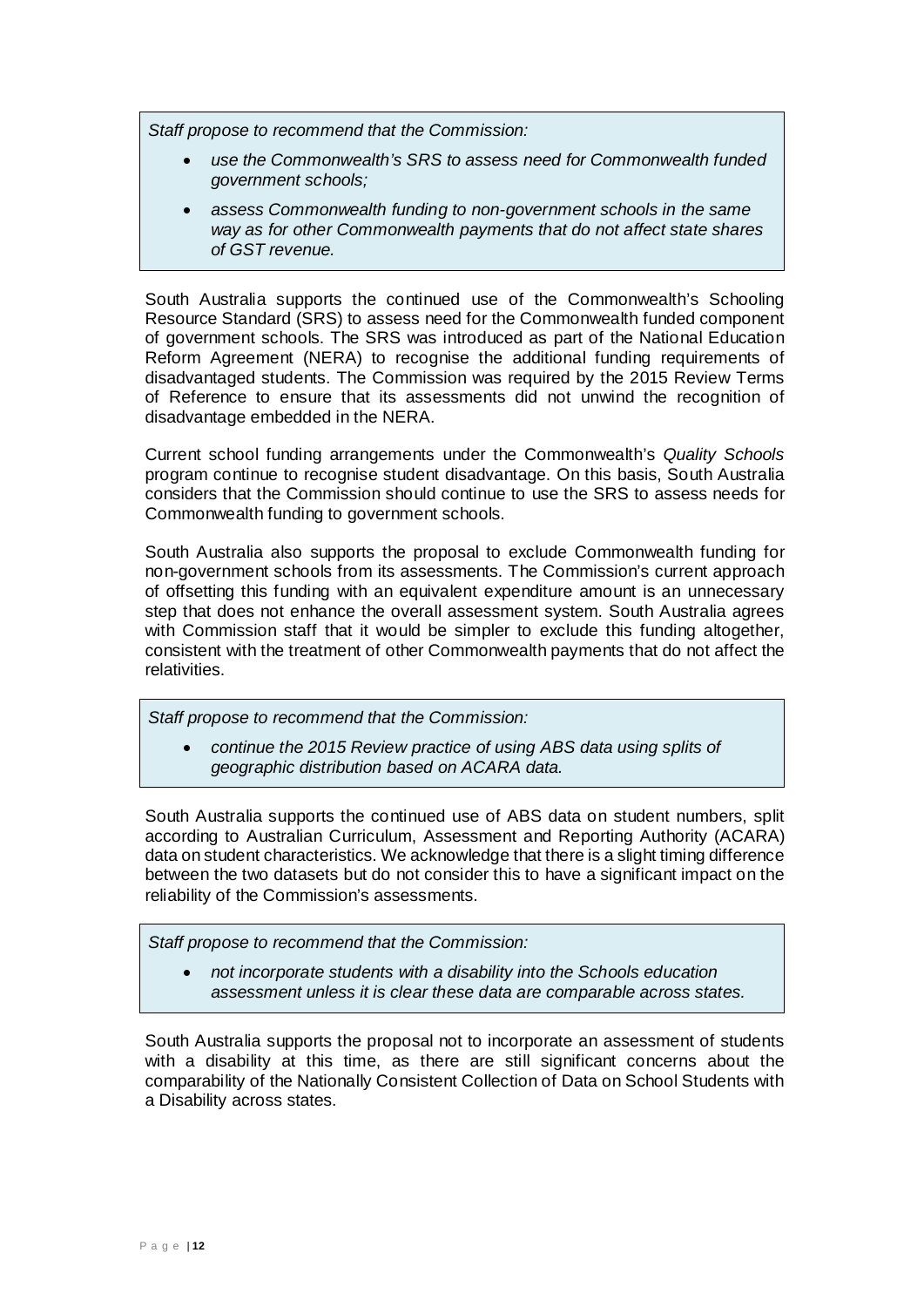*Staff propose to recommend that the Commission:*

- *use the Commonwealth's SRS to assess need for Commonwealth funded government schools;*
- *assess Commonwealth funding to non-government schools in the same way as for other Commonwealth payments that do not affect state shares of GST revenue.*

South Australia supports the continued use of the Commonwealth's Schooling Resource Standard (SRS) to assess need for the Commonwealth funded component of government schools. The SRS was introduced as part of the National Education Reform Agreement (NERA) to recognise the additional funding requirements of disadvantaged students. The Commission was required by the 2015 Review Terms of Reference to ensure that its assessments did not unwind the recognition of disadvantage embedded in the NERA.

Current school funding arrangements under the Commonwealth's *Quality Schools* program continue to recognise student disadvantage. On this basis, South Australia considers that the Commission should continue to use the SRS to assess needs for Commonwealth funding to government schools.

South Australia also supports the proposal to exclude Commonwealth funding for non-government schools from its assessments. The Commission's current approach of offsetting this funding with an equivalent expenditure amount is an unnecessary step that does not enhance the overall assessment system. South Australia agrees with Commission staff that it would be simpler to exclude this funding altogether, consistent with the treatment of other Commonwealth payments that do not affect the relativities.

*Staff propose to recommend that the Commission:*

- *continue the 2015 Review practice of using ABS data using splits of geographic distribution based on ACARA data.*

South Australia supports the continued use of ABS data on student numbers, split according to Australian Curriculum, Assessment and Reporting Authority (ACARA) data on student characteristics. We acknowledge that there is a slight timing difference between the two datasets but do not consider this to have a significant impact on the reliability of the Commission's assessments.

*Staff propose to recommend that the Commission:*

- *not incorporate students with a disability into the Schools education assessment unless it is clear these data are comparable across states.*

South Australia supports the proposal not to incorporate an assessment of students with a disability at this time, as there are still significant concerns about the comparability of the Nationally Consistent Collection of Data on School Students with a Disability across states.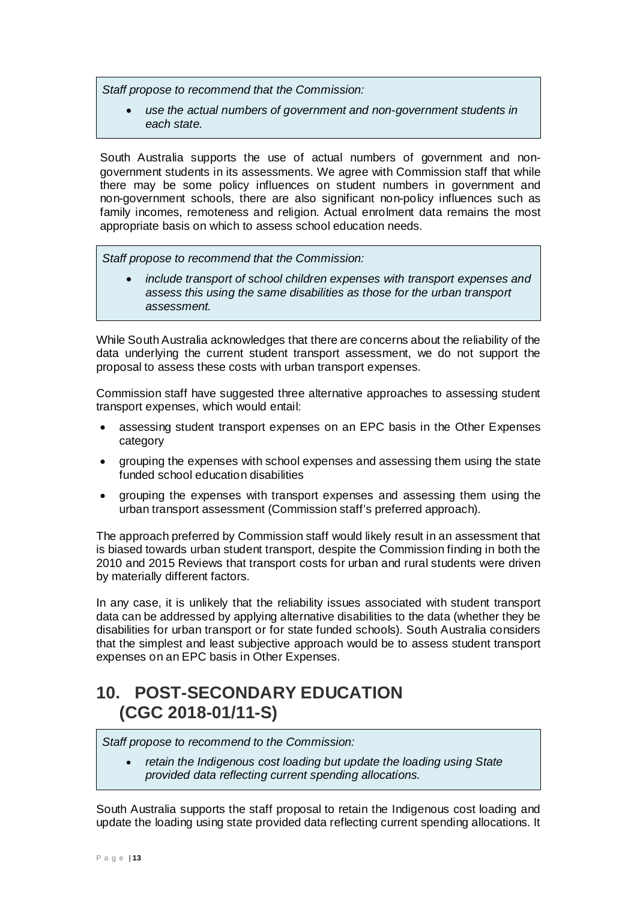*Staff propose to recommend that the Commission:*

- *use the actual numbers of government and non-government students in each state.*

South Australia supports the use of actual numbers of government and non-government students in its assessments. We agree with Commission staff that while there may be some policy influences on student numbers in government and non-government schools, there are also significant non-policy influences such as family incomes, remoteness and religion. Actual enrolment data remains the most appropriate basis on which to assess school education needs.

*Staff propose to recommend that the Commission:*

- *include transport of school children expenses with transport expenses and assess this using the same disabilities as those for the urban transport assessment.*

While South Australia acknowledges that there are concerns about the reliability of the data underlying the current student transport assessment, we do not support the proposal to assess these costs with urban transport expenses.

Commission staff have suggested three alternative approaches to assessing student transport expenses, which would entail:

- assessing student transport expenses on an EPC basis in the Other Expenses category
- grouping the expenses with school expenses and assessing them using the state funded school education disabilities
- grouping the expenses with transport expenses and assessing them using the urban transport assessment (Commission staff's preferred approach).

The approach preferred by Commission staff would likely result in an assessment that is biased towards urban student transport, despite the Commission finding in both the 2010 and 2015 Reviews that transport costs for urban and rural students were driven by materially different factors.

In any case, it is unlikely that the reliability issues associated with student transport data can be addressed by applying alternative disabilities to the data (whether they be disabilities for urban transport or for state funded schools). South Australia considers that the simplest and least subjective approach would be to assess student transport expenses on an EPC basis in Other Expenses.

# 10. POST-SECONDARY EDUCATION (CGC 2018-01/11-S)

*Staff propose to recommend to the Commission:*

- *retain the Indigenous cost loading but update the loading using State provided data reflecting current spending allocations.*

South Australia supports the staff proposal to retain the Indigenous cost loading and update the loading using state provided data reflecting current spending allocations. It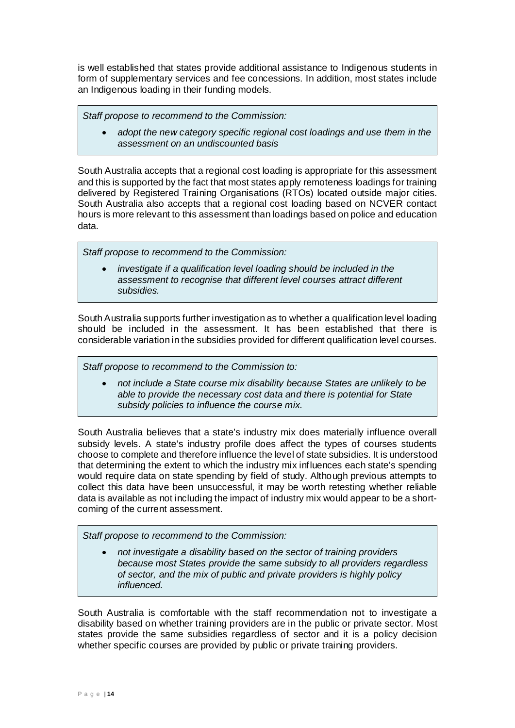is well established that states provide additional assistance to Indigenous students in form of supplementary services and fee concessions. In addition, most states include an Indigenous loading in their funding models.

> *Staff propose to recommend to the Commission:*
>
> - *adopt the new category specific regional cost loadings and use them in the assessment on an undiscounted basis*

South Australia accepts that a regional cost loading is appropriate for this assessment and this is supported by the fact that most states apply remoteness loadings for training delivered by Registered Training Organisations (RTOs) located outside major cities. South Australia also accepts that a regional cost loading based on NCVER contact hours is more relevant to this assessment than loadings based on police and education data.

> *Staff propose to recommend to the Commission:*
>
> - *investigate if a qualification level loading should be included in the assessment to recognise that different level courses attract different subsidies.*

South Australia supports further investigation as to whether a qualification level loading should be included in the assessment. It has been established that there is considerable variation in the subsidies provided for different qualification level courses.

> *Staff propose to recommend to the Commission to:*
>
> - *not include a State course mix disability because States are unlikely to be able to provide the necessary cost data and there is potential for State subsidy policies to influence the course mix.*

South Australia believes that a state's industry mix does materially influence overall subsidy levels. A state's industry profile does affect the types of courses students choose to complete and therefore influence the level of state subsidies. It is understood that determining the extent to which the industry mix influences each state's spending would require data on state spending by field of study. Although previous attempts to collect this data have been unsuccessful, it may be worth retesting whether reliable data is available as not including the impact of industry mix would appear to be a short-coming of the current assessment.

> *Staff propose to recommend to the Commission:*
>
> - *not investigate a disability based on the sector of training providers because most States provide the same subsidy to all providers regardless of sector, and the mix of public and private providers is highly policy influenced.*

South Australia is comfortable with the staff recommendation not to investigate a disability based on whether training providers are in the public or private sector. Most states provide the same subsidies regardless of sector and it is a policy decision whether specific courses are provided by public or private training providers.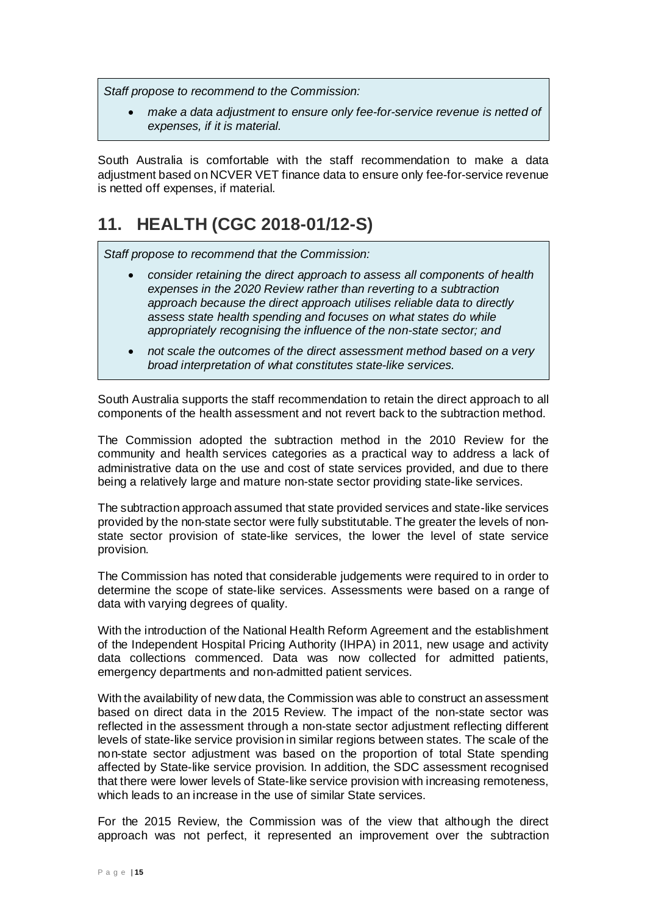*Staff propose to recommend to the Commission:*

- *make a data adjustment to ensure only fee-for-service revenue is netted of expenses, if it is material.*

South Australia is comfortable with the staff recommendation to make a data adjustment based on NCVER VET finance data to ensure only fee-for-service revenue is netted off expenses, if material.

# 11. HEALTH (CGC 2018-01/12-S)

*Staff propose to recommend that the Commission:*

- *consider retaining the direct approach to assess all components of health expenses in the 2020 Review rather than reverting to a subtraction approach because the direct approach utilises reliable data to directly assess state health spending and focuses on what states do while appropriately recognising the influence of the non-state sector; and*
- *not scale the outcomes of the direct assessment method based on a very broad interpretation of what constitutes state-like services.*

South Australia supports the staff recommendation to retain the direct approach to all components of the health assessment and not revert back to the subtraction method.

The Commission adopted the subtraction method in the 2010 Review for the community and health services categories as a practical way to address a lack of administrative data on the use and cost of state services provided, and due to there being a relatively large and mature non-state sector providing state-like services.

The subtraction approach assumed that state provided services and state-like services provided by the non-state sector were fully substitutable. The greater the levels of non-state sector provision of state-like services, the lower the level of state service provision.

The Commission has noted that considerable judgements were required to in order to determine the scope of state-like services. Assessments were based on a range of data with varying degrees of quality.

With the introduction of the National Health Reform Agreement and the establishment of the Independent Hospital Pricing Authority (IHPA) in 2011, new usage and activity data collections commenced. Data was now collected for admitted patients, emergency departments and non-admitted patient services.

With the availability of new data, the Commission was able to construct an assessment based on direct data in the 2015 Review. The impact of the non-state sector was reflected in the assessment through a non-state sector adjustment reflecting different levels of state-like service provision in similar regions between states. The scale of the non-state sector adjustment was based on the proportion of total State spending affected by State-like service provision. In addition, the SDC assessment recognised that there were lower levels of State-like service provision with increasing remoteness, which leads to an increase in the use of similar State services.

For the 2015 Review, the Commission was of the view that although the direct approach was not perfect, it represented an improvement over the subtraction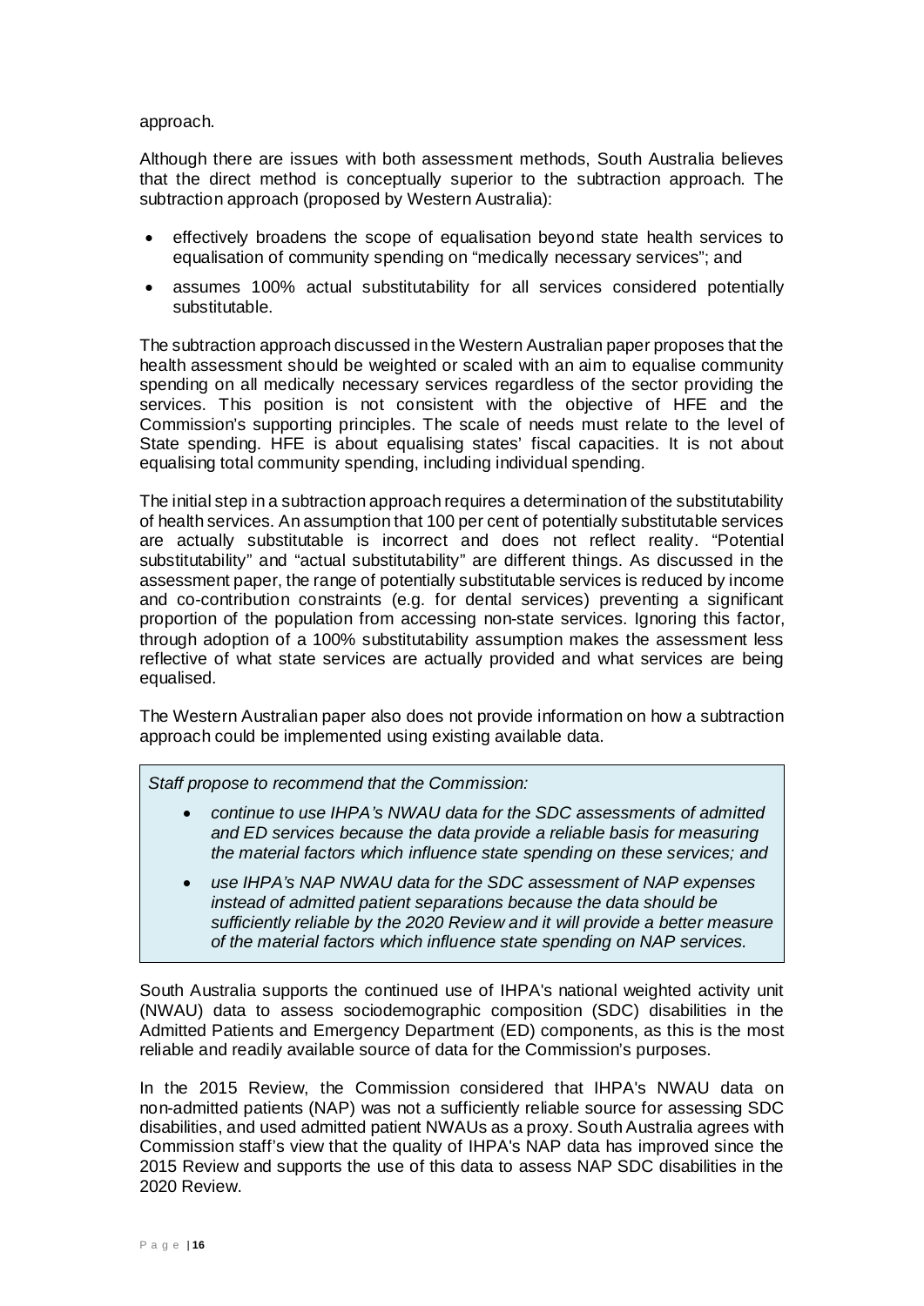approach.

Although there are issues with both assessment methods, South Australia believes that the direct method is conceptually superior to the subtraction approach. The subtraction approach (proposed by Western Australia):

- effectively broadens the scope of equalisation beyond state health services to equalisation of community spending on "medically necessary services"; and
- assumes 100% actual substitutability for all services considered potentially substitutable.

The subtraction approach discussed in the Western Australian paper proposes that the health assessment should be weighted or scaled with an aim to equalise community spending on all medically necessary services regardless of the sector providing the services. This position is not consistent with the objective of HFE and the Commission's supporting principles. The scale of needs must relate to the level of State spending. HFE is about equalising states' fiscal capacities. It is not about equalising total community spending, including individual spending.

The initial step in a subtraction approach requires a determination of the substitutability of health services. An assumption that 100 per cent of potentially substitutable services are actually substitutable is incorrect and does not reflect reality. "Potential substitutability" and "actual substitutability" are different things. As discussed in the assessment paper, the range of potentially substitutable services is reduced by income and co-contribution constraints (e.g. for dental services) preventing a significant proportion of the population from accessing non-state services. Ignoring this factor, through adoption of a 100% substitutability assumption makes the assessment less reflective of what state services are actually provided and what services are being equalised.

The Western Australian paper also does not provide information on how a subtraction approach could be implemented using existing available data.

> *Staff propose to recommend that the Commission:*
>
> - *continue to use IHPA's NWAU data for the SDC assessments of admitted and ED services because the data provide a reliable basis for measuring the material factors which influence state spending on these services; and*
> - *use IHPA's NAP NWAU data for the SDC assessment of NAP expenses instead of admitted patient separations because the data should be sufficiently reliable by the 2020 Review and it will provide a better measure of the material factors which influence state spending on NAP services.*

South Australia supports the continued use of IHPA's national weighted activity unit (NWAU) data to assess sociodemographic composition (SDC) disabilities in the Admitted Patients and Emergency Department (ED) components, as this is the most reliable and readily available source of data for the Commission's purposes.

In the 2015 Review, the Commission considered that IHPA's NWAU data on non-admitted patients (NAP) was not a sufficiently reliable source for assessing SDC disabilities, and used admitted patient NWAUs as a proxy. South Australia agrees with Commission staff's view that the quality of IHPA's NAP data has improved since the 2015 Review and supports the use of this data to assess NAP SDC disabilities in the 2020 Review.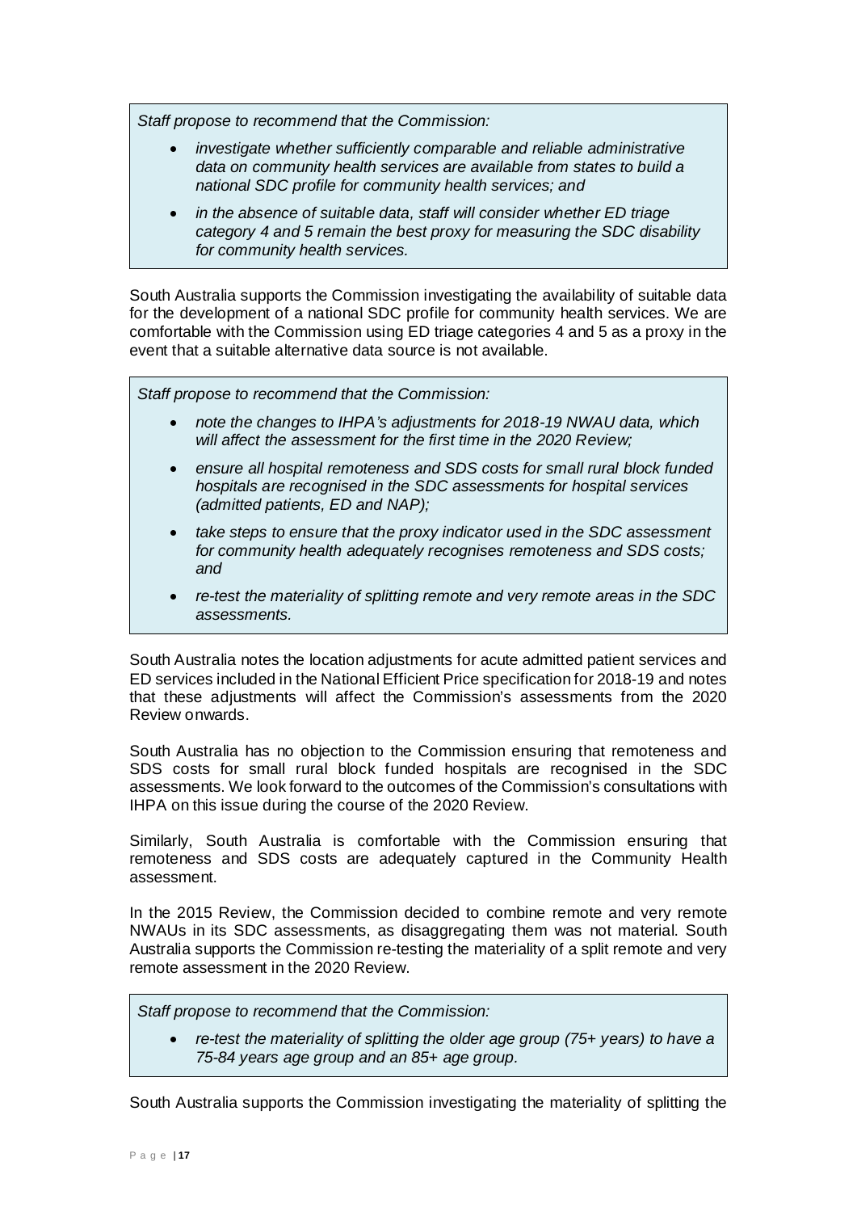> *Staff propose to recommend that the Commission:*
>
> - *investigate whether sufficiently comparable and reliable administrative data on community health services are available from states to build a national SDC profile for community health services; and*
> - *in the absence of suitable data, staff will consider whether ED triage category 4 and 5 remain the best proxy for measuring the SDC disability for community health services.*

South Australia supports the Commission investigating the availability of suitable data for the development of a national SDC profile for community health services. We are comfortable with the Commission using ED triage categories 4 and 5 as a proxy in the event that a suitable alternative data source is not available.

> *Staff propose to recommend that the Commission:*
>
> - *note the changes to IHPA's adjustments for 2018-19 NWAU data, which will affect the assessment for the first time in the 2020 Review;*
> - *ensure all hospital remoteness and SDS costs for small rural block funded hospitals are recognised in the SDC assessments for hospital services (admitted patients, ED and NAP);*
> - *take steps to ensure that the proxy indicator used in the SDC assessment for community health adequately recognises remoteness and SDS costs; and*
> - *re-test the materiality of splitting remote and very remote areas in the SDC assessments.*

South Australia notes the location adjustments for acute admitted patient services and ED services included in the National Efficient Price specification for 2018-19 and notes that these adjustments will affect the Commission's assessments from the 2020 Review onwards.

South Australia has no objection to the Commission ensuring that remoteness and SDS costs for small rural block funded hospitals are recognised in the SDC assessments. We look forward to the outcomes of the Commission's consultations with IHPA on this issue during the course of the 2020 Review.

Similarly, South Australia is comfortable with the Commission ensuring that remoteness and SDS costs are adequately captured in the Community Health assessment.

In the 2015 Review, the Commission decided to combine remote and very remote NWAUs in its SDC assessments, as disaggregating them was not material. South Australia supports the Commission re-testing the materiality of a split remote and very remote assessment in the 2020 Review.

> *Staff propose to recommend that the Commission:*
>
> - *re-test the materiality of splitting the older age group (75+ years) to have a 75-84 years age group and an 85+ age group.*

South Australia supports the Commission investigating the materiality of splitting the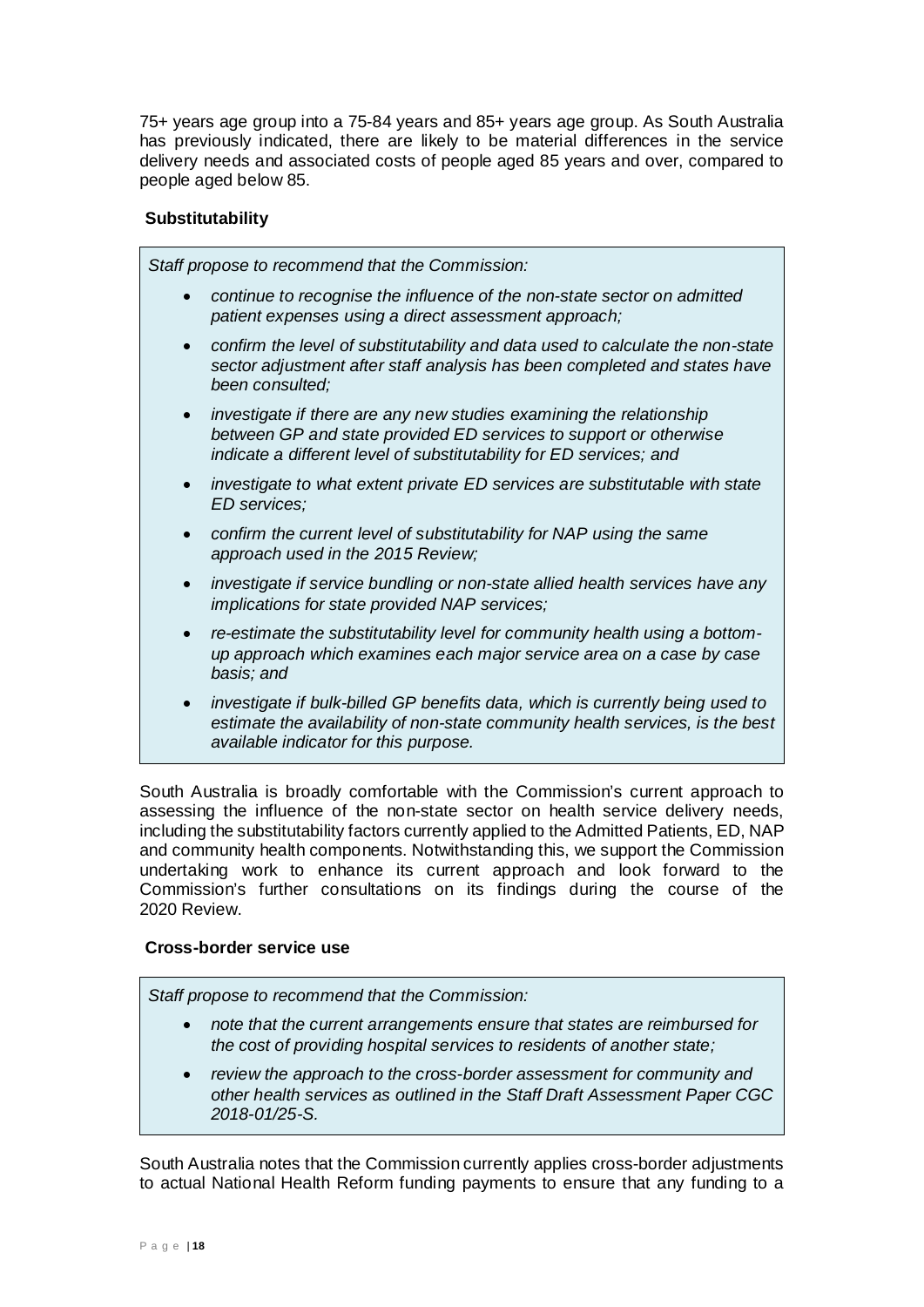75+ years age group into a 75-84 years and 85+ years age group. As South Australia has previously indicated, there are likely to be material differences in the service delivery needs and associated costs of people aged 85 years and over, compared to people aged below 85.

### Substitutability

> *Staff propose to recommend that the Commission:*
>
> - *continue to recognise the influence of the non-state sector on admitted patient expenses using a direct assessment approach;*
> - *confirm the level of substitutability and data used to calculate the non-state sector adjustment after staff analysis has been completed and states have been consulted;*
> - *investigate if there are any new studies examining the relationship between GP and state provided ED services to support or otherwise indicate a different level of substitutability for ED services; and*
> - *investigate to what extent private ED services are substitutable with state ED services;*
> - *confirm the current level of substitutability for NAP using the same approach used in the 2015 Review;*
> - *investigate if service bundling or non-state allied health services have any implications for state provided NAP services;*
> - *re-estimate the substitutability level for community health using a bottom-up approach which examines each major service area on a case by case basis; and*
> - *investigate if bulk-billed GP benefits data, which is currently being used to estimate the availability of non-state community health services, is the best available indicator for this purpose.*

South Australia is broadly comfortable with the Commission's current approach to assessing the influence of the non-state sector on health service delivery needs, including the substitutability factors currently applied to the Admitted Patients, ED, NAP and community health components. Notwithstanding this, we support the Commission undertaking work to enhance its current approach and look forward to the Commission's further consultations on its findings during the course of the 2020 Review.

### Cross-border service use

> *Staff propose to recommend that the Commission:*
>
> - *note that the current arrangements ensure that states are reimbursed for the cost of providing hospital services to residents of another state;*
> - *review the approach to the cross-border assessment for community and other health services as outlined in the Staff Draft Assessment Paper CGC 2018-01/25-S.*

South Australia notes that the Commission currently applies cross-border adjustments to actual National Health Reform funding payments to ensure that any funding to a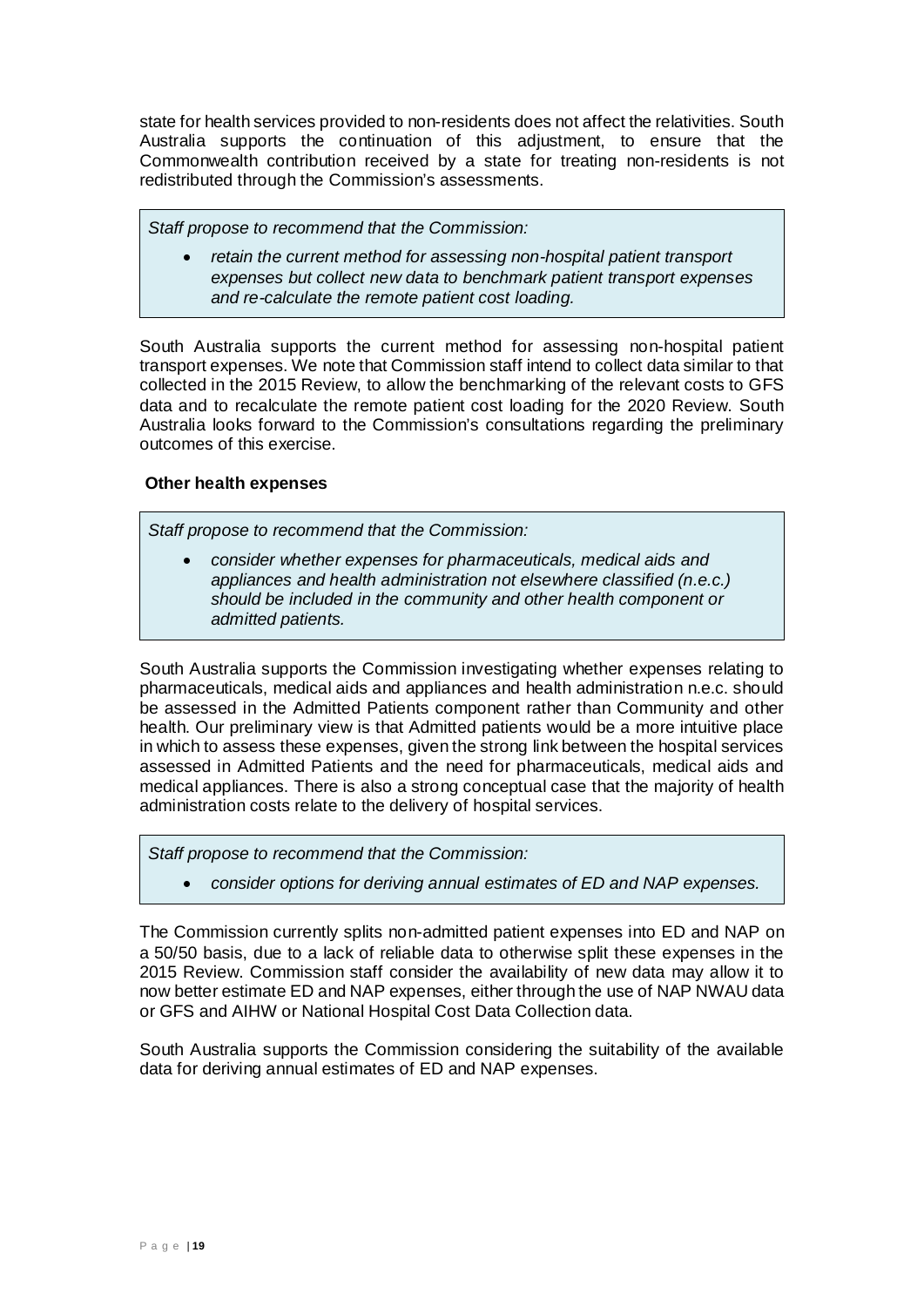state for health services provided to non-residents does not affect the relativities. South Australia supports the continuation of this adjustment, to ensure that the Commonwealth contribution received by a state for treating non-residents is not redistributed through the Commission's assessments.

> *Staff propose to recommend that the Commission:*
>
> - *retain the current method for assessing non-hospital patient transport expenses but collect new data to benchmark patient transport expenses and re-calculate the remote patient cost loading.*

South Australia supports the current method for assessing non-hospital patient transport expenses. We note that Commission staff intend to collect data similar to that collected in the 2015 Review, to allow the benchmarking of the relevant costs to GFS data and to recalculate the remote patient cost loading for the 2020 Review. South Australia looks forward to the Commission's consultations regarding the preliminary outcomes of this exercise.

**Other health expenses**

> *Staff propose to recommend that the Commission:*
>
> - *consider whether expenses for pharmaceuticals, medical aids and appliances and health administration not elsewhere classified (n.e.c.) should be included in the community and other health component or admitted patients.*

South Australia supports the Commission investigating whether expenses relating to pharmaceuticals, medical aids and appliances and health administration n.e.c. should be assessed in the Admitted Patients component rather than Community and other health. Our preliminary view is that Admitted patients would be a more intuitive place in which to assess these expenses, given the strong link between the hospital services assessed in Admitted Patients and the need for pharmaceuticals, medical aids and medical appliances. There is also a strong conceptual case that the majority of health administration costs relate to the delivery of hospital services.

> *Staff propose to recommend that the Commission:*
>
> - *consider options for deriving annual estimates of ED and NAP expenses.*

The Commission currently splits non-admitted patient expenses into ED and NAP on a 50/50 basis, due to a lack of reliable data to otherwise split these expenses in the 2015 Review. Commission staff consider the availability of new data may allow it to now better estimate ED and NAP expenses, either through the use of NAP NWAU data or GFS and AIHW or National Hospital Cost Data Collection data.

South Australia supports the Commission considering the suitability of the available data for deriving annual estimates of ED and NAP expenses.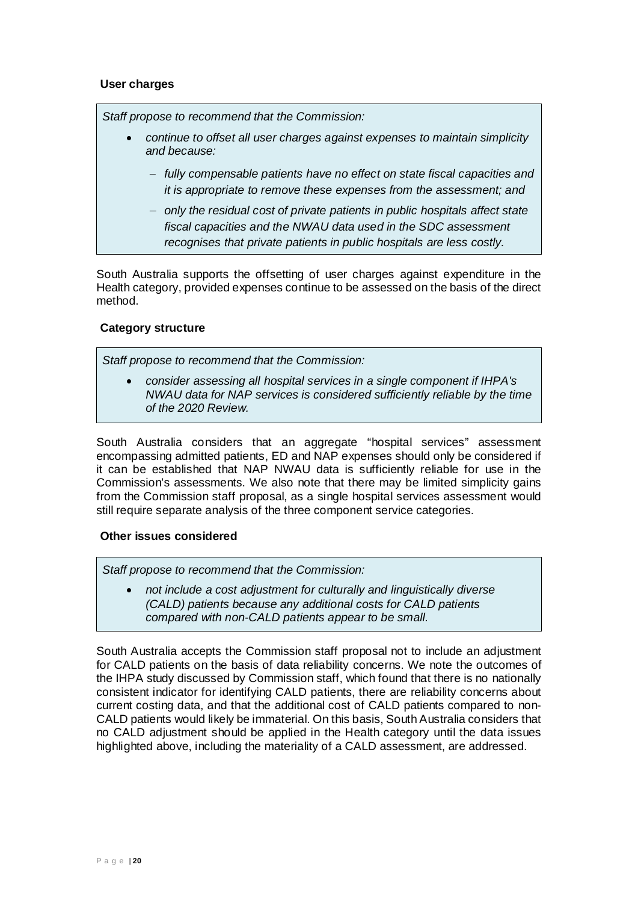### User charges

> *Staff propose to recommend that the Commission:*
>
> - *continue to offset all user charges against expenses to maintain simplicity and because:*
>   - *fully compensable patients have no effect on state fiscal capacities and it is appropriate to remove these expenses from the assessment; and*
>   - *only the residual cost of private patients in public hospitals affect state fiscal capacities and the NWAU data used in the SDC assessment recognises that private patients in public hospitals are less costly.*

South Australia supports the offsetting of user charges against expenditure in the Health category, provided expenses continue to be assessed on the basis of the direct method.

### Category structure

> *Staff propose to recommend that the Commission:*
>
> - *consider assessing all hospital services in a single component if IHPA's NWAU data for NAP services is considered sufficiently reliable by the time of the 2020 Review.*

South Australia considers that an aggregate "hospital services" assessment encompassing admitted patients, ED and NAP expenses should only be considered if it can be established that NAP NWAU data is sufficiently reliable for use in the Commission's assessments. We also note that there may be limited simplicity gains from the Commission staff proposal, as a single hospital services assessment would still require separate analysis of the three component service categories.

### Other issues considered

> *Staff propose to recommend that the Commission:*
>
> - *not include a cost adjustment for culturally and linguistically diverse (CALD) patients because any additional costs for CALD patients compared with non-CALD patients appear to be small.*

South Australia accepts the Commission staff proposal not to include an adjustment for CALD patients on the basis of data reliability concerns. We note the outcomes of the IHPA study discussed by Commission staff, which found that there is no nationally consistent indicator for identifying CALD patients, there are reliability concerns about current costing data, and that the additional cost of CALD patients compared to non-CALD patients would likely be immaterial. On this basis, South Australia considers that no CALD adjustment should be applied in the Health category until the data issues highlighted above, including the materiality of a CALD assessment, are addressed.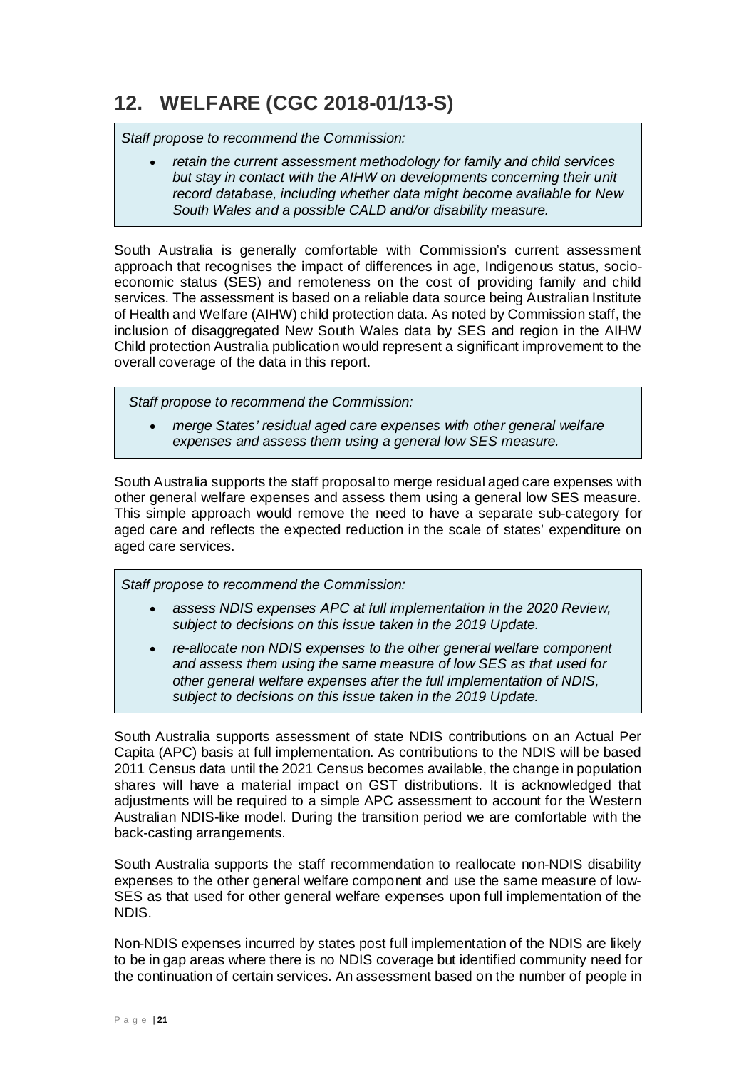## 12. WELFARE (CGC 2018-01/13-S)

> *Staff propose to recommend the Commission:*
>
> - *retain the current assessment methodology for family and child services but stay in contact with the AIHW on developments concerning their unit record database, including whether data might become available for New South Wales and a possible CALD and/or disability measure.*

South Australia is generally comfortable with Commission's current assessment approach that recognises the impact of differences in age, Indigenous status, socio-economic status (SES) and remoteness on the cost of providing family and child services. The assessment is based on a reliable data source being Australian Institute of Health and Welfare (AIHW) child protection data. As noted by Commission staff, the inclusion of disaggregated New South Wales data by SES and region in the AIHW Child protection Australia publication would represent a significant improvement to the overall coverage of the data in this report.

> *Staff propose to recommend the Commission:*
>
> - *merge States' residual aged care expenses with other general welfare expenses and assess them using a general low SES measure.*

South Australia supports the staff proposal to merge residual aged care expenses with other general welfare expenses and assess them using a general low SES measure. This simple approach would remove the need to have a separate sub-category for aged care and reflects the expected reduction in the scale of states' expenditure on aged care services.

> *Staff propose to recommend the Commission:*
>
> - *assess NDIS expenses APC at full implementation in the 2020 Review, subject to decisions on this issue taken in the 2019 Update.*
> - *re-allocate non NDIS expenses to the other general welfare component and assess them using the same measure of low SES as that used for other general welfare expenses after the full implementation of NDIS, subject to decisions on this issue taken in the 2019 Update.*

South Australia supports assessment of state NDIS contributions on an Actual Per Capita (APC) basis at full implementation. As contributions to the NDIS will be based 2011 Census data until the 2021 Census becomes available, the change in population shares will have a material impact on GST distributions. It is acknowledged that adjustments will be required to a simple APC assessment to account for the Western Australian NDIS-like model. During the transition period we are comfortable with the back-casting arrangements.

South Australia supports the staff recommendation to reallocate non-NDIS disability expenses to the other general welfare component and use the same measure of low-SES as that used for other general welfare expenses upon full implementation of the NDIS.

Non-NDIS expenses incurred by states post full implementation of the NDIS are likely to be in gap areas where there is no NDIS coverage but identified community need for the continuation of certain services. An assessment based on the number of people in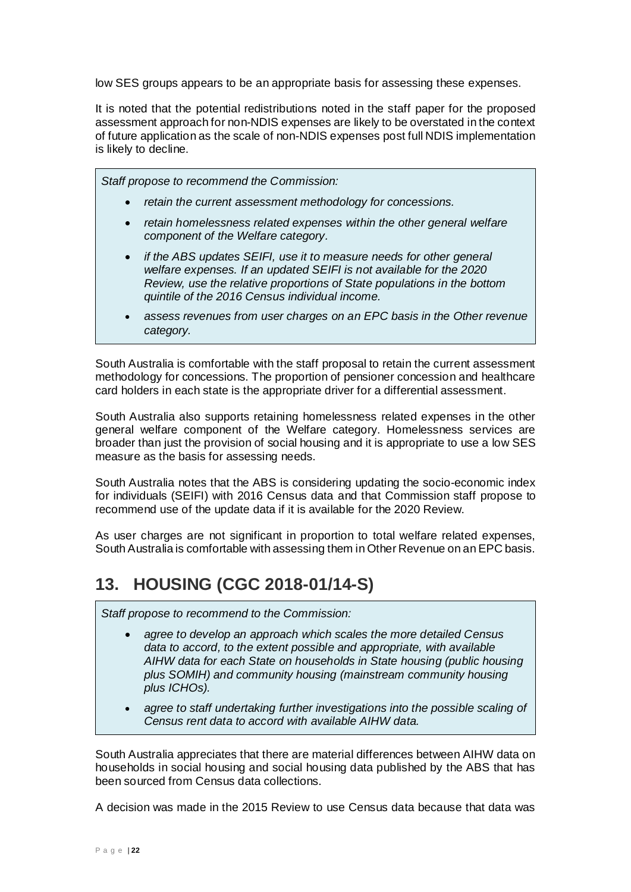low SES groups appears to be an appropriate basis for assessing these expenses.

It is noted that the potential redistributions noted in the staff paper for the proposed assessment approach for non-NDIS expenses are likely to be overstated in the context of future application as the scale of non-NDIS expenses post full NDIS implementation is likely to decline.

> *Staff propose to recommend the Commission:*
>
> - *retain the current assessment methodology for concessions.*
> - *retain homelessness related expenses within the other general welfare component of the Welfare category.*
> - *if the ABS updates SEIFI, use it to measure needs for other general welfare expenses. If an updated SEIFI is not available for the 2020 Review, use the relative proportions of State populations in the bottom quintile of the 2016 Census individual income.*
> - *assess revenues from user charges on an EPC basis in the Other revenue category.*

South Australia is comfortable with the staff proposal to retain the current assessment methodology for concessions. The proportion of pensioner concession and healthcare card holders in each state is the appropriate driver for a differential assessment.

South Australia also supports retaining homelessness related expenses in the other general welfare component of the Welfare category. Homelessness services are broader than just the provision of social housing and it is appropriate to use a low SES measure as the basis for assessing needs.

South Australia notes that the ABS is considering updating the socio-economic index for individuals (SEIFI) with 2016 Census data and that Commission staff propose to recommend use of the update data if it is available for the 2020 Review.

As user charges are not significant in proportion to total welfare related expenses, South Australia is comfortable with assessing them in Other Revenue on an EPC basis.

## 13. HOUSING (CGC 2018-01/14-S)

> *Staff propose to recommend to the Commission:*
>
> - *agree to develop an approach which scales the more detailed Census data to accord, to the extent possible and appropriate, with available AIHW data for each State on households in State housing (public housing plus SOMIH) and community housing (mainstream community housing plus ICHOs).*
> - *agree to staff undertaking further investigations into the possible scaling of Census rent data to accord with available AIHW data.*

South Australia appreciates that there are material differences between AIHW data on households in social housing and social housing data published by the ABS that has been sourced from Census data collections.

A decision was made in the 2015 Review to use Census data because that data was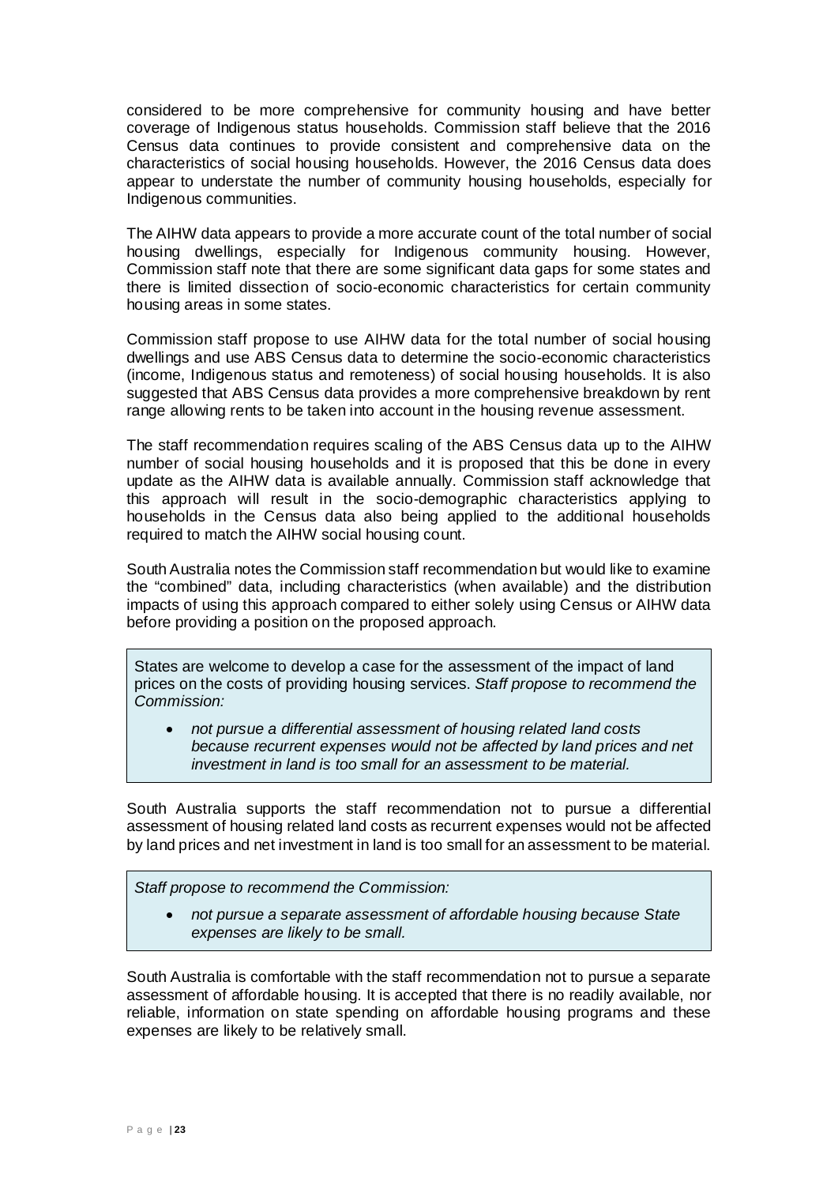considered to be more comprehensive for community housing and have better coverage of Indigenous status households. Commission staff believe that the 2016 Census data continues to provide consistent and comprehensive data on the characteristics of social housing households. However, the 2016 Census data does appear to understate the number of community housing households, especially for Indigenous communities.

The AIHW data appears to provide a more accurate count of the total number of social housing dwellings, especially for Indigenous community housing. However, Commission staff note that there are some significant data gaps for some states and there is limited dissection of socio-economic characteristics for certain community housing areas in some states.

Commission staff propose to use AIHW data for the total number of social housing dwellings and use ABS Census data to determine the socio-economic characteristics (income, Indigenous status and remoteness) of social housing households. It is also suggested that ABS Census data provides a more comprehensive breakdown by rent range allowing rents to be taken into account in the housing revenue assessment.

The staff recommendation requires scaling of the ABS Census data up to the AIHW number of social housing households and it is proposed that this be done in every update as the AIHW data is available annually. Commission staff acknowledge that this approach will result in the socio-demographic characteristics applying to households in the Census data also being applied to the additional households required to match the AIHW social housing count.

South Australia notes the Commission staff recommendation but would like to examine the "combined" data, including characteristics (when available) and the distribution impacts of using this approach compared to either solely using Census or AIHW data before providing a position on the proposed approach.

> States are welcome to develop a case for the assessment of the impact of land prices on the costs of providing housing services. *Staff propose to recommend the Commission:*
>
> - *not pursue a differential assessment of housing related land costs because recurrent expenses would not be affected by land prices and net investment in land is too small for an assessment to be material.*

South Australia supports the staff recommendation not to pursue a differential assessment of housing related land costs as recurrent expenses would not be affected by land prices and net investment in land is too small for an assessment to be material.

> *Staff propose to recommend the Commission:*
>
> - *not pursue a separate assessment of affordable housing because State expenses are likely to be small.*

South Australia is comfortable with the staff recommendation not to pursue a separate assessment of affordable housing. It is accepted that there is no readily available, nor reliable, information on state spending on affordable housing programs and these expenses are likely to be relatively small.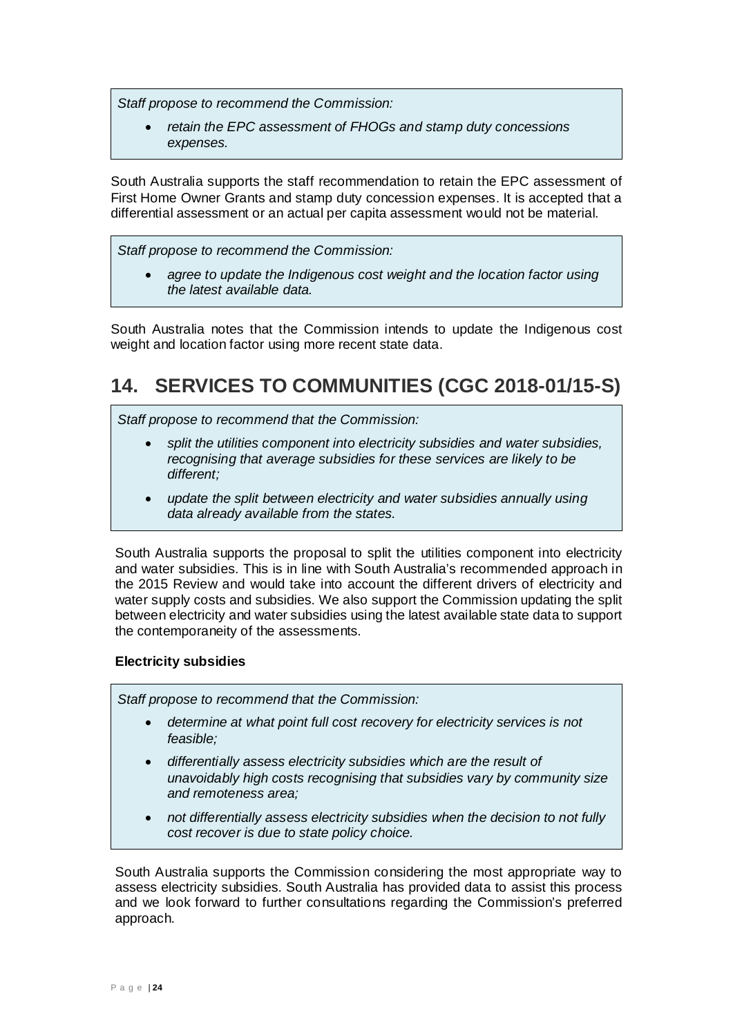*Staff propose to recommend the Commission:*

- *retain the EPC assessment of FHOGs and stamp duty concessions expenses.*

South Australia supports the staff recommendation to retain the EPC assessment of First Home Owner Grants and stamp duty concession expenses. It is accepted that a differential assessment or an actual per capita assessment would not be material.

*Staff propose to recommend the Commission:*

- *agree to update the Indigenous cost weight and the location factor using the latest available data.*

South Australia notes that the Commission intends to update the Indigenous cost weight and location factor using more recent state data.

# 14. SERVICES TO COMMUNITIES (CGC 2018-01/15-S)

*Staff propose to recommend that the Commission:*

- *split the utilities component into electricity subsidies and water subsidies, recognising that average subsidies for these services are likely to be different;*
- *update the split between electricity and water subsidies annually using data already available from the states.*

South Australia supports the proposal to split the utilities component into electricity and water subsidies. This is in line with South Australia's recommended approach in the 2015 Review and would take into account the different drivers of electricity and water supply costs and subsidies. We also support the Commission updating the split between electricity and water subsidies using the latest available state data to support the contemporaneity of the assessments.

**Electricity subsidies**

*Staff propose to recommend that the Commission:*

- *determine at what point full cost recovery for electricity services is not feasible;*
- *differentially assess electricity subsidies which are the result of unavoidably high costs recognising that subsidies vary by community size and remoteness area;*
- *not differentially assess electricity subsidies when the decision to not fully cost recover is due to state policy choice.*

South Australia supports the Commission considering the most appropriate way to assess electricity subsidies. South Australia has provided data to assist this process and we look forward to further consultations regarding the Commission's preferred approach.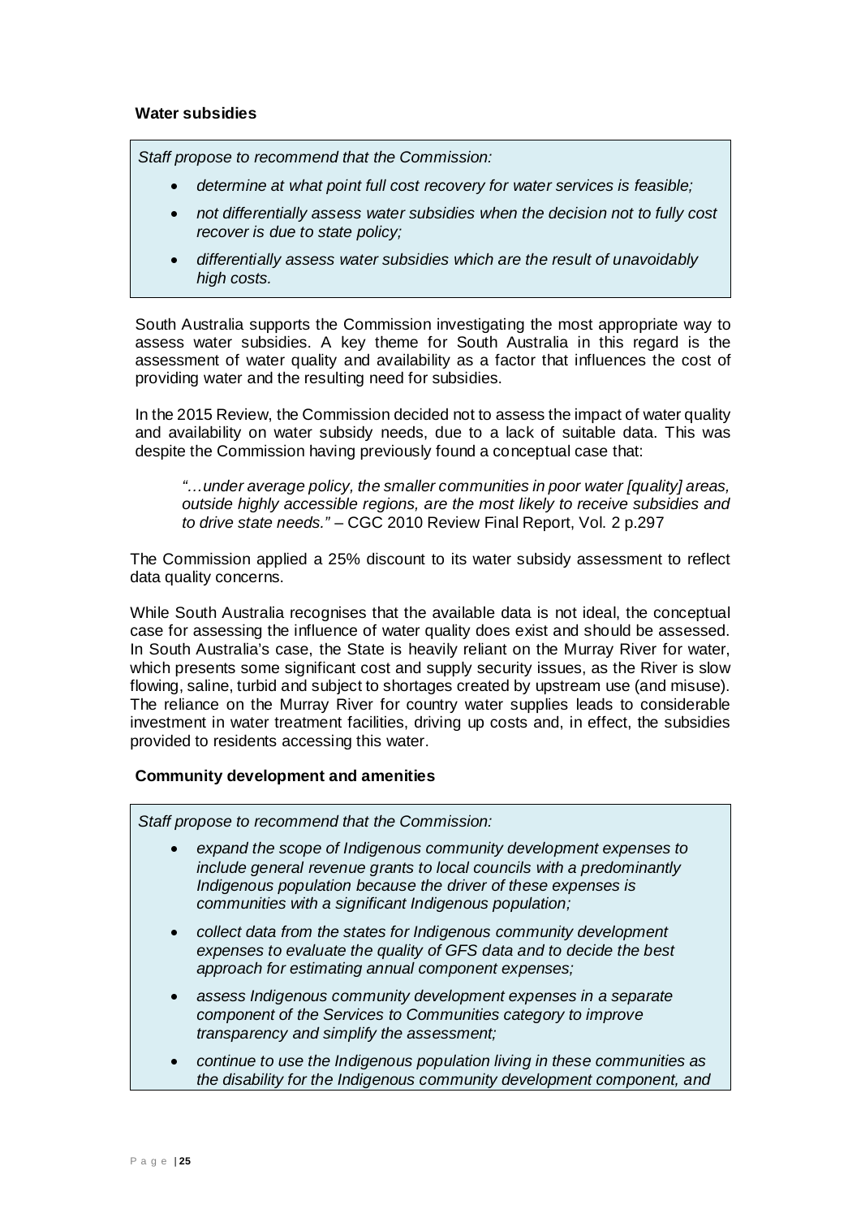### Water subsidies

*Staff propose to recommend that the Commission:*

- *determine at what point full cost recovery for water services is feasible;*
- *not differentially assess water subsidies when the decision not to fully cost recover is due to state policy;*
- *differentially assess water subsidies which are the result of unavoidably high costs.*

South Australia supports the Commission investigating the most appropriate way to assess water subsidies. A key theme for South Australia in this regard is the assessment of water quality and availability as a factor that influences the cost of providing water and the resulting need for subsidies.

In the 2015 Review, the Commission decided not to assess the impact of water quality and availability on water subsidy needs, due to a lack of suitable data. This was despite the Commission having previously found a conceptual case that:

> *"…under average policy, the smaller communities in poor water [quality] areas, outside highly accessible regions, are the most likely to receive subsidies and to drive state needs."* – CGC 2010 Review Final Report, Vol. 2 p.297

The Commission applied a 25% discount to its water subsidy assessment to reflect data quality concerns.

While South Australia recognises that the available data is not ideal, the conceptual case for assessing the influence of water quality does exist and should be assessed. In South Australia's case, the State is heavily reliant on the Murray River for water, which presents some significant cost and supply security issues, as the River is slow flowing, saline, turbid and subject to shortages created by upstream use (and misuse). The reliance on the Murray River for country water supplies leads to considerable investment in water treatment facilities, driving up costs and, in effect, the subsidies provided to residents accessing this water.

### Community development and amenities

*Staff propose to recommend that the Commission:*

- *expand the scope of Indigenous community development expenses to include general revenue grants to local councils with a predominantly Indigenous population because the driver of these expenses is communities with a significant Indigenous population;*
- *collect data from the states for Indigenous community development expenses to evaluate the quality of GFS data and to decide the best approach for estimating annual component expenses;*
- *assess Indigenous community development expenses in a separate component of the Services to Communities category to improve transparency and simplify the assessment;*
- *continue to use the Indigenous population living in these communities as the disability for the Indigenous community development component, and*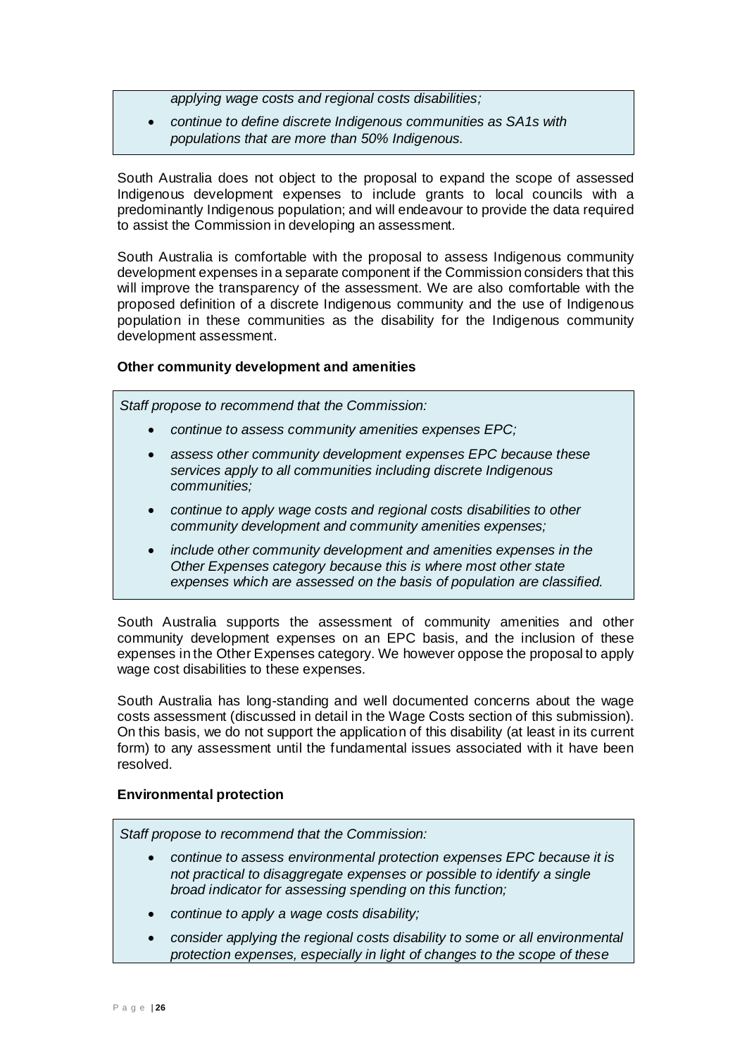*applying wage costs and regional costs disabilities;*

- *continue to define discrete Indigenous communities as SA1s with populations that are more than 50% Indigenous.*

South Australia does not object to the proposal to expand the scope of assessed Indigenous development expenses to include grants to local councils with a predominantly Indigenous population; and will endeavour to provide the data required to assist the Commission in developing an assessment.

South Australia is comfortable with the proposal to assess Indigenous community development expenses in a separate component if the Commission considers that this will improve the transparency of the assessment. We are also comfortable with the proposed definition of a discrete Indigenous community and the use of Indigenous population in these communities as the disability for the Indigenous community development assessment.

**Other community development and amenities**

*Staff propose to recommend that the Commission:*

- *continue to assess community amenities expenses EPC;*
- *assess other community development expenses EPC because these services apply to all communities including discrete Indigenous communities;*
- *continue to apply wage costs and regional costs disabilities to other community development and community amenities expenses;*
- *include other community development and amenities expenses in the Other Expenses category because this is where most other state expenses which are assessed on the basis of population are classified.*

South Australia supports the assessment of community amenities and other community development expenses on an EPC basis, and the inclusion of these expenses in the Other Expenses category. We however oppose the proposal to apply wage cost disabilities to these expenses.

South Australia has long-standing and well documented concerns about the wage costs assessment (discussed in detail in the Wage Costs section of this submission). On this basis, we do not support the application of this disability (at least in its current form) to any assessment until the fundamental issues associated with it have been resolved.

**Environmental protection**

*Staff propose to recommend that the Commission:*

- *continue to assess environmental protection expenses EPC because it is not practical to disaggregate expenses or possible to identify a single broad indicator for assessing spending on this function;*
- *continue to apply a wage costs disability;*
- *consider applying the regional costs disability to some or all environmental protection expenses, especially in light of changes to the scope of these*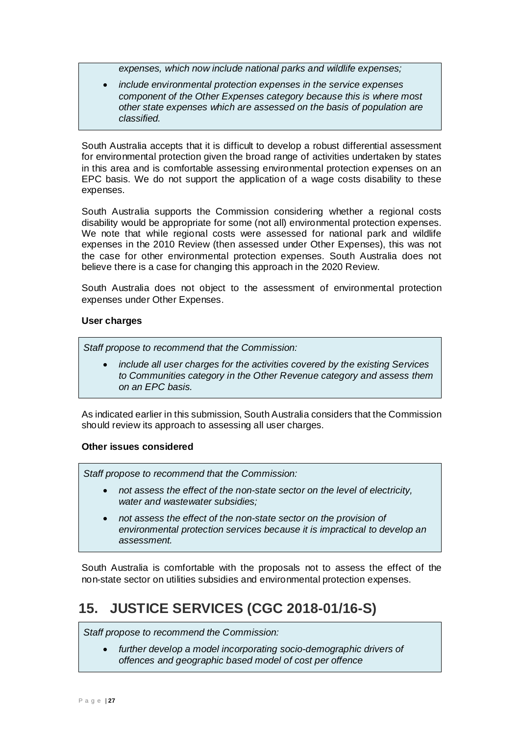*expenses, which now include national parks and wildlife expenses;*

- *include environmental protection expenses in the service expenses component of the Other Expenses category because this is where most other state expenses which are assessed on the basis of population are classified.*

South Australia accepts that it is difficult to develop a robust differential assessment for environmental protection given the broad range of activities undertaken by states in this area and is comfortable assessing environmental protection expenses on an EPC basis. We do not support the application of a wage costs disability to these expenses.

South Australia supports the Commission considering whether a regional costs disability would be appropriate for some (not all) environmental protection expenses. We note that while regional costs were assessed for national park and wildlife expenses in the 2010 Review (then assessed under Other Expenses), this was not the case for other environmental protection expenses. South Australia does not believe there is a case for changing this approach in the 2020 Review.

South Australia does not object to the assessment of environmental protection expenses under Other Expenses.

**User charges**

*Staff propose to recommend that the Commission:*

- *include all user charges for the activities covered by the existing Services to Communities category in the Other Revenue category and assess them on an EPC basis.*

As indicated earlier in this submission, South Australia considers that the Commission should review its approach to assessing all user charges.

**Other issues considered**

*Staff propose to recommend that the Commission:*

- *not assess the effect of the non-state sector on the level of electricity, water and wastewater subsidies;*
- *not assess the effect of the non-state sector on the provision of environmental protection services because it is impractical to develop an assessment.*

South Australia is comfortable with the proposals not to assess the effect of the non-state sector on utilities subsidies and environmental protection expenses.

## 15. JUSTICE SERVICES (CGC 2018-01/16-S)

*Staff propose to recommend the Commission:*

- *further develop a model incorporating socio-demographic drivers of offences and geographic based model of cost per offence*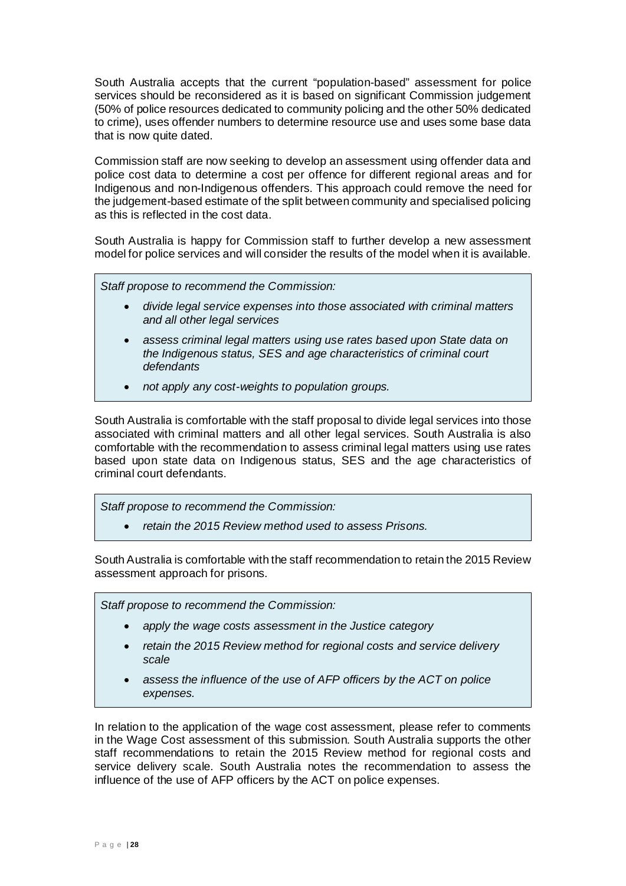South Australia accepts that the current "population-based" assessment for police services should be reconsidered as it is based on significant Commission judgement (50% of police resources dedicated to community policing and the other 50% dedicated to crime), uses offender numbers to determine resource use and uses some base data that is now quite dated.

Commission staff are now seeking to develop an assessment using offender data and police cost data to determine a cost per offence for different regional areas and for Indigenous and non-Indigenous offenders. This approach could remove the need for the judgement-based estimate of the split between community and specialised policing as this is reflected in the cost data.

South Australia is happy for Commission staff to further develop a new assessment model for police services and will consider the results of the model when it is available.

> *Staff propose to recommend the Commission:*
>
> - *divide legal service expenses into those associated with criminal matters and all other legal services*
> - *assess criminal legal matters using use rates based upon State data on the Indigenous status, SES and age characteristics of criminal court defendants*
> - *not apply any cost-weights to population groups.*

South Australia is comfortable with the staff proposal to divide legal services into those associated with criminal matters and all other legal services. South Australia is also comfortable with the recommendation to assess criminal legal matters using use rates based upon state data on Indigenous status, SES and the age characteristics of criminal court defendants.

> *Staff propose to recommend the Commission:*
>
> - *retain the 2015 Review method used to assess Prisons.*

South Australia is comfortable with the staff recommendation to retain the 2015 Review assessment approach for prisons.

> *Staff propose to recommend the Commission:*
>
> - *apply the wage costs assessment in the Justice category*
> - *retain the 2015 Review method for regional costs and service delivery scale*
> - *assess the influence of the use of AFP officers by the ACT on police expenses.*

In relation to the application of the wage cost assessment, please refer to comments in the Wage Cost assessment of this submission. South Australia supports the other staff recommendations to retain the 2015 Review method for regional costs and service delivery scale. South Australia notes the recommendation to assess the influence of the use of AFP officers by the ACT on police expenses.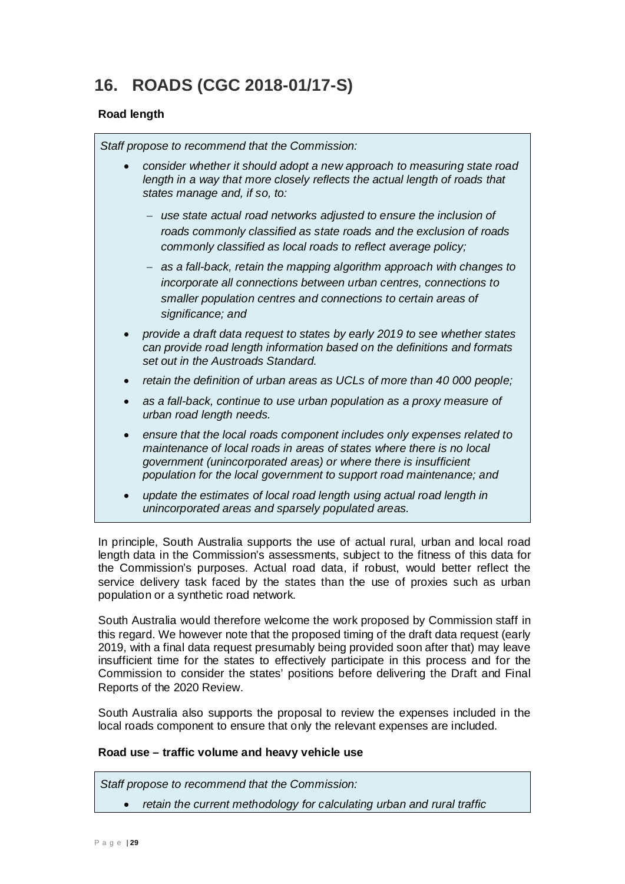## 16. ROADS (CGC 2018-01/17-S)

### Road length

> *Staff propose to recommend that the Commission:*
>
> - *consider whether it should adopt a new approach to measuring state road length in a way that more closely reflects the actual length of roads that states manage and, if so, to:*
>   - *use state actual road networks adjusted to ensure the inclusion of roads commonly classified as state roads and the exclusion of roads commonly classified as local roads to reflect average policy;*
>   - *as a fall-back, retain the mapping algorithm approach with changes to incorporate all connections between urban centres, connections to smaller population centres and connections to certain areas of significance; and*
> - *provide a draft data request to states by early 2019 to see whether states can provide road length information based on the definitions and formats set out in the Austroads Standard.*
> - *retain the definition of urban areas as UCLs of more than 40 000 people;*
> - *as a fall-back, continue to use urban population as a proxy measure of urban road length needs.*
> - *ensure that the local roads component includes only expenses related to maintenance of local roads in areas of states where there is no local government (unincorporated areas) or where there is insufficient population for the local government to support road maintenance; and*
> - *update the estimates of local road length using actual road length in unincorporated areas and sparsely populated areas.*

In principle, South Australia supports the use of actual rural, urban and local road length data in the Commission's assessments, subject to the fitness of this data for the Commission's purposes. Actual road data, if robust, would better reflect the service delivery task faced by the states than the use of proxies such as urban population or a synthetic road network.

South Australia would therefore welcome the work proposed by Commission staff in this regard. We however note that the proposed timing of the draft data request (early 2019, with a final data request presumably being provided soon after that) may leave insufficient time for the states to effectively participate in this process and for the Commission to consider the states' positions before delivering the Draft and Final Reports of the 2020 Review.

South Australia also supports the proposal to review the expenses included in the local roads component to ensure that only the relevant expenses are included.

### Road use – traffic volume and heavy vehicle use

> *Staff propose to recommend that the Commission:*
>
> - *retain the current methodology for calculating urban and rural traffic*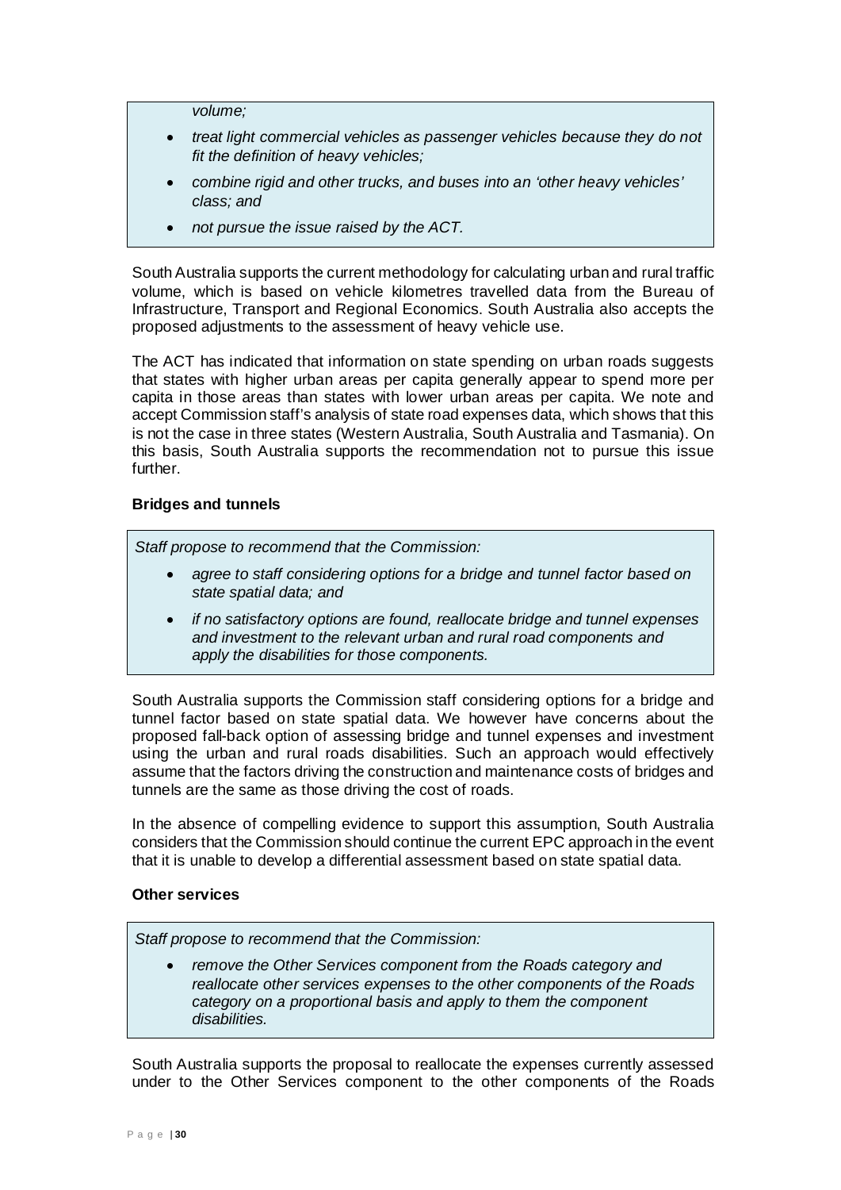*volume;*

- *treat light commercial vehicles as passenger vehicles because they do not fit the definition of heavy vehicles;*
- *combine rigid and other trucks, and buses into an 'other heavy vehicles' class; and*
- *not pursue the issue raised by the ACT.*

South Australia supports the current methodology for calculating urban and rural traffic volume, which is based on vehicle kilometres travelled data from the Bureau of Infrastructure, Transport and Regional Economics. South Australia also accepts the proposed adjustments to the assessment of heavy vehicle use.

The ACT has indicated that information on state spending on urban roads suggests that states with higher urban areas per capita generally appear to spend more per capita in those areas than states with lower urban areas per capita. We note and accept Commission staff's analysis of state road expenses data, which shows that this is not the case in three states (Western Australia, South Australia and Tasmania). On this basis, South Australia supports the recommendation not to pursue this issue further.

**Bridges and tunnels**

*Staff propose to recommend that the Commission:*

- *agree to staff considering options for a bridge and tunnel factor based on state spatial data; and*
- *if no satisfactory options are found, reallocate bridge and tunnel expenses and investment to the relevant urban and rural road components and apply the disabilities for those components.*

South Australia supports the Commission staff considering options for a bridge and tunnel factor based on state spatial data. We however have concerns about the proposed fall-back option of assessing bridge and tunnel expenses and investment using the urban and rural roads disabilities. Such an approach would effectively assume that the factors driving the construction and maintenance costs of bridges and tunnels are the same as those driving the cost of roads.

In the absence of compelling evidence to support this assumption, South Australia considers that the Commission should continue the current EPC approach in the event that it is unable to develop a differential assessment based on state spatial data.

**Other services**

*Staff propose to recommend that the Commission:*

- *remove the Other Services component from the Roads category and reallocate other services expenses to the other components of the Roads category on a proportional basis and apply to them the component disabilities.*

South Australia supports the proposal to reallocate the expenses currently assessed under to the Other Services component to the other components of the Roads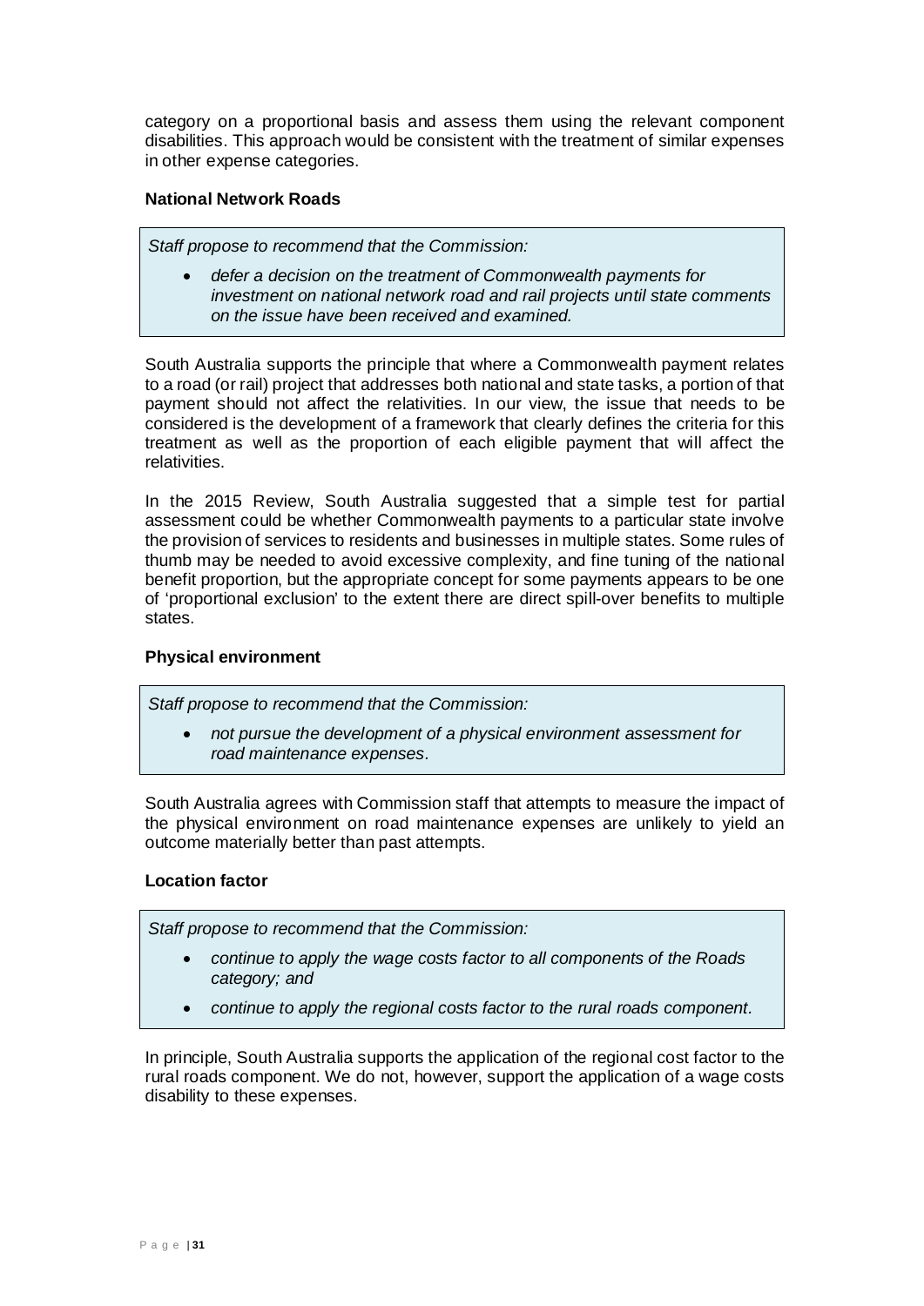category on a proportional basis and assess them using the relevant component disabilities. This approach would be consistent with the treatment of similar expenses in other expense categories.

**National Network Roads**

> *Staff propose to recommend that the Commission:*
>
> - *defer a decision on the treatment of Commonwealth payments for investment on national network road and rail projects until state comments on the issue have been received and examined.*

South Australia supports the principle that where a Commonwealth payment relates to a road (or rail) project that addresses both national and state tasks, a portion of that payment should not affect the relativities. In our view, the issue that needs to be considered is the development of a framework that clearly defines the criteria for this treatment as well as the proportion of each eligible payment that will affect the relativities.

In the 2015 Review, South Australia suggested that a simple test for partial assessment could be whether Commonwealth payments to a particular state involve the provision of services to residents and businesses in multiple states. Some rules of thumb may be needed to avoid excessive complexity, and fine tuning of the national benefit proportion, but the appropriate concept for some payments appears to be one of 'proportional exclusion' to the extent there are direct spill-over benefits to multiple states.

**Physical environment**

> *Staff propose to recommend that the Commission:*
>
> - *not pursue the development of a physical environment assessment for road maintenance expenses.*

South Australia agrees with Commission staff that attempts to measure the impact of the physical environment on road maintenance expenses are unlikely to yield an outcome materially better than past attempts.

**Location factor**

> *Staff propose to recommend that the Commission:*
>
> - *continue to apply the wage costs factor to all components of the Roads category; and*
> - *continue to apply the regional costs factor to the rural roads component.*

In principle, South Australia supports the application of the regional cost factor to the rural roads component. We do not, however, support the application of a wage costs disability to these expenses.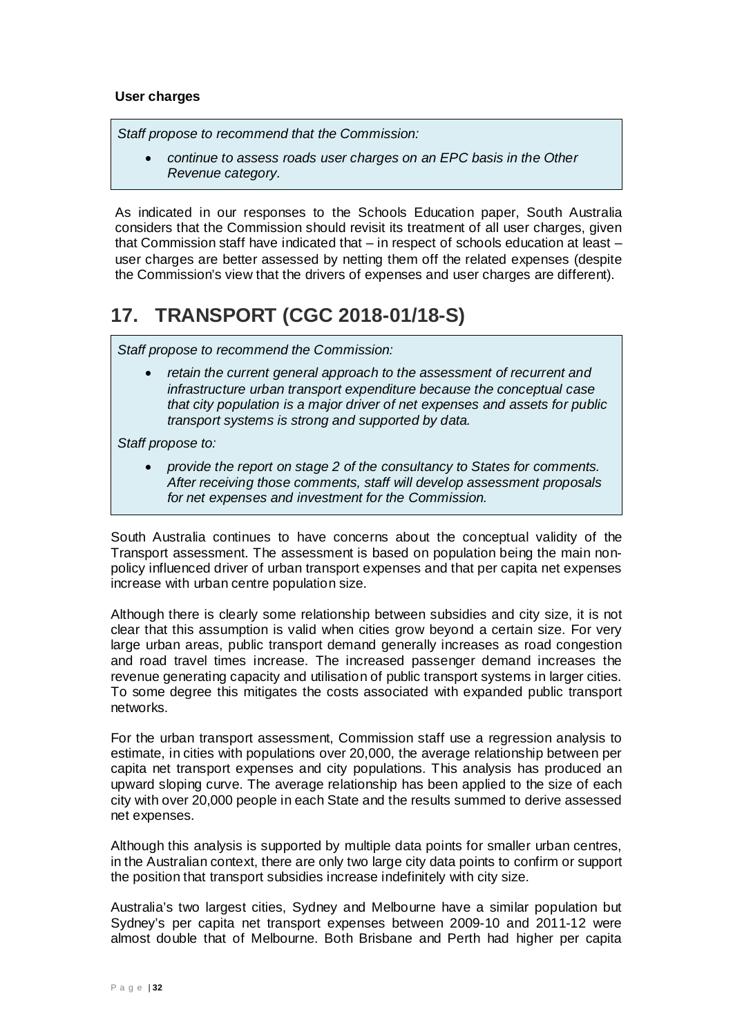**User charges**

> *Staff propose to recommend that the Commission:*
>
> - *continue to assess roads user charges on an EPC basis in the Other Revenue category.*

As indicated in our responses to the Schools Education paper, South Australia considers that the Commission should revisit its treatment of all user charges, given that Commission staff have indicated that – in respect of schools education at least – user charges are better assessed by netting them off the related expenses (despite the Commission's view that the drivers of expenses and user charges are different).

## 17. TRANSPORT (CGC 2018-01/18-S)

> *Staff propose to recommend the Commission:*
>
> - *retain the current general approach to the assessment of recurrent and infrastructure urban transport expenditure because the conceptual case that city population is a major driver of net expenses and assets for public transport systems is strong and supported by data.*
>
> *Staff propose to:*
>
> - *provide the report on stage 2 of the consultancy to States for comments. After receiving those comments, staff will develop assessment proposals for net expenses and investment for the Commission.*

South Australia continues to have concerns about the conceptual validity of the Transport assessment. The assessment is based on population being the main non-policy influenced driver of urban transport expenses and that per capita net expenses increase with urban centre population size.

Although there is clearly some relationship between subsidies and city size, it is not clear that this assumption is valid when cities grow beyond a certain size. For very large urban areas, public transport demand generally increases as road congestion and road travel times increase. The increased passenger demand increases the revenue generating capacity and utilisation of public transport systems in larger cities. To some degree this mitigates the costs associated with expanded public transport networks.

For the urban transport assessment, Commission staff use a regression analysis to estimate, in cities with populations over 20,000, the average relationship between per capita net transport expenses and city populations. This analysis has produced an upward sloping curve. The average relationship has been applied to the size of each city with over 20,000 people in each State and the results summed to derive assessed net expenses.

Although this analysis is supported by multiple data points for smaller urban centres, in the Australian context, there are only two large city data points to confirm or support the position that transport subsidies increase indefinitely with city size.

Australia's two largest cities, Sydney and Melbourne have a similar population but Sydney's per capita net transport expenses between 2009-10 and 2011-12 were almost double that of Melbourne. Both Brisbane and Perth had higher per capita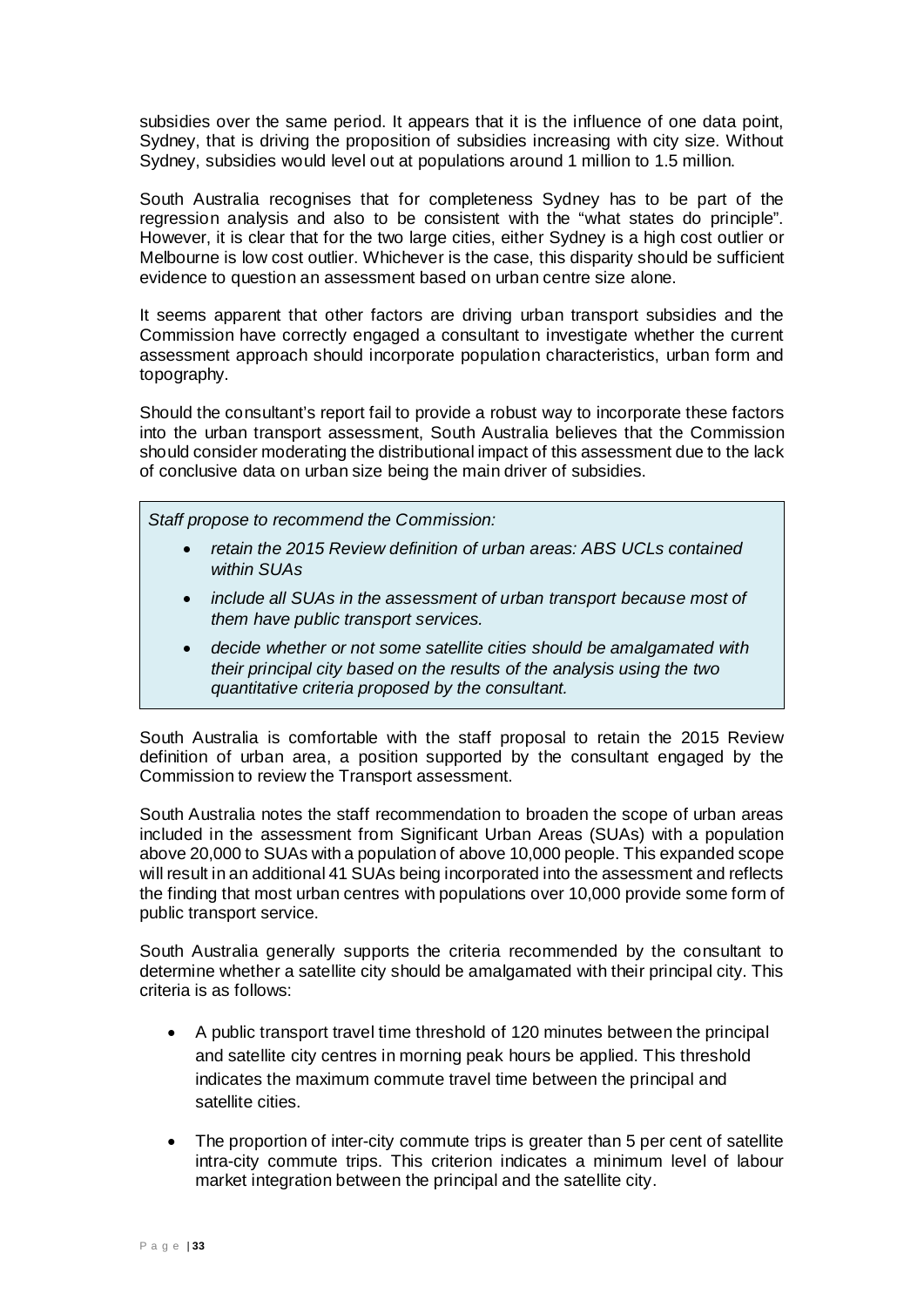subsidies over the same period. It appears that it is the influence of one data point, Sydney, that is driving the proposition of subsidies increasing with city size. Without Sydney, subsidies would level out at populations around 1 million to 1.5 million.

South Australia recognises that for completeness Sydney has to be part of the regression analysis and also to be consistent with the "what states do principle". However, it is clear that for the two large cities, either Sydney is a high cost outlier or Melbourne is low cost outlier. Whichever is the case, this disparity should be sufficient evidence to question an assessment based on urban centre size alone.

It seems apparent that other factors are driving urban transport subsidies and the Commission have correctly engaged a consultant to investigate whether the current assessment approach should incorporate population characteristics, urban form and topography.

Should the consultant's report fail to provide a robust way to incorporate these factors into the urban transport assessment, South Australia believes that the Commission should consider moderating the distributional impact of this assessment due to the lack of conclusive data on urban size being the main driver of subsidies.

> *Staff propose to recommend the Commission:*
>
> - *retain the 2015 Review definition of urban areas: ABS UCLs contained within SUAs*
> - *include all SUAs in the assessment of urban transport because most of them have public transport services.*
> - *decide whether or not some satellite cities should be amalgamated with their principal city based on the results of the analysis using the two quantitative criteria proposed by the consultant.*

South Australia is comfortable with the staff proposal to retain the 2015 Review definition of urban area, a position supported by the consultant engaged by the Commission to review the Transport assessment.

South Australia notes the staff recommendation to broaden the scope of urban areas included in the assessment from Significant Urban Areas (SUAs) with a population above 20,000 to SUAs with a population of above 10,000 people. This expanded scope will result in an additional 41 SUAs being incorporated into the assessment and reflects the finding that most urban centres with populations over 10,000 provide some form of public transport service.

South Australia generally supports the criteria recommended by the consultant to determine whether a satellite city should be amalgamated with their principal city. This criteria is as follows:

- A public transport travel time threshold of 120 minutes between the principal and satellite city centres in morning peak hours be applied. This threshold indicates the maximum commute travel time between the principal and satellite cities.
- The proportion of inter-city commute trips is greater than 5 per cent of satellite intra-city commute trips. This criterion indicates a minimum level of labour market integration between the principal and the satellite city.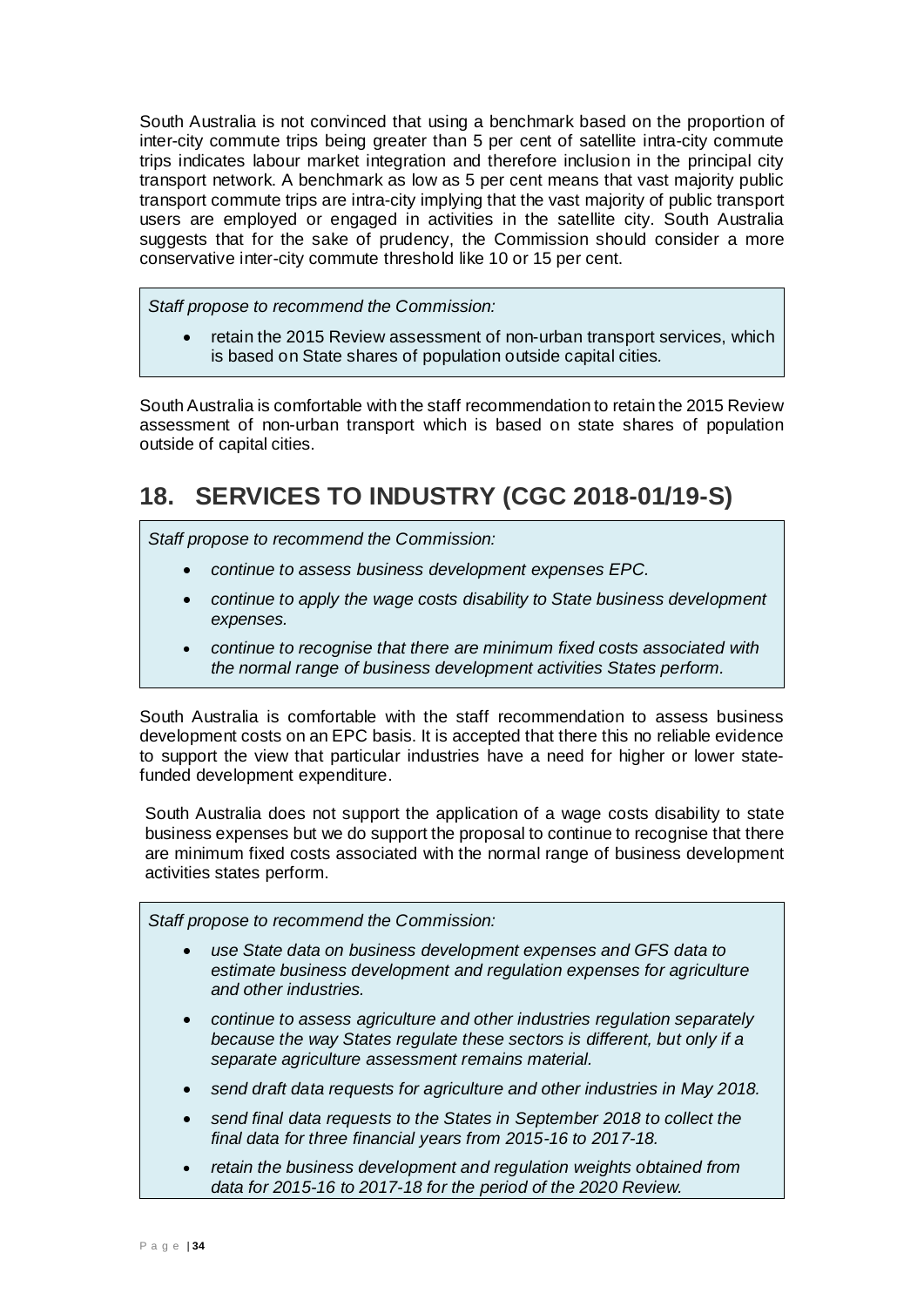South Australia is not convinced that using a benchmark based on the proportion of inter-city commute trips being greater than 5 per cent of satellite intra-city commute trips indicates labour market integration and therefore inclusion in the principal city transport network. A benchmark as low as 5 per cent means that vast majority public transport commute trips are intra-city implying that the vast majority of public transport users are employed or engaged in activities in the satellite city. South Australia suggests that for the sake of prudency, the Commission should consider a more conservative inter-city commute threshold like 10 or 15 per cent.

> *Staff propose to recommend the Commission:*
>
> - retain the 2015 Review assessment of non-urban transport services, which is based on State shares of population outside capital cities.

South Australia is comfortable with the staff recommendation to retain the 2015 Review assessment of non-urban transport which is based on state shares of population outside of capital cities.

## 18. SERVICES TO INDUSTRY (CGC 2018-01/19-S)

> *Staff propose to recommend the Commission:*
>
> - *continue to assess business development expenses EPC.*
> - *continue to apply the wage costs disability to State business development expenses.*
> - *continue to recognise that there are minimum fixed costs associated with the normal range of business development activities States perform.*

South Australia is comfortable with the staff recommendation to assess business development costs on an EPC basis. It is accepted that there this no reliable evidence to support the view that particular industries have a need for higher or lower state-funded development expenditure.

South Australia does not support the application of a wage costs disability to state business expenses but we do support the proposal to continue to recognise that there are minimum fixed costs associated with the normal range of business development activities states perform.

> *Staff propose to recommend the Commission:*
>
> - *use State data on business development expenses and GFS data to estimate business development and regulation expenses for agriculture and other industries.*
> - *continue to assess agriculture and other industries regulation separately because the way States regulate these sectors is different, but only if a separate agriculture assessment remains material.*
> - *send draft data requests for agriculture and other industries in May 2018.*
> - *send final data requests to the States in September 2018 to collect the final data for three financial years from 2015-16 to 2017-18.*
> - *retain the business development and regulation weights obtained from data for 2015-16 to 2017-18 for the period of the 2020 Review.*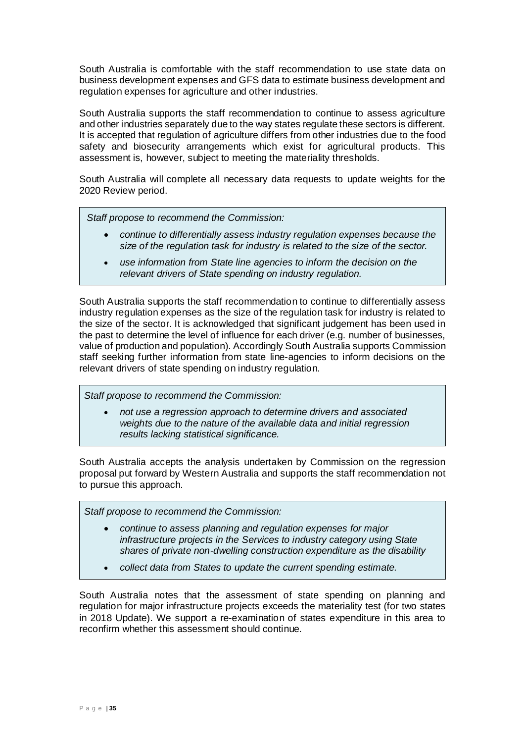South Australia is comfortable with the staff recommendation to use state data on business development expenses and GFS data to estimate business development and regulation expenses for agriculture and other industries.

South Australia supports the staff recommendation to continue to assess agriculture and other industries separately due to the way states regulate these sectors is different. It is accepted that regulation of agriculture differs from other industries due to the food safety and biosecurity arrangements which exist for agricultural products. This assessment is, however, subject to meeting the materiality thresholds.

South Australia will complete all necessary data requests to update weights for the 2020 Review period.

> *Staff propose to recommend the Commission:*
>
> - *continue to differentially assess industry regulation expenses because the size of the regulation task for industry is related to the size of the sector.*
> - *use information from State line agencies to inform the decision on the relevant drivers of State spending on industry regulation.*

South Australia supports the staff recommendation to continue to differentially assess industry regulation expenses as the size of the regulation task for industry is related to the size of the sector. It is acknowledged that significant judgement has been used in the past to determine the level of influence for each driver (e.g. number of businesses, value of production and population). Accordingly South Australia supports Commission staff seeking further information from state line-agencies to inform decisions on the relevant drivers of state spending on industry regulation.

> *Staff propose to recommend the Commission:*
>
> - *not use a regression approach to determine drivers and associated weights due to the nature of the available data and initial regression results lacking statistical significance.*

South Australia accepts the analysis undertaken by Commission on the regression proposal put forward by Western Australia and supports the staff recommendation not to pursue this approach.

> *Staff propose to recommend the Commission:*
>
> - *continue to assess planning and regulation expenses for major infrastructure projects in the Services to industry category using State shares of private non-dwelling construction expenditure as the disability*
> - *collect data from States to update the current spending estimate.*

South Australia notes that the assessment of state spending on planning and regulation for major infrastructure projects exceeds the materiality test (for two states in 2018 Update). We support a re-examination of states expenditure in this area to reconfirm whether this assessment should continue.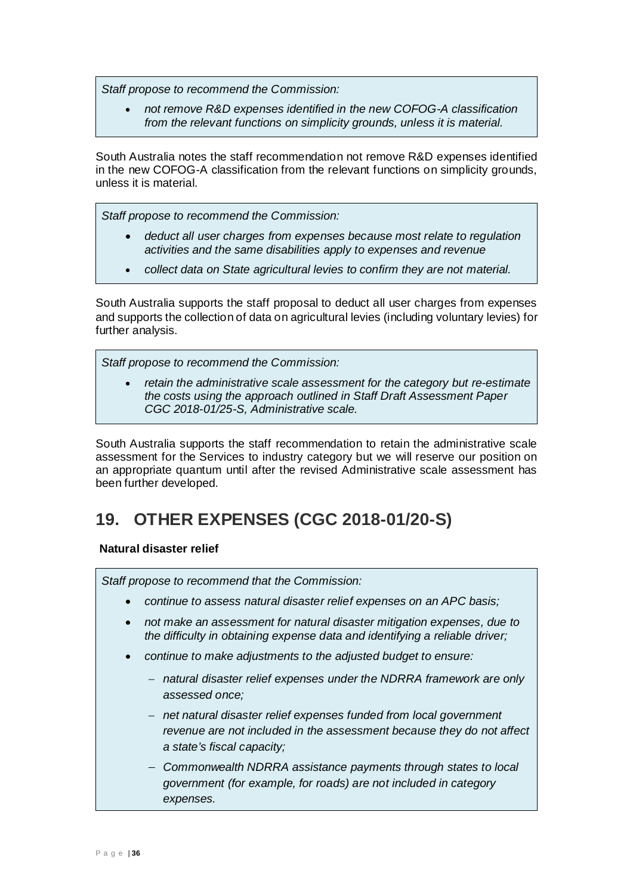*Staff propose to recommend the Commission:*

- *not remove R&D expenses identified in the new COFOG-A classification from the relevant functions on simplicity grounds, unless it is material.*

South Australia notes the staff recommendation not remove R&D expenses identified in the new COFOG-A classification from the relevant functions on simplicity grounds, unless it is material.

*Staff propose to recommend the Commission:*

- *deduct all user charges from expenses because most relate to regulation activities and the same disabilities apply to expenses and revenue*
- *collect data on State agricultural levies to confirm they are not material.*

South Australia supports the staff proposal to deduct all user charges from expenses and supports the collection of data on agricultural levies (including voluntary levies) for further analysis.

*Staff propose to recommend the Commission:*

- *retain the administrative scale assessment for the category but re-estimate the costs using the approach outlined in Staff Draft Assessment Paper CGC 2018-01/25-S, Administrative scale.*

South Australia supports the staff recommendation to retain the administrative scale assessment for the Services to industry category but we will reserve our position on an appropriate quantum until after the revised Administrative scale assessment has been further developed.

# 19. OTHER EXPENSES (CGC 2018-01/20-S)

**Natural disaster relief**

*Staff propose to recommend that the Commission:*

- *continue to assess natural disaster relief expenses on an APC basis;*
- *not make an assessment for natural disaster mitigation expenses, due to the difficulty in obtaining expense data and identifying a reliable driver;*
- *continue to make adjustments to the adjusted budget to ensure:*
  - *natural disaster relief expenses under the NDRRA framework are only assessed once;*
  - *net natural disaster relief expenses funded from local government revenue are not included in the assessment because they do not affect a state's fiscal capacity;*
  - *Commonwealth NDRRA assistance payments through states to local government (for example, for roads) are not included in category expenses.*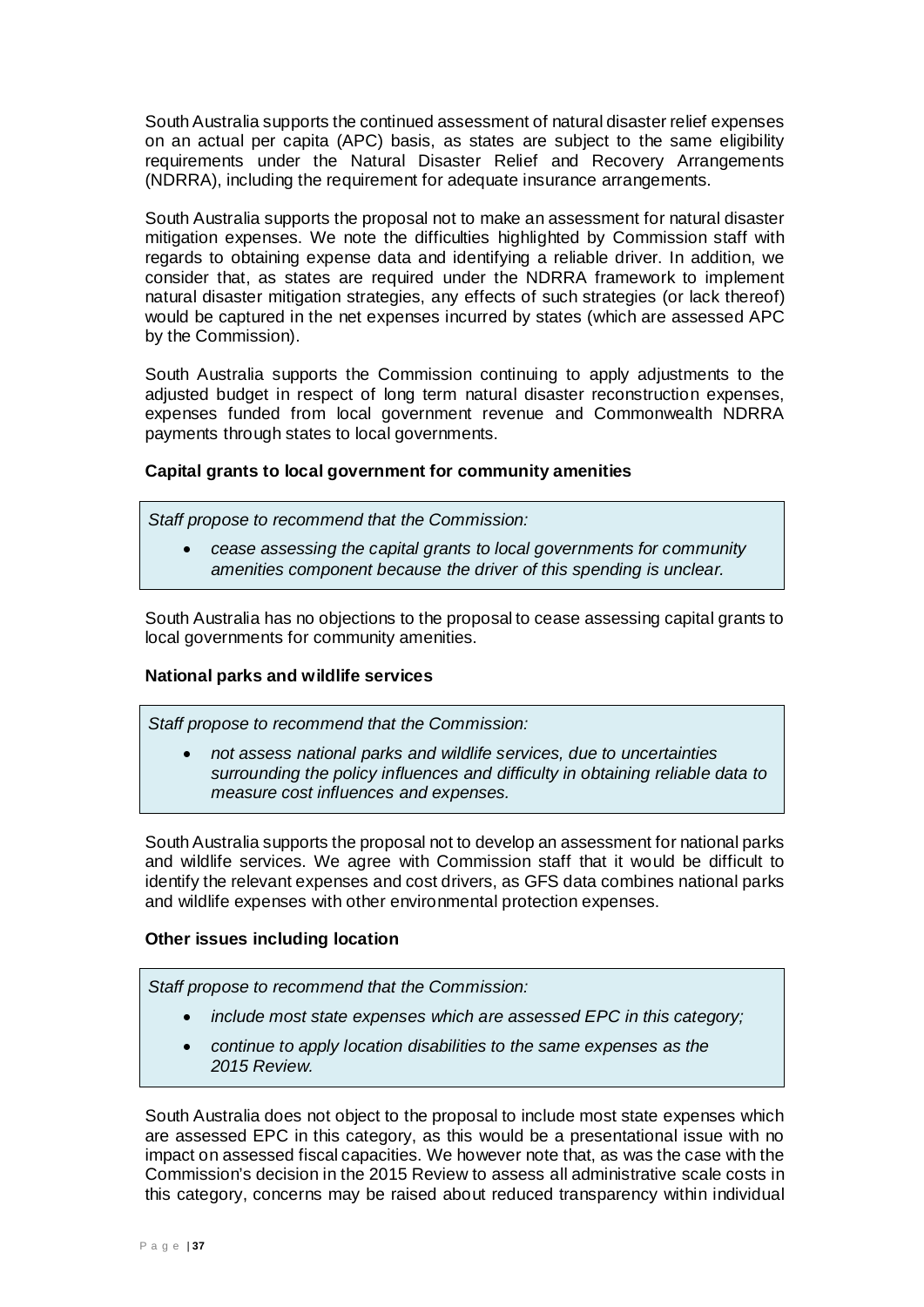South Australia supports the continued assessment of natural disaster relief expenses on an actual per capita (APC) basis, as states are subject to the same eligibility requirements under the Natural Disaster Relief and Recovery Arrangements (NDRRA), including the requirement for adequate insurance arrangements.

South Australia supports the proposal not to make an assessment for natural disaster mitigation expenses. We note the difficulties highlighted by Commission staff with regards to obtaining expense data and identifying a reliable driver. In addition, we consider that, as states are required under the NDRRA framework to implement natural disaster mitigation strategies, any effects of such strategies (or lack thereof) would be captured in the net expenses incurred by states (which are assessed APC by the Commission).

South Australia supports the Commission continuing to apply adjustments to the adjusted budget in respect of long term natural disaster reconstruction expenses, expenses funded from local government revenue and Commonwealth NDRRA payments through states to local governments.

**Capital grants to local government for community amenities**

> *Staff propose to recommend that the Commission:*
>
> - *cease assessing the capital grants to local governments for community amenities component because the driver of this spending is unclear.*

South Australia has no objections to the proposal to cease assessing capital grants to local governments for community amenities.

**National parks and wildlife services**

> *Staff propose to recommend that the Commission:*
>
> - *not assess national parks and wildlife services, due to uncertainties surrounding the policy influences and difficulty in obtaining reliable data to measure cost influences and expenses.*

South Australia supports the proposal not to develop an assessment for national parks and wildlife services. We agree with Commission staff that it would be difficult to identify the relevant expenses and cost drivers, as GFS data combines national parks and wildlife expenses with other environmental protection expenses.

**Other issues including location**

> *Staff propose to recommend that the Commission:*
>
> - *include most state expenses which are assessed EPC in this category;*
> - *continue to apply location disabilities to the same expenses as the 2015 Review.*

South Australia does not object to the proposal to include most state expenses which are assessed EPC in this category, as this would be a presentational issue with no impact on assessed fiscal capacities. We however note that, as was the case with the Commission's decision in the 2015 Review to assess all administrative scale costs in this category, concerns may be raised about reduced transparency within individual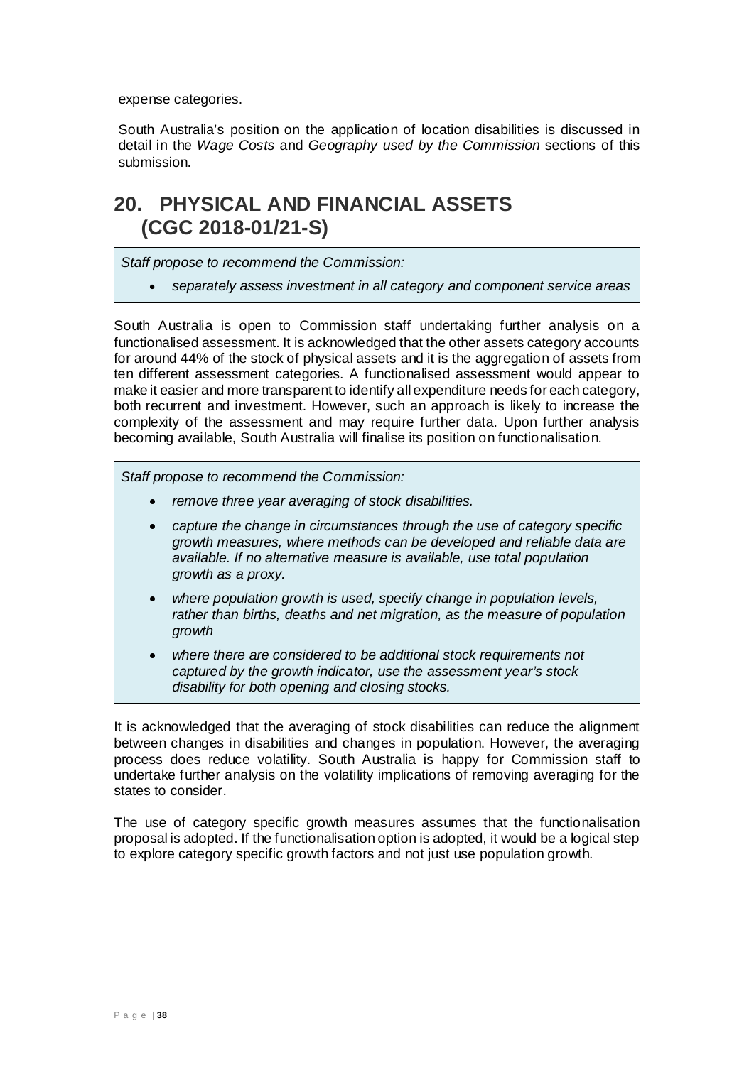expense categories.

South Australia's position on the application of location disabilities is discussed in detail in the *Wage Costs* and *Geography used by the Commission* sections of this submission.

# 20. PHYSICAL AND FINANCIAL ASSETS (CGC 2018-01/21-S)

> *Staff propose to recommend the Commission:*
>
> - *separately assess investment in all category and component service areas*

South Australia is open to Commission staff undertaking further analysis on a functionalised assessment. It is acknowledged that the other assets category accounts for around 44% of the stock of physical assets and it is the aggregation of assets from ten different assessment categories. A functionalised assessment would appear to make it easier and more transparent to identify all expenditure needs for each category, both recurrent and investment. However, such an approach is likely to increase the complexity of the assessment and may require further data. Upon further analysis becoming available, South Australia will finalise its position on functionalisation.

> *Staff propose to recommend the Commission:*
>
> - *remove three year averaging of stock disabilities.*
> - *capture the change in circumstances through the use of category specific growth measures, where methods can be developed and reliable data are available. If no alternative measure is available, use total population growth as a proxy.*
> - *where population growth is used, specify change in population levels, rather than births, deaths and net migration, as the measure of population growth*
> - *where there are considered to be additional stock requirements not captured by the growth indicator, use the assessment year's stock disability for both opening and closing stocks.*

It is acknowledged that the averaging of stock disabilities can reduce the alignment between changes in disabilities and changes in population. However, the averaging process does reduce volatility. South Australia is happy for Commission staff to undertake further analysis on the volatility implications of removing averaging for the states to consider.

The use of category specific growth measures assumes that the functionalisation proposal is adopted. If the functionalisation option is adopted, it would be a logical step to explore category specific growth factors and not just use population growth.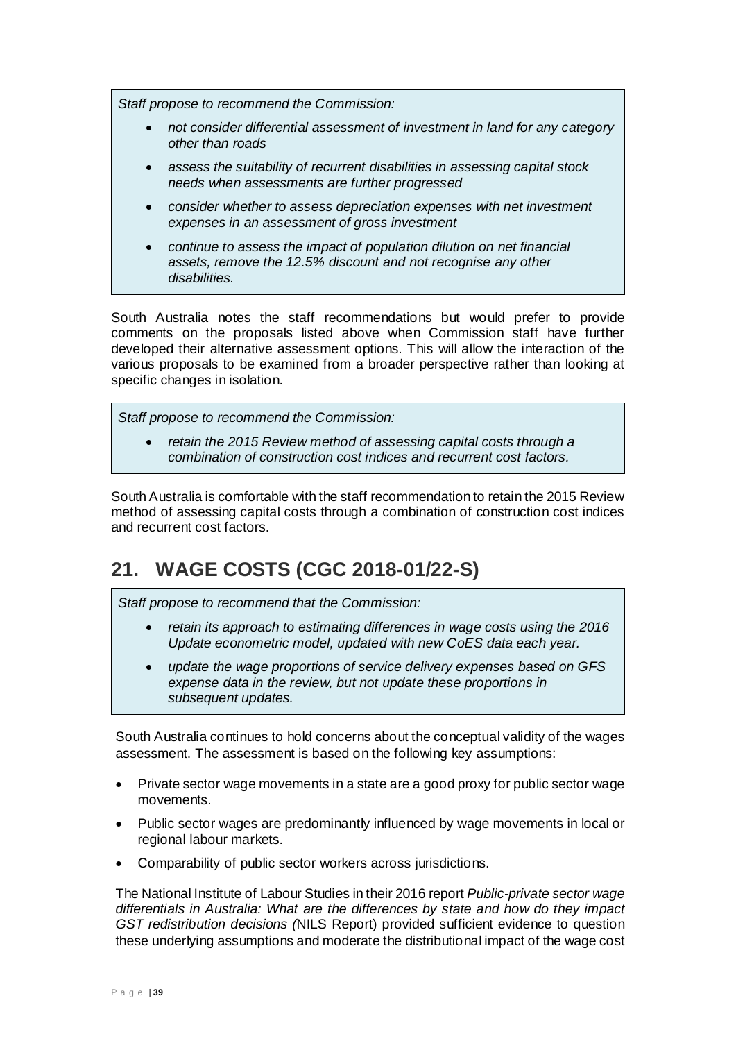*Staff propose to recommend the Commission:*

- *not consider differential assessment of investment in land for any category other than roads*
- *assess the suitability of recurrent disabilities in assessing capital stock needs when assessments are further progressed*
- *consider whether to assess depreciation expenses with net investment expenses in an assessment of gross investment*
- *continue to assess the impact of population dilution on net financial assets, remove the 12.5% discount and not recognise any other disabilities.*

South Australia notes the staff recommendations but would prefer to provide comments on the proposals listed above when Commission staff have further developed their alternative assessment options. This will allow the interaction of the various proposals to be examined from a broader perspective rather than looking at specific changes in isolation.

*Staff propose to recommend the Commission:*

- *retain the 2015 Review method of assessing capital costs through a combination of construction cost indices and recurrent cost factors.*

South Australia is comfortable with the staff recommendation to retain the 2015 Review method of assessing capital costs through a combination of construction cost indices and recurrent cost factors.

## 21. WAGE COSTS (CGC 2018-01/22-S)

*Staff propose to recommend that the Commission:*

- *retain its approach to estimating differences in wage costs using the 2016 Update econometric model, updated with new CoES data each year.*
- *update the wage proportions of service delivery expenses based on GFS expense data in the review, but not update these proportions in subsequent updates.*

South Australia continues to hold concerns about the conceptual validity of the wages assessment. The assessment is based on the following key assumptions:

- Private sector wage movements in a state are a good proxy for public sector wage movements.
- Public sector wages are predominantly influenced by wage movements in local or regional labour markets.
- Comparability of public sector workers across jurisdictions.

The National Institute of Labour Studies in their 2016 report *Public-private sector wage differentials in Australia: What are the differences by state and how do they impact GST redistribution decisions (*NILS Report) provided sufficient evidence to question these underlying assumptions and moderate the distributional impact of the wage cost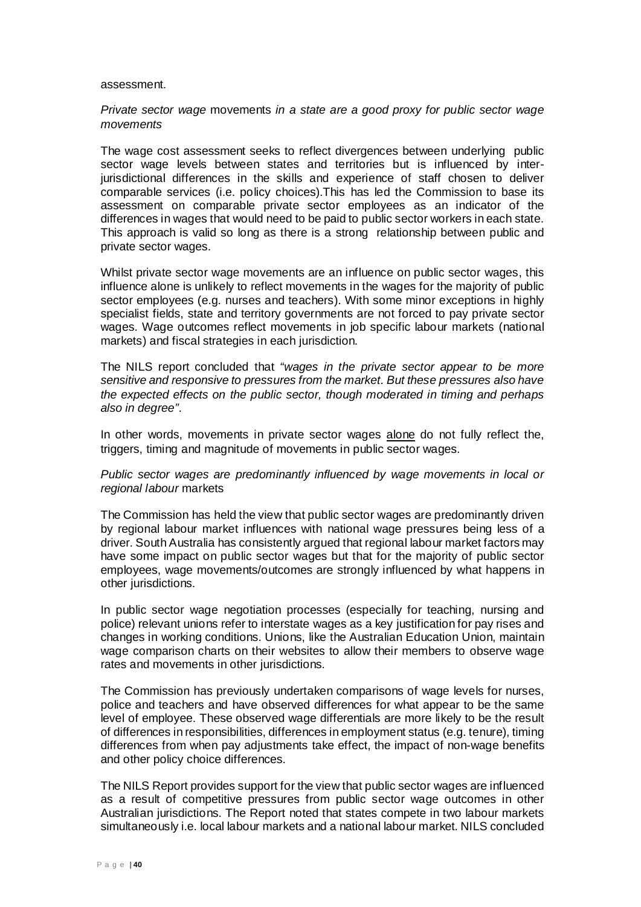assessment.

*Private sector wage* movements *in a state are a good proxy for public sector wage movements*

The wage cost assessment seeks to reflect divergences between underlying public sector wage levels between states and territories but is influenced by inter-jurisdictional differences in the skills and experience of staff chosen to deliver comparable services (i.e. policy choices).This has led the Commission to base its assessment on comparable private sector employees as an indicator of the differences in wages that would need to be paid to public sector workers in each state. This approach is valid so long as there is a strong relationship between public and private sector wages.

Whilst private sector wage movements are an influence on public sector wages, this influence alone is unlikely to reflect movements in the wages for the majority of public sector employees (e.g. nurses and teachers). With some minor exceptions in highly specialist fields, state and territory governments are not forced to pay private sector wages. Wage outcomes reflect movements in job specific labour markets (national markets) and fiscal strategies in each jurisdiction.

The NILS report concluded that *"wages in the private sector appear to be more sensitive and responsive to pressures from the market. But these pressures also have the expected effects on the public sector, though moderated in timing and perhaps also in degree"*.

In other words, movements in private sector wages alone do not fully reflect the, triggers, timing and magnitude of movements in public sector wages.

*Public sector wages are predominantly influenced by wage movements in local or regional labour* markets

The Commission has held the view that public sector wages are predominantly driven by regional labour market influences with national wage pressures being less of a driver. South Australia has consistently argued that regional labour market factors may have some impact on public sector wages but that for the majority of public sector employees, wage movements/outcomes are strongly influenced by what happens in other jurisdictions.

In public sector wage negotiation processes (especially for teaching, nursing and police) relevant unions refer to interstate wages as a key justification for pay rises and changes in working conditions. Unions, like the Australian Education Union, maintain wage comparison charts on their websites to allow their members to observe wage rates and movements in other jurisdictions.

The Commission has previously undertaken comparisons of wage levels for nurses, police and teachers and have observed differences for what appear to be the same level of employee. These observed wage differentials are more likely to be the result of differences in responsibilities, differences in employment status (e.g. tenure), timing differences from when pay adjustments take effect, the impact of non-wage benefits and other policy choice differences.

The NILS Report provides support for the view that public sector wages are influenced as a result of competitive pressures from public sector wage outcomes in other Australian jurisdictions. The Report noted that states compete in two labour markets simultaneously i.e. local labour markets and a national labour market. NILS concluded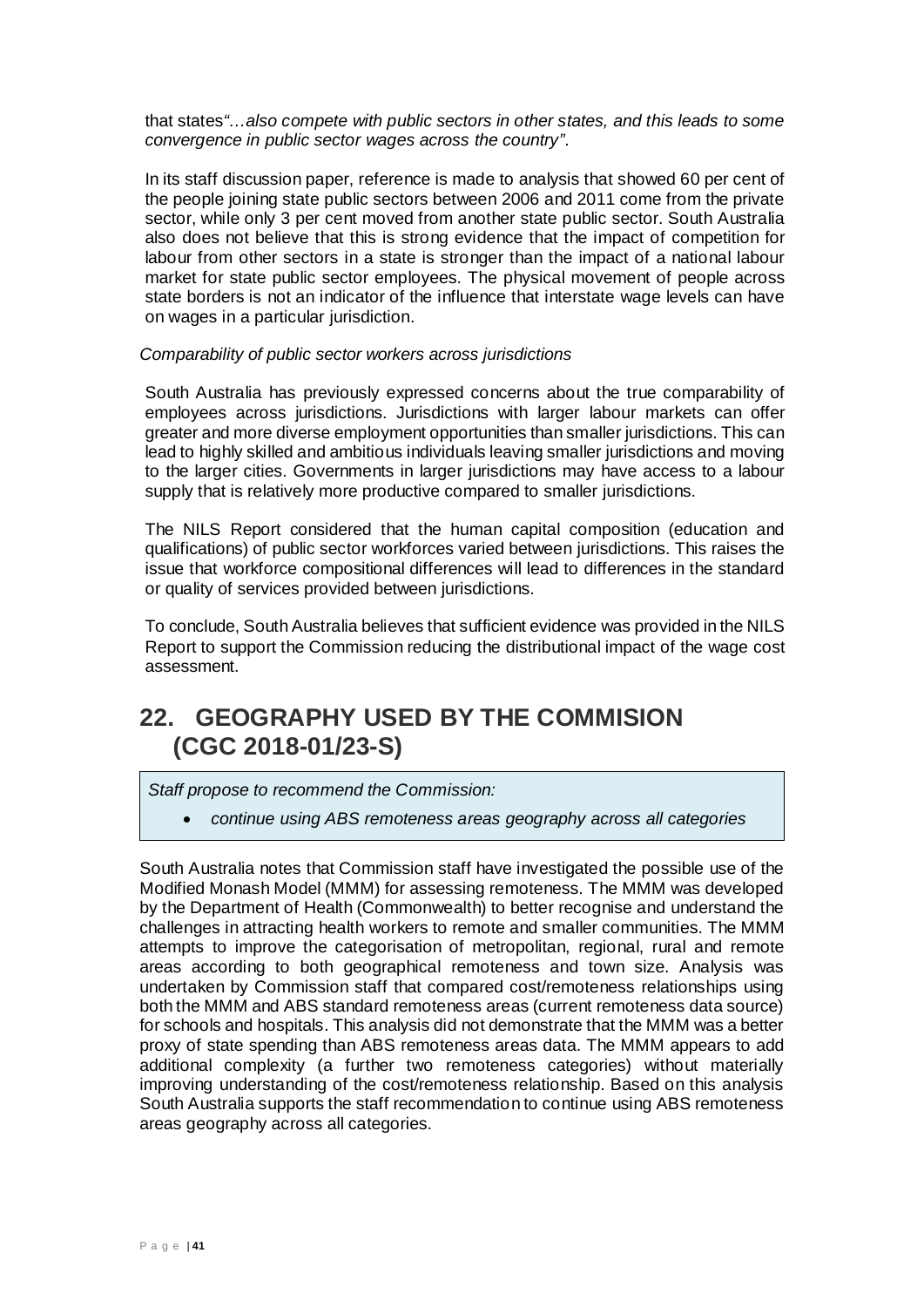that states*"…also compete with public sectors in other states, and this leads to some convergence in public sector wages across the country"*.

In its staff discussion paper, reference is made to analysis that showed 60 per cent of the people joining state public sectors between 2006 and 2011 come from the private sector, while only 3 per cent moved from another state public sector. South Australia also does not believe that this is strong evidence that the impact of competition for labour from other sectors in a state is stronger than the impact of a national labour market for state public sector employees. The physical movement of people across state borders is not an indicator of the influence that interstate wage levels can have on wages in a particular jurisdiction.

*Comparability of public sector workers across jurisdictions*

South Australia has previously expressed concerns about the true comparability of employees across jurisdictions. Jurisdictions with larger labour markets can offer greater and more diverse employment opportunities than smaller jurisdictions. This can lead to highly skilled and ambitious individuals leaving smaller jurisdictions and moving to the larger cities. Governments in larger jurisdictions may have access to a labour supply that is relatively more productive compared to smaller jurisdictions.

The NILS Report considered that the human capital composition (education and qualifications) of public sector workforces varied between jurisdictions. This raises the issue that workforce compositional differences will lead to differences in the standard or quality of services provided between jurisdictions.

To conclude, South Australia believes that sufficient evidence was provided in the NILS Report to support the Commission reducing the distributional impact of the wage cost assessment.

## 22. GEOGRAPHY USED BY THE COMMISION (CGC 2018-01/23-S)

*Staff propose to recommend the Commission:*

- *continue using ABS remoteness areas geography across all categories*

South Australia notes that Commission staff have investigated the possible use of the Modified Monash Model (MMM) for assessing remoteness. The MMM was developed by the Department of Health (Commonwealth) to better recognise and understand the challenges in attracting health workers to remote and smaller communities. The MMM attempts to improve the categorisation of metropolitan, regional, rural and remote areas according to both geographical remoteness and town size. Analysis was undertaken by Commission staff that compared cost/remoteness relationships using both the MMM and ABS standard remoteness areas (current remoteness data source) for schools and hospitals. This analysis did not demonstrate that the MMM was a better proxy of state spending than ABS remoteness areas data. The MMM appears to add additional complexity (a further two remoteness categories) without materially improving understanding of the cost/remoteness relationship. Based on this analysis South Australia supports the staff recommendation to continue using ABS remoteness areas geography across all categories.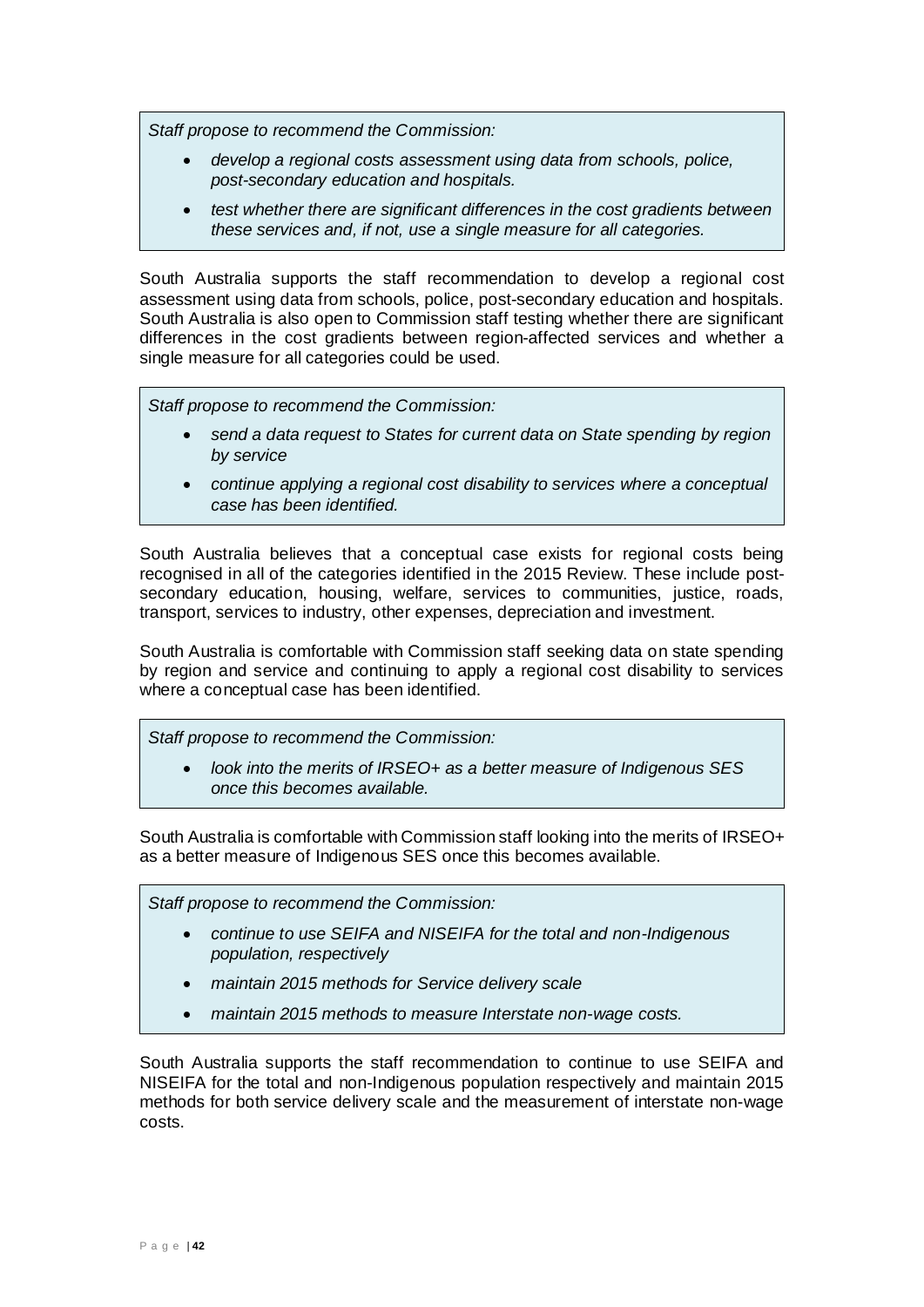> *Staff propose to recommend the Commission:*
>
> - *develop a regional costs assessment using data from schools, police, post-secondary education and hospitals.*
> - *test whether there are significant differences in the cost gradients between these services and, if not, use a single measure for all categories.*

South Australia supports the staff recommendation to develop a regional cost assessment using data from schools, police, post-secondary education and hospitals. South Australia is also open to Commission staff testing whether there are significant differences in the cost gradients between region-affected services and whether a single measure for all categories could be used.

> *Staff propose to recommend the Commission:*
>
> - *send a data request to States for current data on State spending by region by service*
> - *continue applying a regional cost disability to services where a conceptual case has been identified.*

South Australia believes that a conceptual case exists for regional costs being recognised in all of the categories identified in the 2015 Review. These include post-secondary education, housing, welfare, services to communities, justice, roads, transport, services to industry, other expenses, depreciation and investment.

South Australia is comfortable with Commission staff seeking data on state spending by region and service and continuing to apply a regional cost disability to services where a conceptual case has been identified.

> *Staff propose to recommend the Commission:*
>
> - *look into the merits of IRSEO+ as a better measure of Indigenous SES once this becomes available.*

South Australia is comfortable with Commission staff looking into the merits of IRSEO+ as a better measure of Indigenous SES once this becomes available.

> *Staff propose to recommend the Commission:*
>
> - *continue to use SEIFA and NISEIFA for the total and non-Indigenous population, respectively*
> - *maintain 2015 methods for Service delivery scale*
> - *maintain 2015 methods to measure Interstate non-wage costs.*

South Australia supports the staff recommendation to continue to use SEIFA and NISEIFA for the total and non-Indigenous population respectively and maintain 2015 methods for both service delivery scale and the measurement of interstate non-wage costs.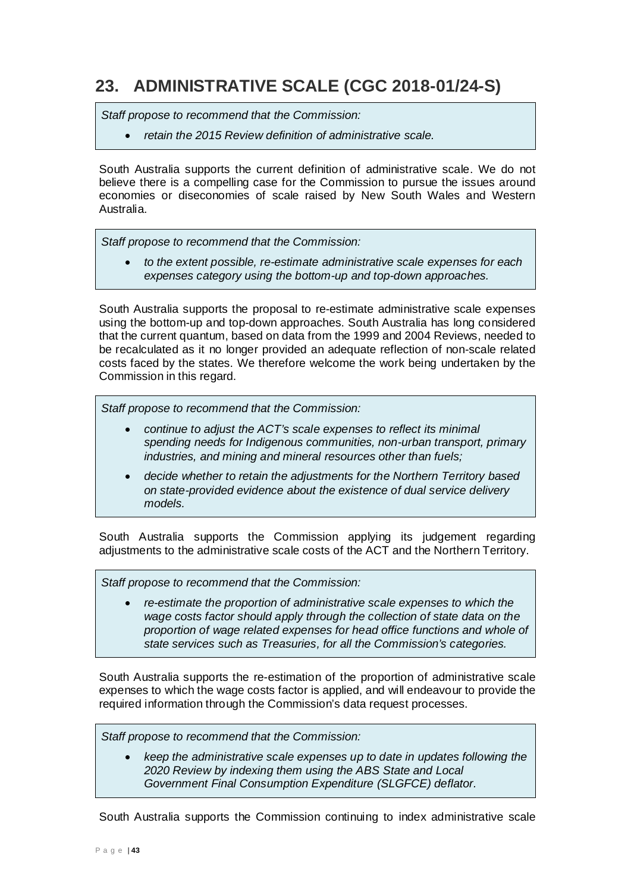## 23. ADMINISTRATIVE SCALE (CGC 2018-01/24-S)

> *Staff propose to recommend that the Commission:*
>
> - *retain the 2015 Review definition of administrative scale.*

South Australia supports the current definition of administrative scale. We do not believe there is a compelling case for the Commission to pursue the issues around economies or diseconomies of scale raised by New South Wales and Western Australia.

> *Staff propose to recommend that the Commission:*
>
> - *to the extent possible, re-estimate administrative scale expenses for each expenses category using the bottom-up and top-down approaches.*

South Australia supports the proposal to re-estimate administrative scale expenses using the bottom-up and top-down approaches. South Australia has long considered that the current quantum, based on data from the 1999 and 2004 Reviews, needed to be recalculated as it no longer provided an adequate reflection of non-scale related costs faced by the states. We therefore welcome the work being undertaken by the Commission in this regard.

> *Staff propose to recommend that the Commission:*
>
> - *continue to adjust the ACT's scale expenses to reflect its minimal spending needs for Indigenous communities, non-urban transport, primary industries, and mining and mineral resources other than fuels;*
> - *decide whether to retain the adjustments for the Northern Territory based on state-provided evidence about the existence of dual service delivery models.*

South Australia supports the Commission applying its judgement regarding adjustments to the administrative scale costs of the ACT and the Northern Territory.

> *Staff propose to recommend that the Commission:*
>
> - *re-estimate the proportion of administrative scale expenses to which the wage costs factor should apply through the collection of state data on the proportion of wage related expenses for head office functions and whole of state services such as Treasuries, for all the Commission's categories.*

South Australia supports the re-estimation of the proportion of administrative scale expenses to which the wage costs factor is applied, and will endeavour to provide the required information through the Commission's data request processes.

> *Staff propose to recommend that the Commission:*
>
> - *keep the administrative scale expenses up to date in updates following the 2020 Review by indexing them using the ABS State and Local Government Final Consumption Expenditure (SLGFCE) deflator.*

South Australia supports the Commission continuing to index administrative scale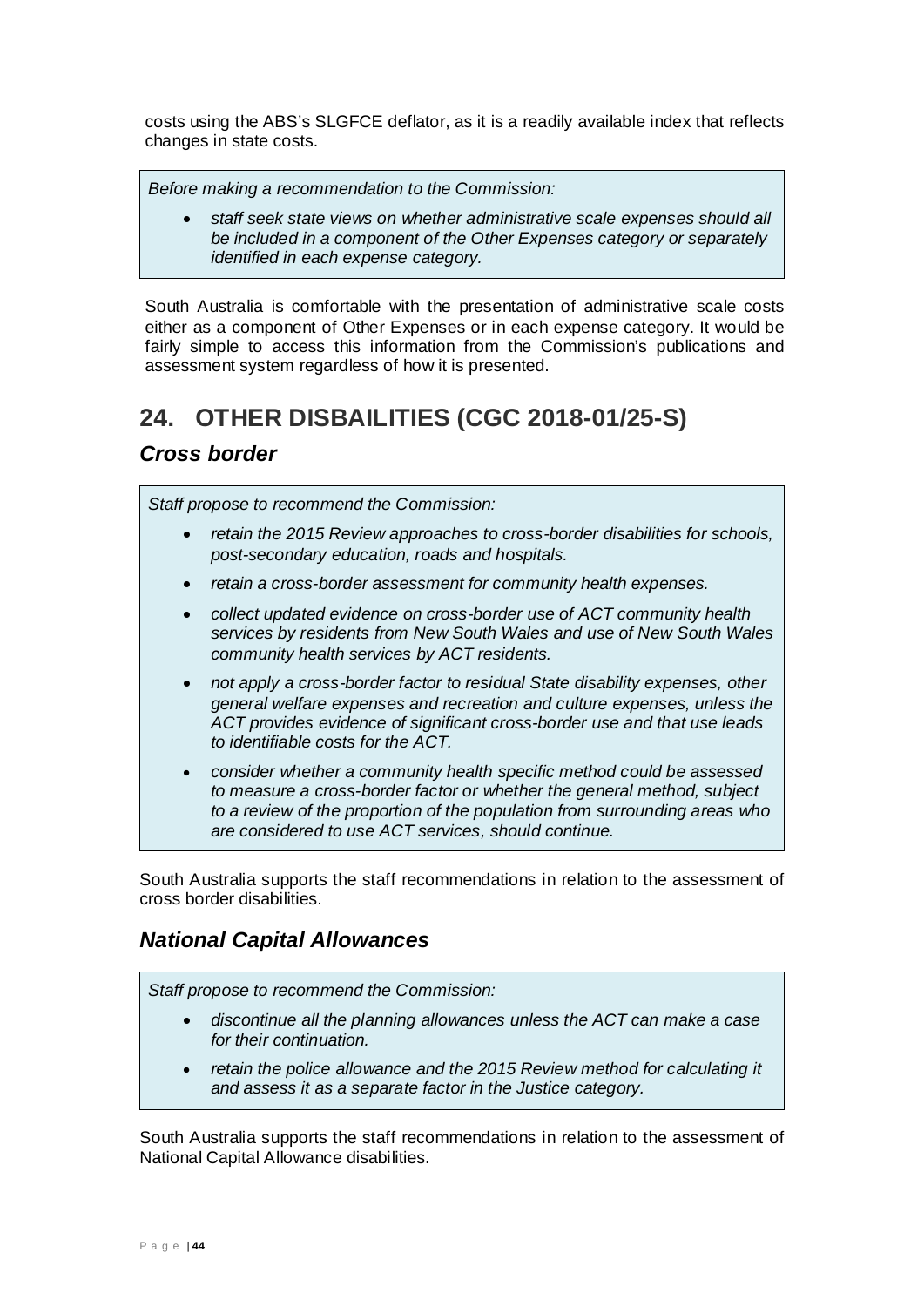costs using the ABS's SLGFCE deflator, as it is a readily available index that reflects changes in state costs.

> *Before making a recommendation to the Commission:*
>
> - *staff seek state views on whether administrative scale expenses should all be included in a component of the Other Expenses category or separately identified in each expense category.*

South Australia is comfortable with the presentation of administrative scale costs either as a component of Other Expenses or in each expense category. It would be fairly simple to access this information from the Commission's publications and assessment system regardless of how it is presented.

## 24. OTHER DISBAILITIES (CGC 2018-01/25-S)

### *Cross border*

> *Staff propose to recommend the Commission:*
>
> - *retain the 2015 Review approaches to cross-border disabilities for schools, post-secondary education, roads and hospitals.*
> - *retain a cross-border assessment for community health expenses.*
> - *collect updated evidence on cross-border use of ACT community health services by residents from New South Wales and use of New South Wales community health services by ACT residents.*
> - *not apply a cross-border factor to residual State disability expenses, other general welfare expenses and recreation and culture expenses, unless the ACT provides evidence of significant cross-border use and that use leads to identifiable costs for the ACT.*
> - *consider whether a community health specific method could be assessed to measure a cross-border factor or whether the general method, subject to a review of the proportion of the population from surrounding areas who are considered to use ACT services, should continue.*

South Australia supports the staff recommendations in relation to the assessment of cross border disabilities.

### *National Capital Allowances*

> *Staff propose to recommend the Commission:*
>
> - *discontinue all the planning allowances unless the ACT can make a case for their continuation.*
> - *retain the police allowance and the 2015 Review method for calculating it and assess it as a separate factor in the Justice category.*

South Australia supports the staff recommendations in relation to the assessment of National Capital Allowance disabilities.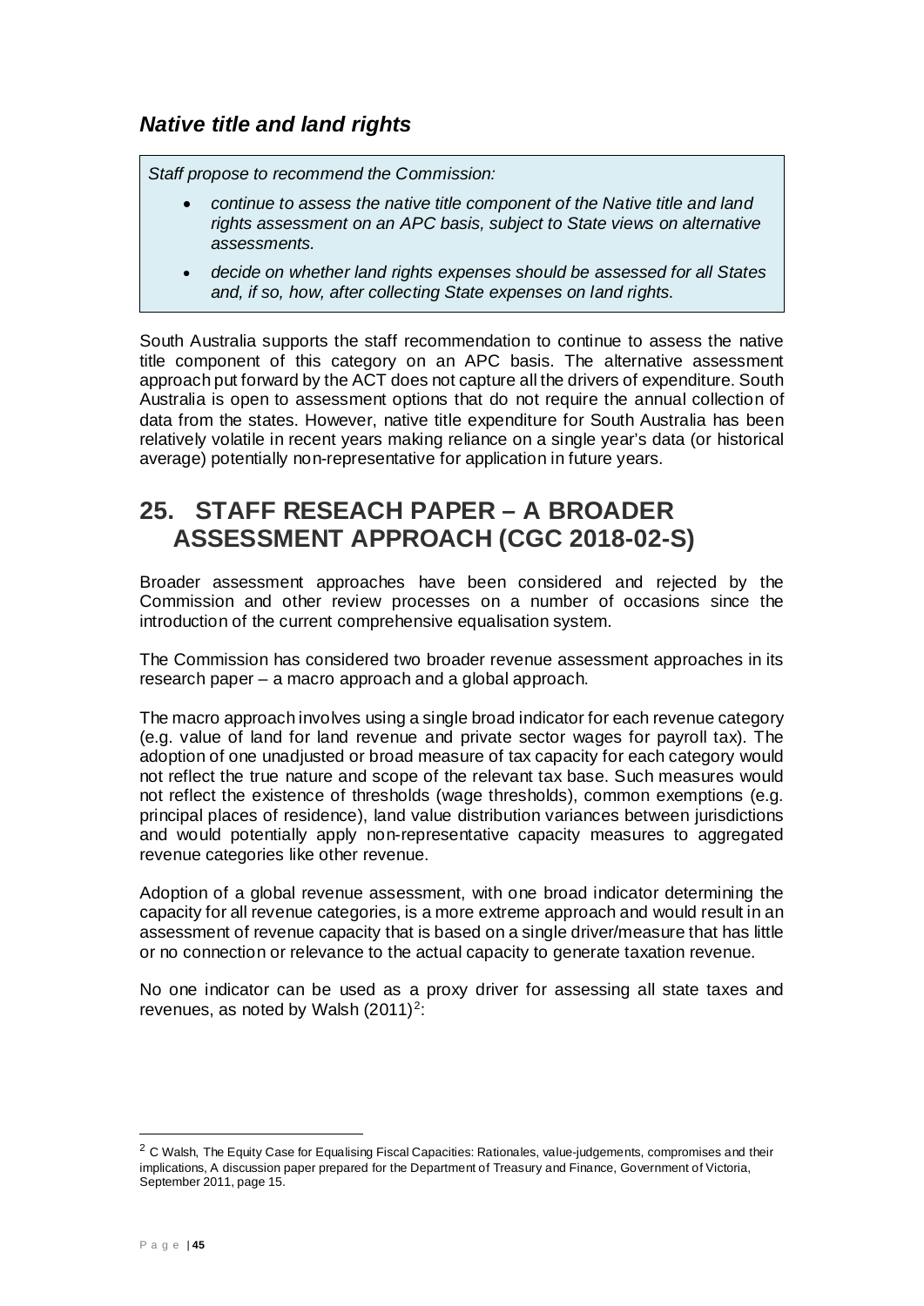### *Native title and land rights*

> *Staff propose to recommend the Commission:*
>
> - *continue to assess the native title component of the Native title and land rights assessment on an APC basis, subject to State views on alternative assessments.*
> - *decide on whether land rights expenses should be assessed for all States and, if so, how, after collecting State expenses on land rights.*

South Australia supports the staff recommendation to continue to assess the native title component of this category on an APC basis. The alternative assessment approach put forward by the ACT does not capture all the drivers of expenditure. South Australia is open to assessment options that do not require the annual collection of data from the states. However, native title expenditure for South Australia has been relatively volatile in recent years making reliance on a single year's data (or historical average) potentially non-representative for application in future years.

## 25. STAFF RESEACH PAPER – A BROADER ASSESSMENT APPROACH (CGC 2018-02-S)

Broader assessment approaches have been considered and rejected by the Commission and other review processes on a number of occasions since the introduction of the current comprehensive equalisation system.

The Commission has considered two broader revenue assessment approaches in its research paper – a macro approach and a global approach.

The macro approach involves using a single broad indicator for each revenue category (e.g. value of land for land revenue and private sector wages for payroll tax). The adoption of one unadjusted or broad measure of tax capacity for each category would not reflect the true nature and scope of the relevant tax base. Such measures would not reflect the existence of thresholds (wage thresholds), common exemptions (e.g. principal places of residence), land value distribution variances between jurisdictions and would potentially apply non-representative capacity measures to aggregated revenue categories like other revenue.

Adoption of a global revenue assessment, with one broad indicator determining the capacity for all revenue categories, is a more extreme approach and would result in an assessment of revenue capacity that is based on a single driver/measure that has little or no connection or relevance to the actual capacity to generate taxation revenue.

No one indicator can be used as a proxy driver for assessing all state taxes and revenues, as noted by Walsh (2011)[2]:

[2] C Walsh, The Equity Case for Equalising Fiscal Capacities: Rationales, value-judgements, compromises and their implications, A discussion paper prepared for the Department of Treasury and Finance, Government of Victoria, September 2011, page 15.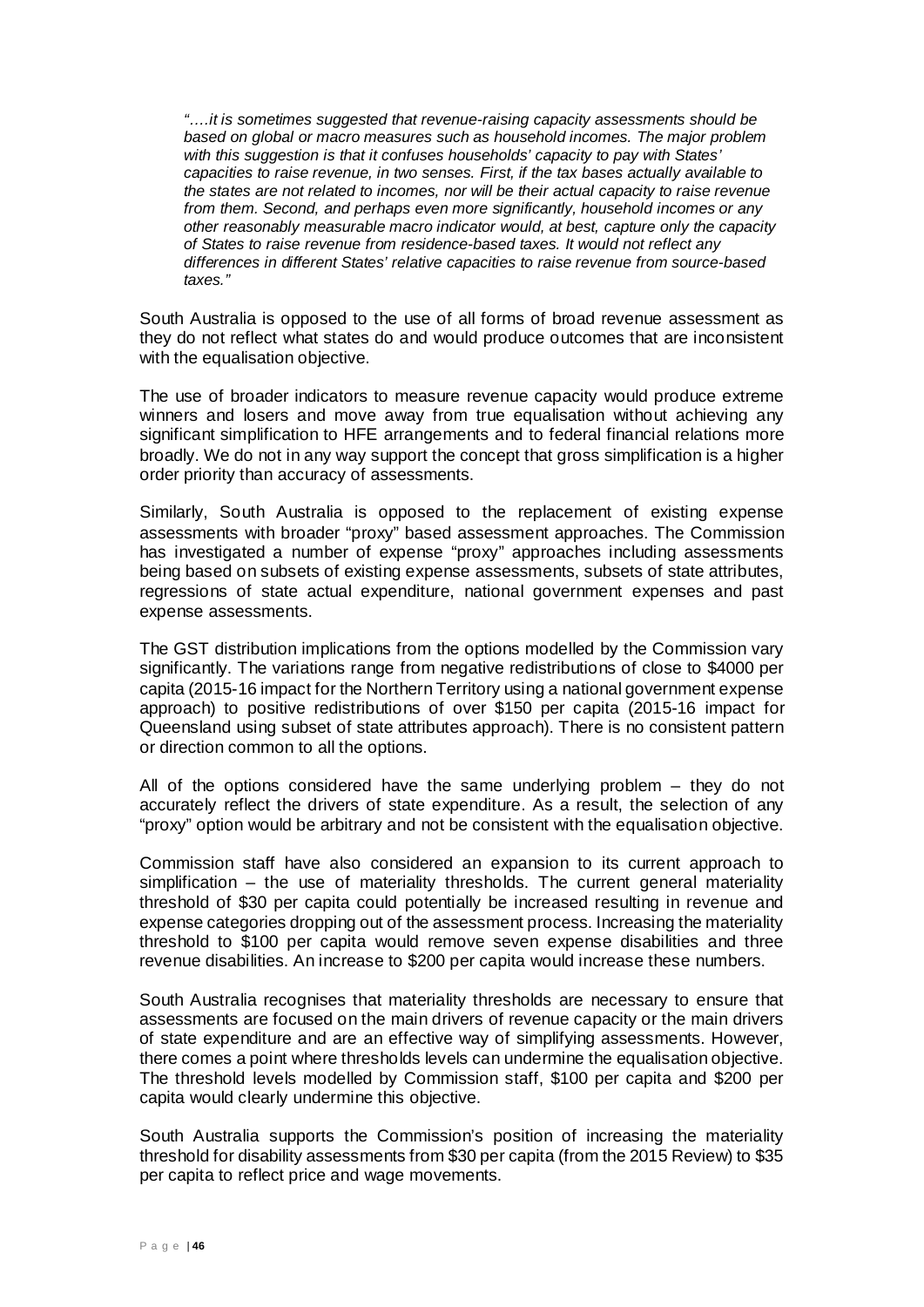*"….it is sometimes suggested that revenue-raising capacity assessments should be based on global or macro measures such as household incomes. The major problem with this suggestion is that it confuses households' capacity to pay with States' capacities to raise revenue, in two senses. First, if the tax bases actually available to the states are not related to incomes, nor will be their actual capacity to raise revenue from them. Second, and perhaps even more significantly, household incomes or any other reasonably measurable macro indicator would, at best, capture only the capacity of States to raise revenue from residence-based taxes. It would not reflect any differences in different States' relative capacities to raise revenue from source-based taxes."*

South Australia is opposed to the use of all forms of broad revenue assessment as they do not reflect what states do and would produce outcomes that are inconsistent with the equalisation objective.

The use of broader indicators to measure revenue capacity would produce extreme winners and losers and move away from true equalisation without achieving any significant simplification to HFE arrangements and to federal financial relations more broadly. We do not in any way support the concept that gross simplification is a higher order priority than accuracy of assessments.

Similarly, South Australia is opposed to the replacement of existing expense assessments with broader "proxy" based assessment approaches. The Commission has investigated a number of expense "proxy" approaches including assessments being based on subsets of existing expense assessments, subsets of state attributes, regressions of state actual expenditure, national government expenses and past expense assessments.

The GST distribution implications from the options modelled by the Commission vary significantly. The variations range from negative redistributions of close to $4000 per capita (2015-16 impact for the Northern Territory using a national government expense approach) to positive redistributions of over $150 per capita (2015-16 impact for Queensland using subset of state attributes approach). There is no consistent pattern or direction common to all the options.

All of the options considered have the same underlying problem – they do not accurately reflect the drivers of state expenditure. As a result, the selection of any "proxy" option would be arbitrary and not be consistent with the equalisation objective.

Commission staff have also considered an expansion to its current approach to simplification – the use of materiality thresholds. The current general materiality threshold of $30 per capita could potentially be increased resulting in revenue and expense categories dropping out of the assessment process. Increasing the materiality threshold to $100 per capita would remove seven expense disabilities and three revenue disabilities. An increase to $200 per capita would increase these numbers.

South Australia recognises that materiality thresholds are necessary to ensure that assessments are focused on the main drivers of revenue capacity or the main drivers of state expenditure and are an effective way of simplifying assessments. However, there comes a point where thresholds levels can undermine the equalisation objective. The threshold levels modelled by Commission staff, $100 per capita and $200 per capita would clearly undermine this objective.

South Australia supports the Commission's position of increasing the materiality threshold for disability assessments from $30 per capita (from the 2015 Review) to $35 per capita to reflect price and wage movements.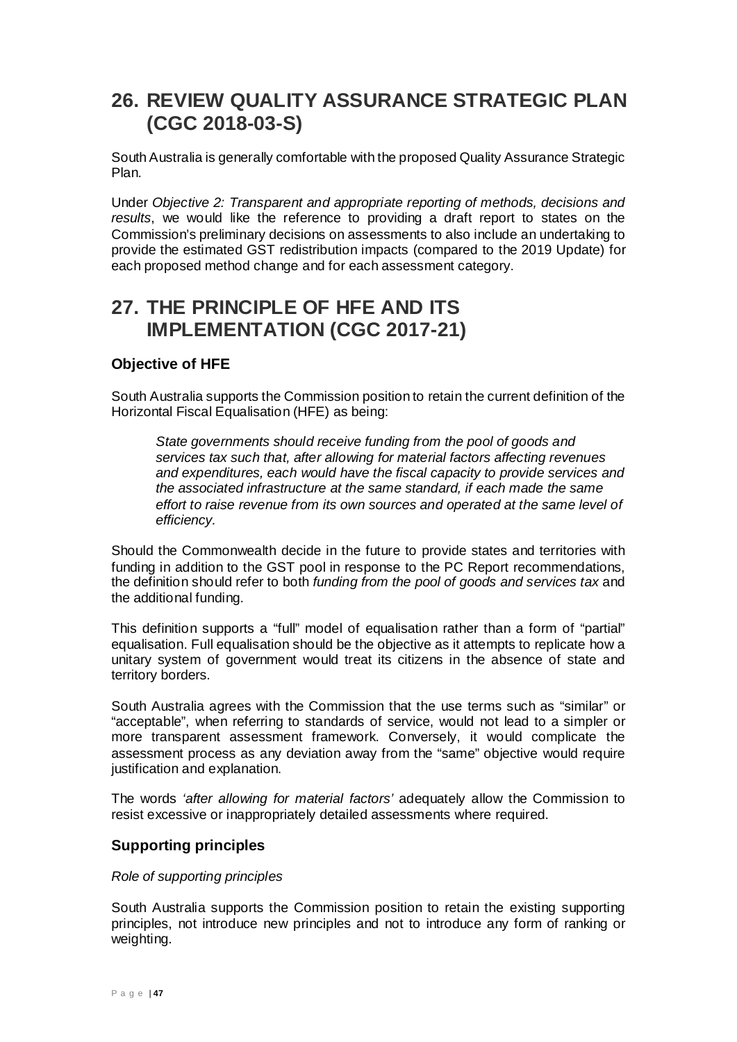# 26. REVIEW QUALITY ASSURANCE STRATEGIC PLAN (CGC 2018-03-S)

South Australia is generally comfortable with the proposed Quality Assurance Strategic Plan.

Under *Objective 2: Transparent and appropriate reporting of methods, decisions and results*, we would like the reference to providing a draft report to states on the Commission's preliminary decisions on assessments to also include an undertaking to provide the estimated GST redistribution impacts (compared to the 2019 Update) for each proposed method change and for each assessment category.

# 27. THE PRINCIPLE OF HFE AND ITS IMPLEMENTATION (CGC 2017-21)

## Objective of HFE

South Australia supports the Commission position to retain the current definition of the Horizontal Fiscal Equalisation (HFE) as being:

> *State governments should receive funding from the pool of goods and services tax such that, after allowing for material factors affecting revenues and expenditures, each would have the fiscal capacity to provide services and the associated infrastructure at the same standard, if each made the same effort to raise revenue from its own sources and operated at the same level of efficiency.*

Should the Commonwealth decide in the future to provide states and territories with funding in addition to the GST pool in response to the PC Report recommendations, the definition should refer to both *funding from the pool of goods and services tax* and the additional funding.

This definition supports a "full" model of equalisation rather than a form of "partial" equalisation. Full equalisation should be the objective as it attempts to replicate how a unitary system of government would treat its citizens in the absence of state and territory borders.

South Australia agrees with the Commission that the use terms such as "similar" or "acceptable", when referring to standards of service, would not lead to a simpler or more transparent assessment framework. Conversely, it would complicate the assessment process as any deviation away from the "same" objective would require justification and explanation.

The words *'after allowing for material factors'* adequately allow the Commission to resist excessive or inappropriately detailed assessments where required.

## Supporting principles

*Role of supporting principles*

South Australia supports the Commission position to retain the existing supporting principles, not introduce new principles and not to introduce any form of ranking or weighting.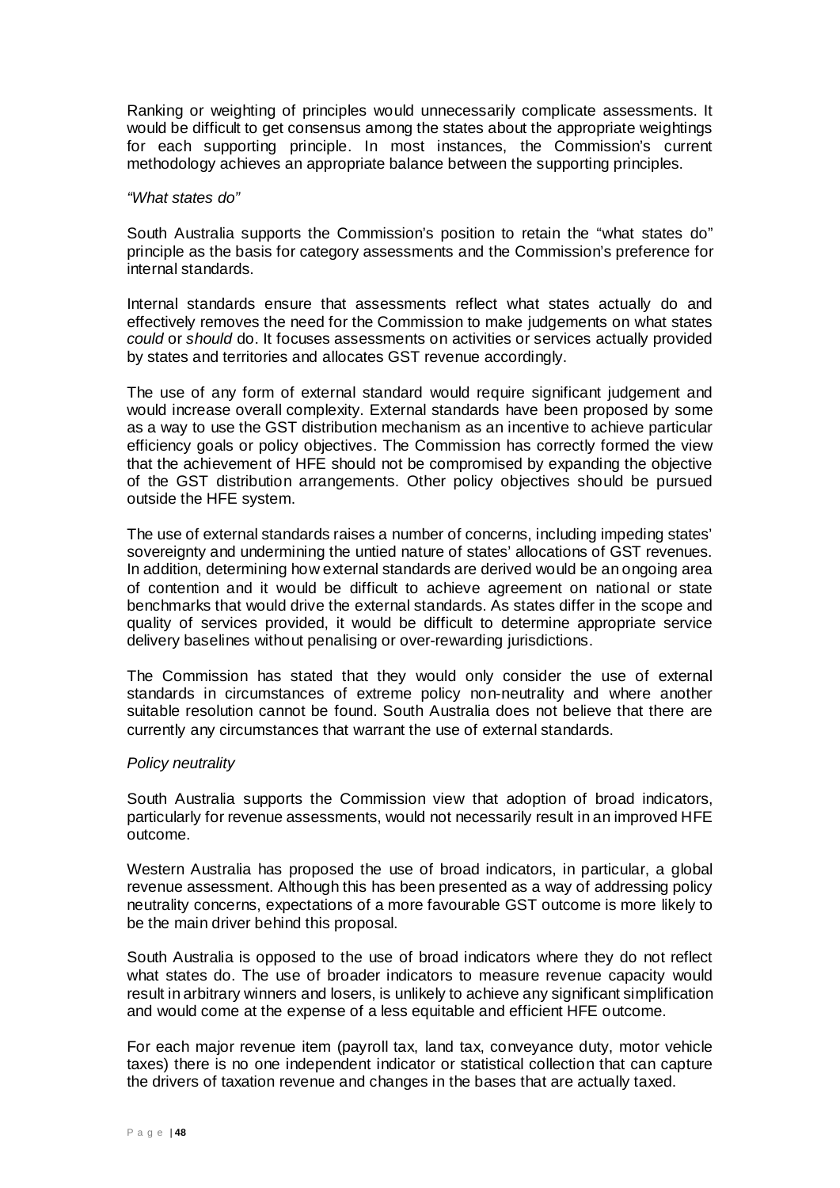Ranking or weighting of principles would unnecessarily complicate assessments. It would be difficult to get consensus among the states about the appropriate weightings for each supporting principle. In most instances, the Commission's current methodology achieves an appropriate balance between the supporting principles.

*"What states do"*

South Australia supports the Commission's position to retain the "what states do" principle as the basis for category assessments and the Commission's preference for internal standards.

Internal standards ensure that assessments reflect what states actually do and effectively removes the need for the Commission to make judgements on what states *could* or *should* do. It focuses assessments on activities or services actually provided by states and territories and allocates GST revenue accordingly.

The use of any form of external standard would require significant judgement and would increase overall complexity. External standards have been proposed by some as a way to use the GST distribution mechanism as an incentive to achieve particular efficiency goals or policy objectives. The Commission has correctly formed the view that the achievement of HFE should not be compromised by expanding the objective of the GST distribution arrangements. Other policy objectives should be pursued outside the HFE system.

The use of external standards raises a number of concerns, including impeding states' sovereignty and undermining the untied nature of states' allocations of GST revenues. In addition, determining how external standards are derived would be an ongoing area of contention and it would be difficult to achieve agreement on national or state benchmarks that would drive the external standards. As states differ in the scope and quality of services provided, it would be difficult to determine appropriate service delivery baselines without penalising or over-rewarding jurisdictions.

The Commission has stated that they would only consider the use of external standards in circumstances of extreme policy non-neutrality and where another suitable resolution cannot be found. South Australia does not believe that there are currently any circumstances that warrant the use of external standards.

*Policy neutrality*

South Australia supports the Commission view that adoption of broad indicators, particularly for revenue assessments, would not necessarily result in an improved HFE outcome.

Western Australia has proposed the use of broad indicators, in particular, a global revenue assessment. Although this has been presented as a way of addressing policy neutrality concerns, expectations of a more favourable GST outcome is more likely to be the main driver behind this proposal.

South Australia is opposed to the use of broad indicators where they do not reflect what states do. The use of broader indicators to measure revenue capacity would result in arbitrary winners and losers, is unlikely to achieve any significant simplification and would come at the expense of a less equitable and efficient HFE outcome.

For each major revenue item (payroll tax, land tax, conveyance duty, motor vehicle taxes) there is no one independent indicator or statistical collection that can capture the drivers of taxation revenue and changes in the bases that are actually taxed.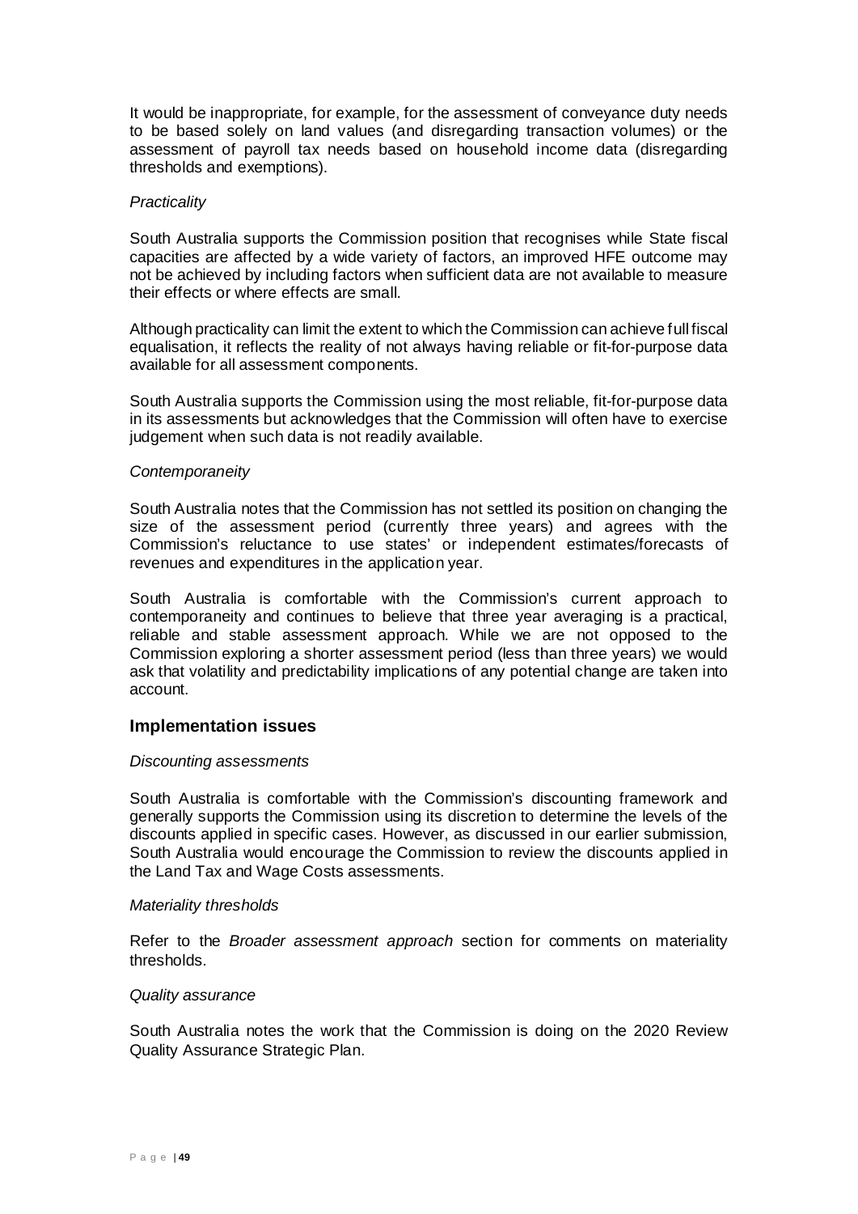It would be inappropriate, for example, for the assessment of conveyance duty needs to be based solely on land values (and disregarding transaction volumes) or the assessment of payroll tax needs based on household income data (disregarding thresholds and exemptions).

*Practicality*

South Australia supports the Commission position that recognises while State fiscal capacities are affected by a wide variety of factors, an improved HFE outcome may not be achieved by including factors when sufficient data are not available to measure their effects or where effects are small.

Although practicality can limit the extent to which the Commission can achieve full fiscal equalisation, it reflects the reality of not always having reliable or fit-for-purpose data available for all assessment components.

South Australia supports the Commission using the most reliable, fit-for-purpose data in its assessments but acknowledges that the Commission will often have to exercise judgement when such data is not readily available.

*Contemporaneity*

South Australia notes that the Commission has not settled its position on changing the size of the assessment period (currently three years) and agrees with the Commission's reluctance to use states' or independent estimates/forecasts of revenues and expenditures in the application year.

South Australia is comfortable with the Commission's current approach to contemporaneity and continues to believe that three year averaging is a practical, reliable and stable assessment approach. While we are not opposed to the Commission exploring a shorter assessment period (less than three years) we would ask that volatility and predictability implications of any potential change are taken into account.

## Implementation issues

*Discounting assessments*

South Australia is comfortable with the Commission's discounting framework and generally supports the Commission using its discretion to determine the levels of the discounts applied in specific cases. However, as discussed in our earlier submission, South Australia would encourage the Commission to review the discounts applied in the Land Tax and Wage Costs assessments.

*Materiality thresholds*

Refer to the *Broader assessment approach* section for comments on materiality thresholds.

*Quality assurance*

South Australia notes the work that the Commission is doing on the 2020 Review Quality Assurance Strategic Plan.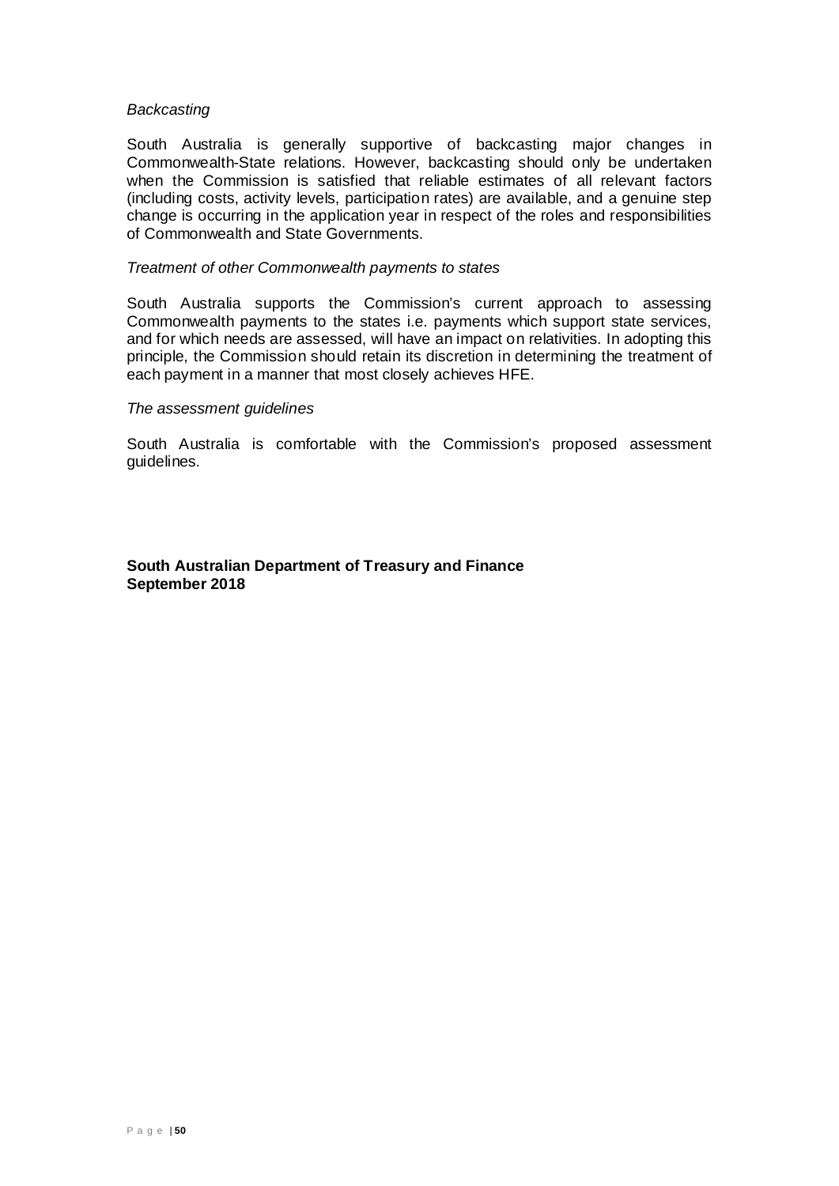*Backcasting*

South Australia is generally supportive of backcasting major changes in Commonwealth-State relations. However, backcasting should only be undertaken when the Commission is satisfied that reliable estimates of all relevant factors (including costs, activity levels, participation rates) are available, and a genuine step change is occurring in the application year in respect of the roles and responsibilities of Commonwealth and State Governments.

*Treatment of other Commonwealth payments to states*

South Australia supports the Commission's current approach to assessing Commonwealth payments to the states i.e. payments which support state services, and for which needs are assessed, will have an impact on relativities. In adopting this principle, the Commission should retain its discretion in determining the treatment of each payment in a manner that most closely achieves HFE.

*The assessment guidelines*

South Australia is comfortable with the Commission's proposed assessment guidelines.

**South Australian Department of Treasury and Finance**
**September 2018**